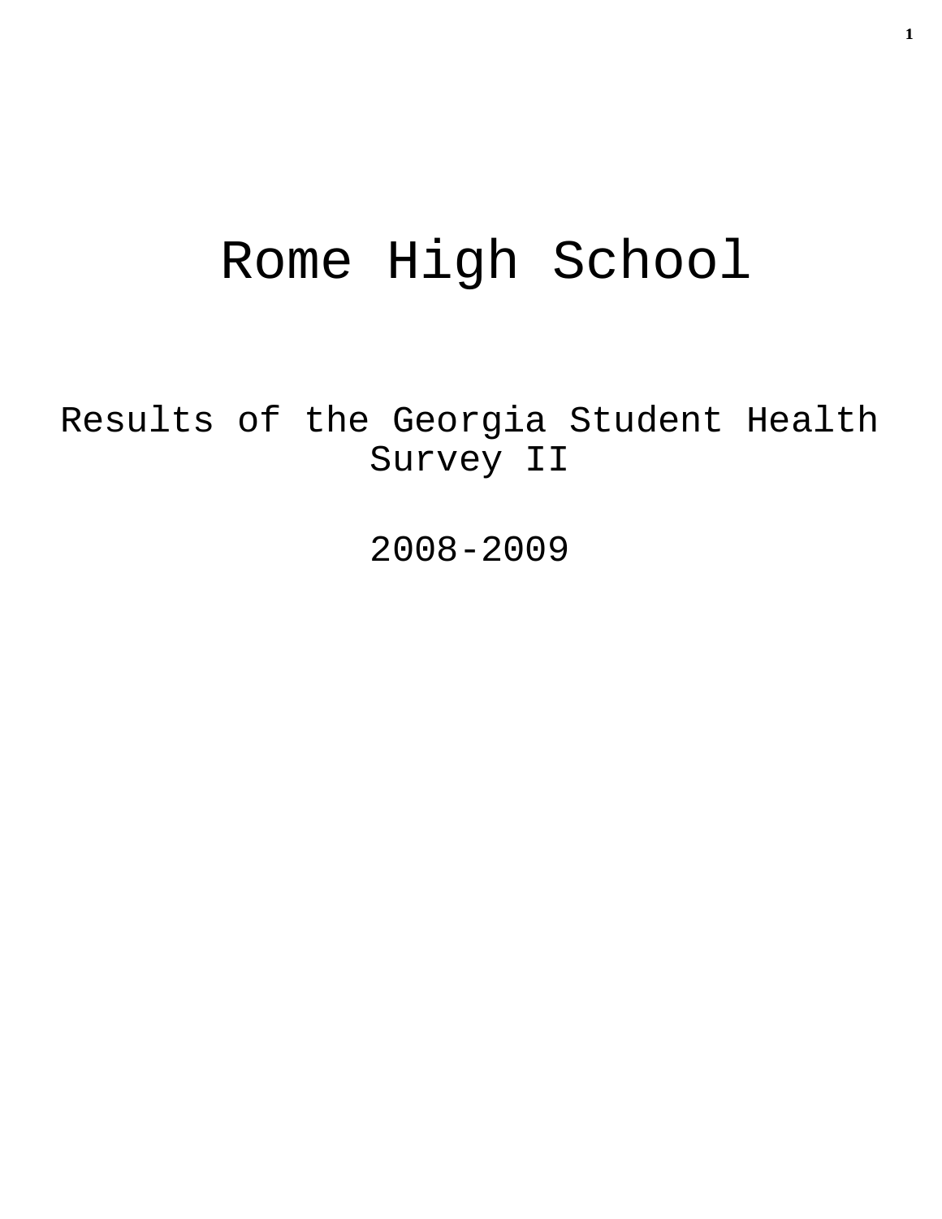# Rome High School

## Results of the Georgia Student Health Survey II

## 2008-2009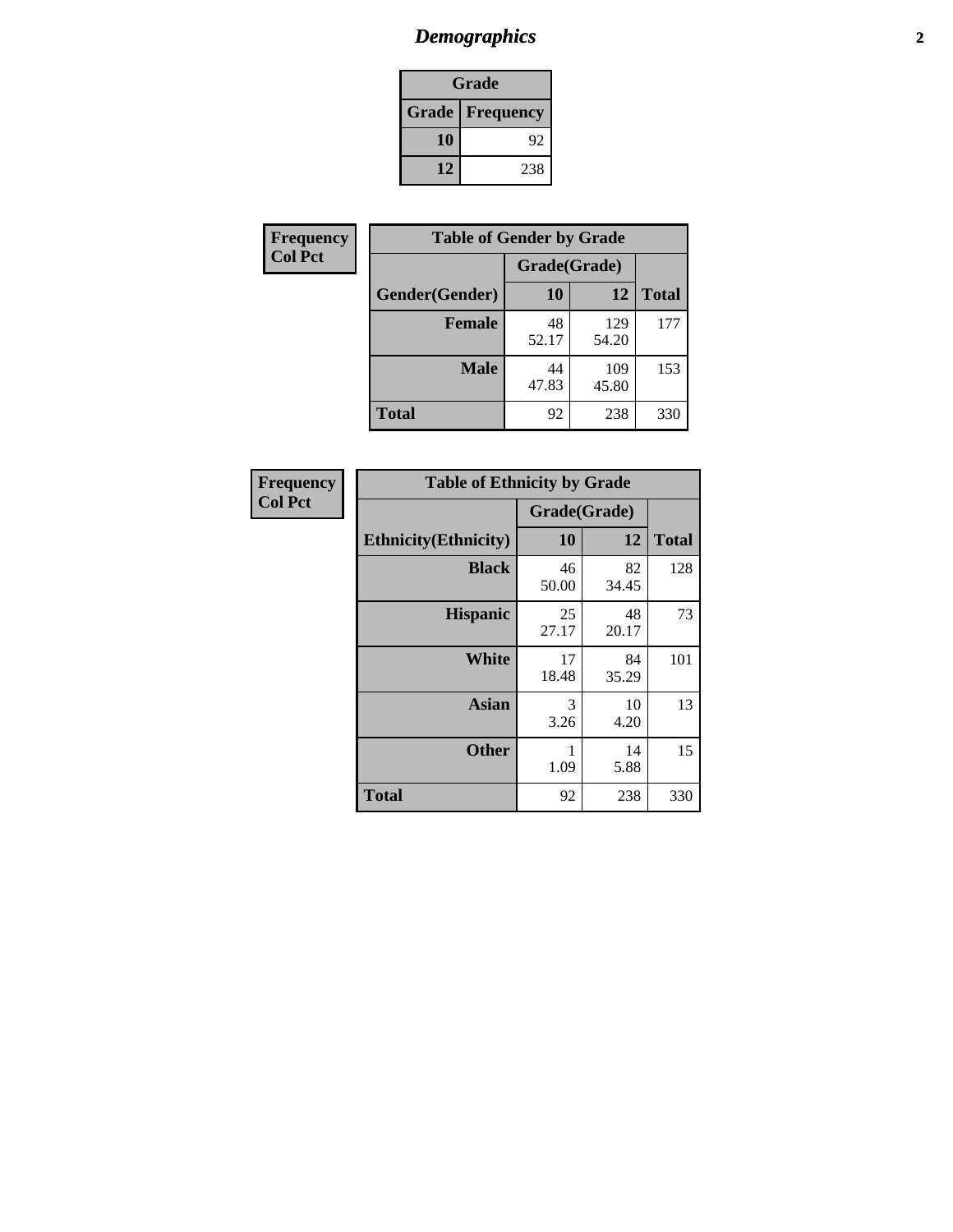# *Demographics*

| Grade | |
|---|---|
| **Grade** | **Frequency** |
| **10** | 92 |
| **12** | 238 |

**Frequency**
**Col Pct**

| Table of Gender by Grade | | | |
|---|---|---|---|
| | Grade(Grade) | | |
| **Gender(Gender)** | **10** | **12** | **Total** |
| **Female** | 48<br>52.17 | 129<br>54.20 | 177 |
| **Male** | 44<br>47.83 | 109<br>45.80 | 153 |
| **Total** | 92 | 238 | 330 |

**Frequency**
**Col Pct**

| Table of Ethnicity by Grade | | | |
|---|---|---|---|
| | Grade(Grade) | | |
| **Ethnicity(Ethnicity)** | **10** | **12** | **Total** |
| **Black** | 46<br>50.00 | 82<br>34.45 | 128 |
| **Hispanic** | 25<br>27.17 | 48<br>20.17 | 73 |
| **White** | 17<br>18.48 | 84<br>35.29 | 101 |
| **Asian** | 3<br>3.26 | 10<br>4.20 | 13 |
| **Other** | 1<br>1.09 | 14<br>5.88 | 15 |
| **Total** | 92 | 238 | 330 |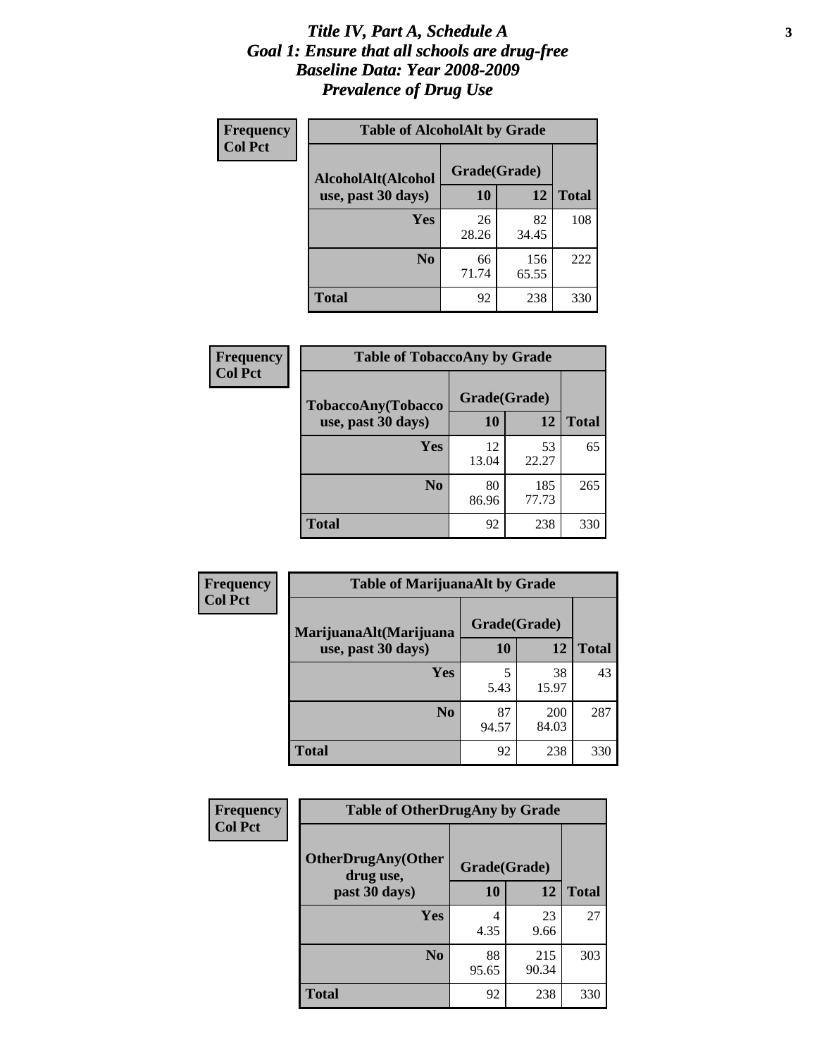# *Title IV, Part A, Schedule A*
# *Goal 1: Ensure that all schools are drug-free*
# *Baseline Data: Year 2008-2009*
# *Prevalence of Drug Use*

**Frequency**
**Col Pct**

**Table of AlcoholAlt by Grade**

| AlcoholAlt(Alcohol use, past 30 days) | Grade(Grade) 10 | 12 | Total |
|---|---|---|---|
| **Yes** | 26<br>28.26 | 82<br>34.45 | 108 |
| **No** | 66<br>71.74 | 156<br>65.55 | 222 |
| **Total** | 92 | 238 | 330 |

**Frequency**
**Col Pct**

**Table of TobaccoAny by Grade**

| TobaccoAny(Tobacco use, past 30 days) | Grade(Grade) 10 | 12 | Total |
|---|---|---|---|
| **Yes** | 12<br>13.04 | 53<br>22.27 | 65 |
| **No** | 80<br>86.96 | 185<br>77.73 | 265 |
| **Total** | 92 | 238 | 330 |

**Frequency**
**Col Pct**

**Table of MarijuanaAlt by Grade**

| MarijuanaAlt(Marijuana use, past 30 days) | Grade(Grade) 10 | 12 | Total |
|---|---|---|---|
| **Yes** | 5<br>5.43 | 38<br>15.97 | 43 |
| **No** | 87<br>94.57 | 200<br>84.03 | 287 |
| **Total** | 92 | 238 | 330 |

**Frequency**
**Col Pct**

**Table of OtherDrugAny by Grade**

| OtherDrugAny(Other drug use, past 30 days) | Grade(Grade) 10 | 12 | Total |
|---|---|---|---|
| **Yes** | 4<br>4.35 | 23<br>9.66 | 27 |
| **No** | 88<br>95.65 | 215<br>90.34 | 303 |
| **Total** | 92 | 238 | 330 |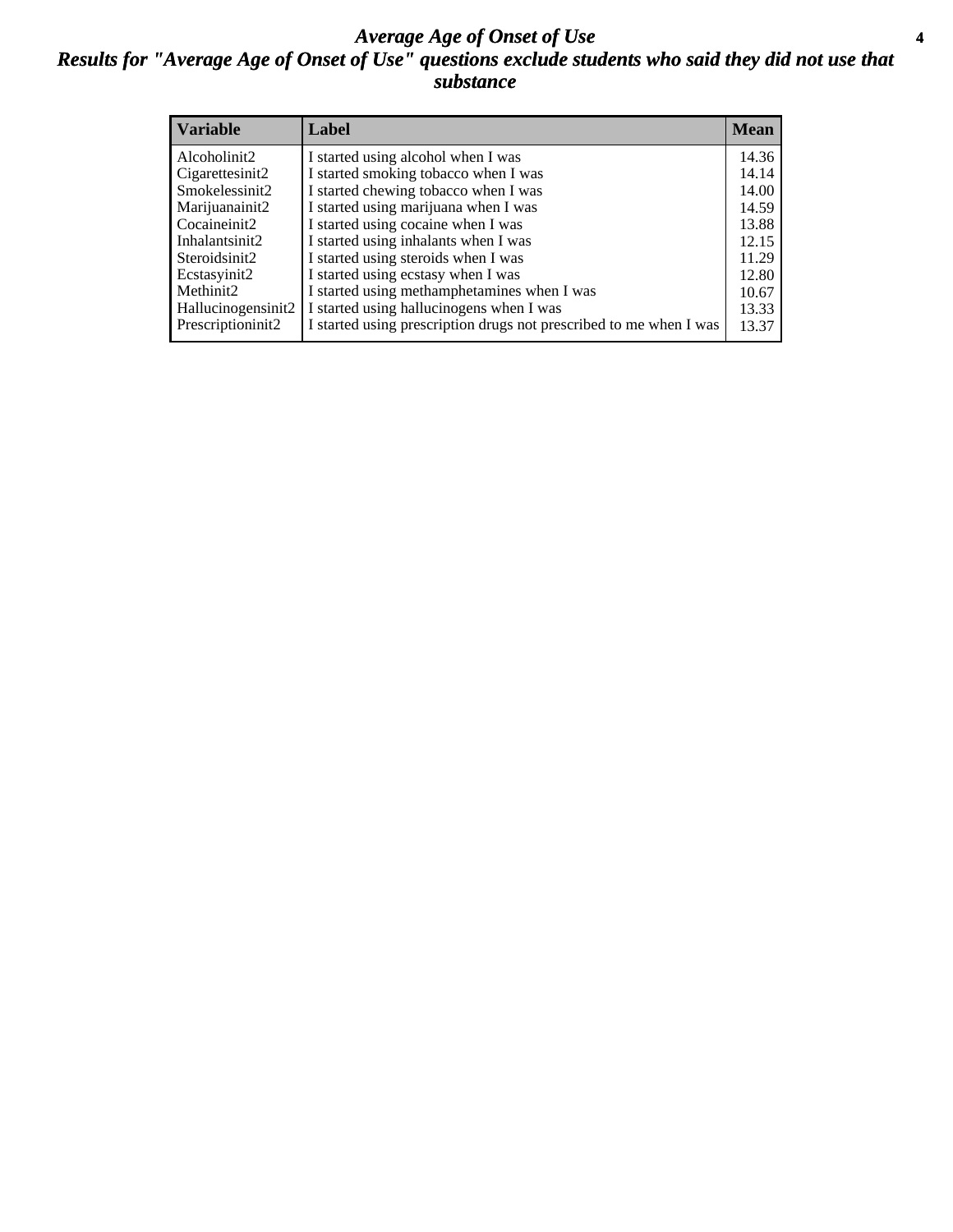# *Average Age of Onset of Use*

## *Results for "Average Age of Onset of Use" questions exclude students who said they did not use that substance*

| Variable | Label | Mean |
|---|---|---|
| Alcoholinit2 | I started using alcohol when I was | 14.36 |
| Cigarettesinit2 | I started smoking tobacco when I was | 14.14 |
| Smokelessinit2 | I started chewing tobacco when I was | 14.00 |
| Marijuanainit2 | I started using marijuana when I was | 14.59 |
| Cocaineinit2 | I started using cocaine when I was | 13.88 |
| Inhalantsinit2 | I started using inhalants when I was | 12.15 |
| Steroidsinit2 | I started using steroids when I was | 11.29 |
| Ecstasyinit2 | I started using ecstasy when I was | 12.80 |
| Methinit2 | I started using methamphetamines when I was | 10.67 |
| Hallucinogensinit2 | I started using hallucinogens when I was | 13.33 |
| Prescriptioninit2 | I started using prescription drugs not prescribed to me when I was | 13.37 |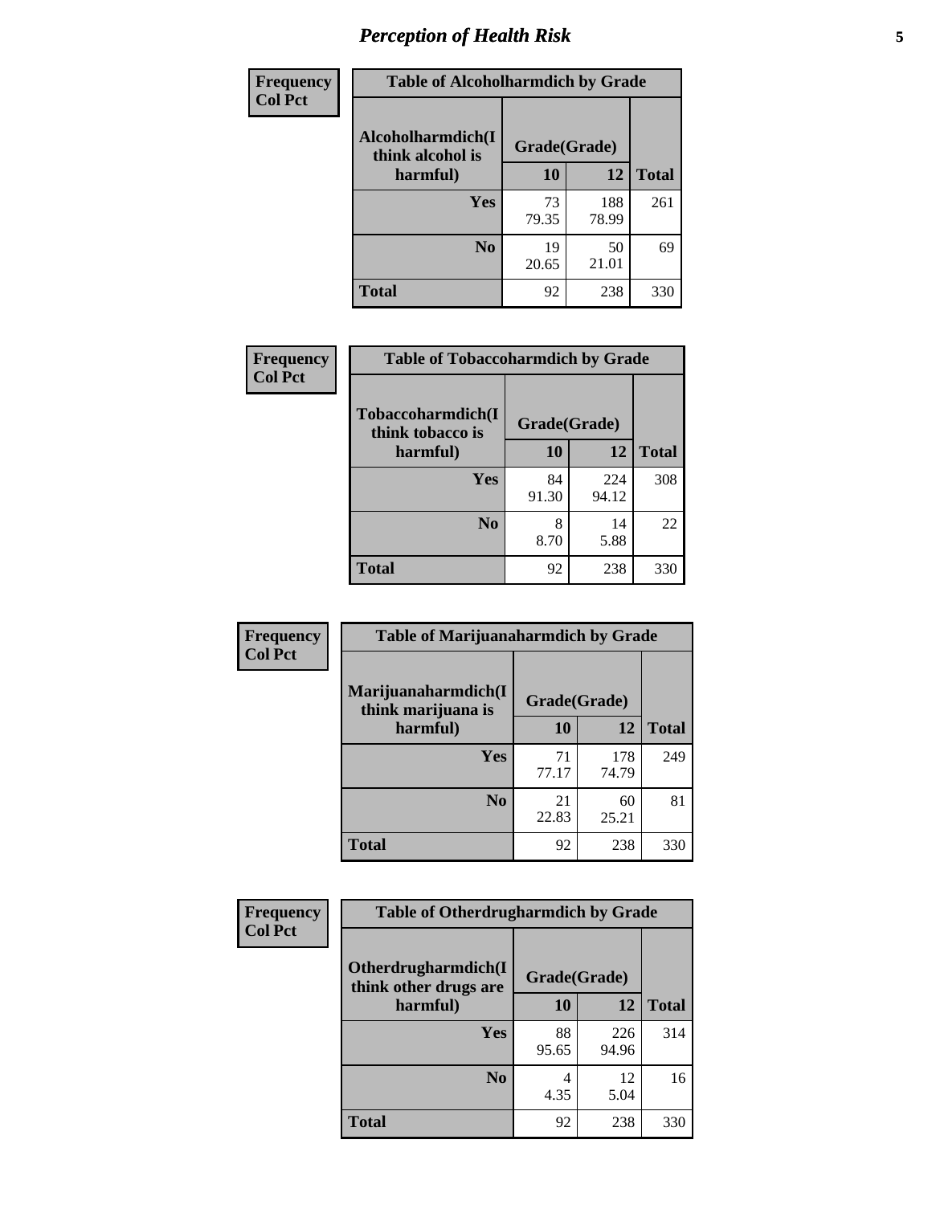# Perception of Health Risk

**Frequency**
**Col Pct**

| Table of Alcoholharmdich by Grade | | | |
|---|---|---|---|
| Alcoholharmdich(I think alcohol is harmful) | Grade(Grade) | | Total |
| | 10 | 12 | |
| Yes | 73<br>79.35 | 188<br>78.99 | 261 |
| No | 19<br>20.65 | 50<br>21.01 | 69 |
| Total | 92 | 238 | 330 |

**Frequency**
**Col Pct**

| Table of Tobaccoharmdich by Grade | | | |
|---|---|---|---|
| Tobaccoharmdich(I think tobacco is harmful) | Grade(Grade) | | Total |
| | 10 | 12 | |
| Yes | 84<br>91.30 | 224<br>94.12 | 308 |
| No | 8<br>8.70 | 14<br>5.88 | 22 |
| Total | 92 | 238 | 330 |

**Frequency**
**Col Pct**

| Table of Marijuanaharmdich by Grade | | | |
|---|---|---|---|
| Marijuanaharmdich(I think marijuana is harmful) | Grade(Grade) | | Total |
| | 10 | 12 | |
| Yes | 71<br>77.17 | 178<br>74.79 | 249 |
| No | 21<br>22.83 | 60<br>25.21 | 81 |
| Total | 92 | 238 | 330 |

**Frequency**
**Col Pct**

| Table of Otherdrugharmdich by Grade | | | |
|---|---|---|---|
| Otherdrugharmdich(I think other drugs are harmful) | Grade(Grade) | | Total |
| | 10 | 12 | |
| Yes | 88<br>95.65 | 226<br>94.96 | 314 |
| No | 4<br>4.35 | 12<br>5.04 | 16 |
| Total | 92 | 238 | 330 |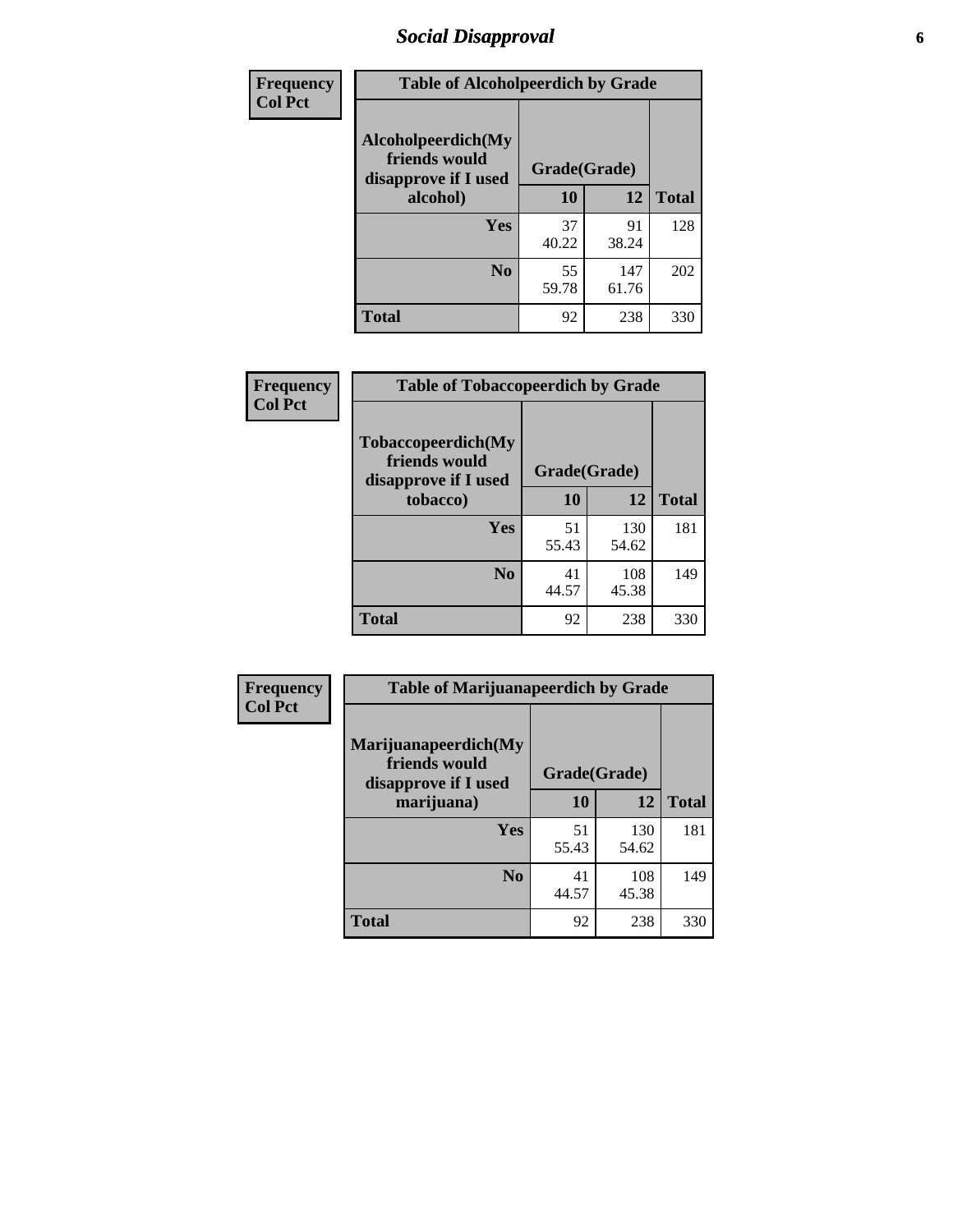## Social Disapproval

**Frequency**
**Col Pct**

| Table of Alcoholpeerdich by Grade | | | |
|---|---|---|---|
| Alcoholpeerdich(My friends would disapprove if I used alcohol) | Grade(Grade) | | |
| | 10 | 12 | Total |
| Yes | 37<br>40.22 | 91<br>38.24 | 128 |
| No | 55<br>59.78 | 147<br>61.76 | 202 |
| Total | 92 | 238 | 330 |

**Frequency**
**Col Pct**

| Table of Tobaccopeerdich by Grade | | | |
|---|---|---|---|
| Tobaccopeerdich(My friends would disapprove if I used tobacco) | Grade(Grade) | | |
| | 10 | 12 | Total |
| Yes | 51<br>55.43 | 130<br>54.62 | 181 |
| No | 41<br>44.57 | 108<br>45.38 | 149 |
| Total | 92 | 238 | 330 |

**Frequency**
**Col Pct**

| Table of Marijuanapeerdich by Grade | | | |
|---|---|---|---|
| Marijuanapeerdich(My friends would disapprove if I used marijuana) | Grade(Grade) | | |
| | 10 | 12 | Total |
| Yes | 51<br>55.43 | 130<br>54.62 | 181 |
| No | 41<br>44.57 | 108<br>45.38 | 149 |
| Total | 92 | 238 | 330 |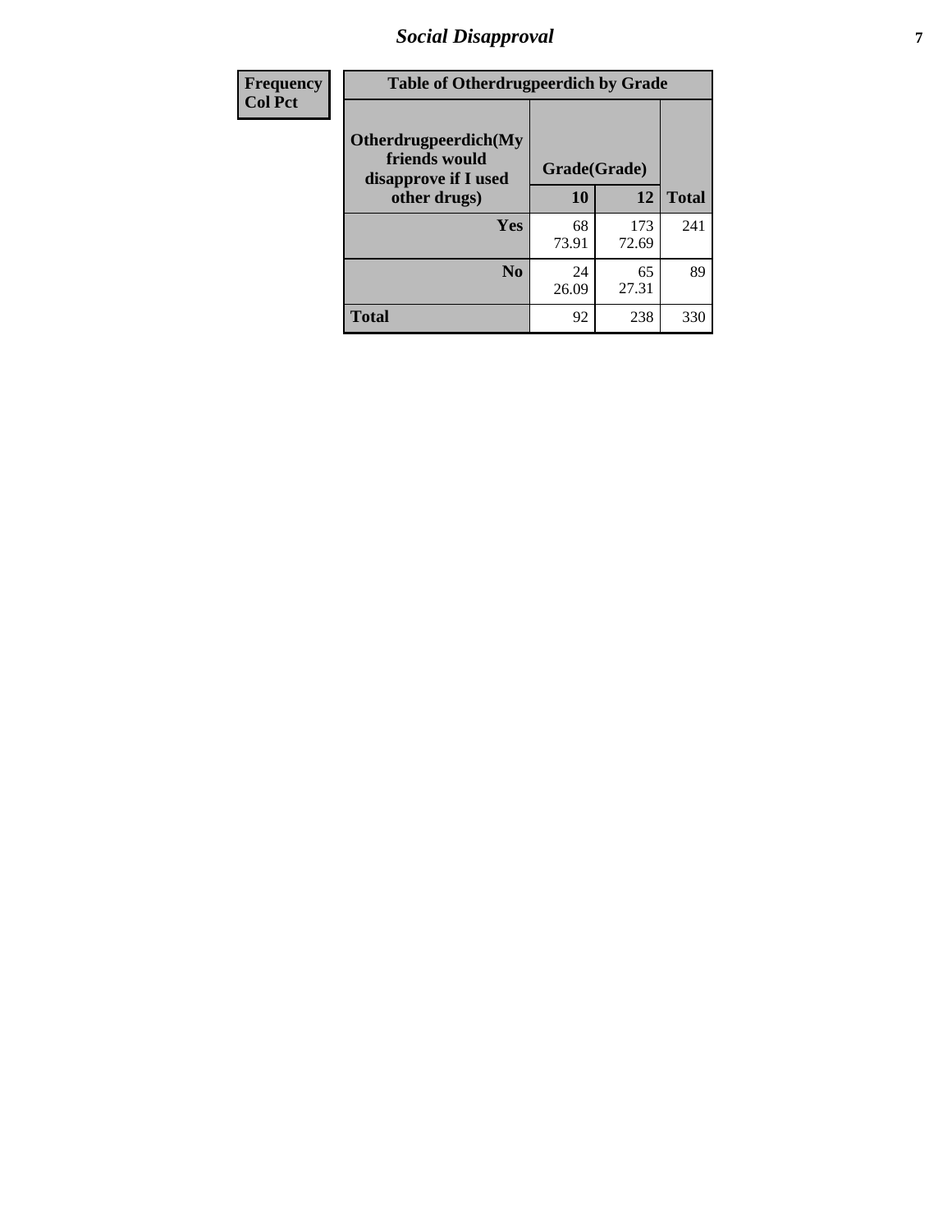| Frequency<br>Col Pct | Table of Otherdrugpeerdich by Grade | | |
|---|---|---|---|
| Otherdrugpeerdich(My friends would disapprove if I used other drugs) | Grade(Grade) | | |
| | 10 | 12 | Total |
| Yes | 68<br>73.91 | 173<br>72.69 | 241 |
| No | 24<br>26.09 | 65<br>27.31 | 89 |
| Total | 92 | 238 | 330 |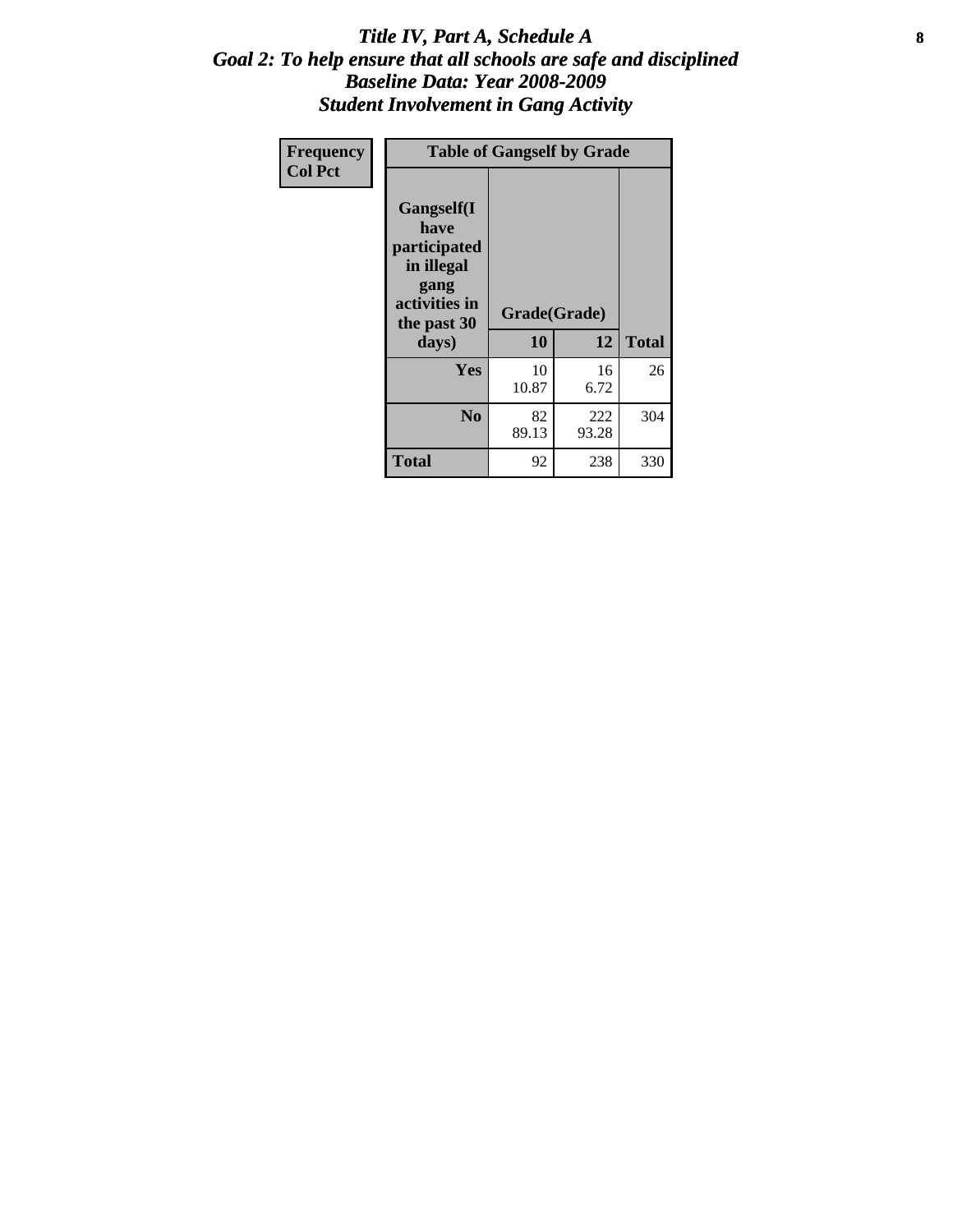# *Title IV, Part A, Schedule A*
## *Goal 2: To help ensure that all schools are safe and disciplined*
## *Baseline Data: Year 2008-2009*
## *Student Involvement in Gang Activity*

| Frequency<br>Col Pct | Table of Gangself by Grade | | |
|---|---|---|---|
| **Gangself(I have participated in illegal gang activities in the past 30 days)** | **Grade(Grade)** | | |
| | **10** | **12** | **Total** |
| **Yes** | 10<br>10.87 | 16<br>6.72 | 26 |
| **No** | 82<br>89.13 | 222<br>93.28 | 304 |
| **Total** | 92 | 238 | 330 |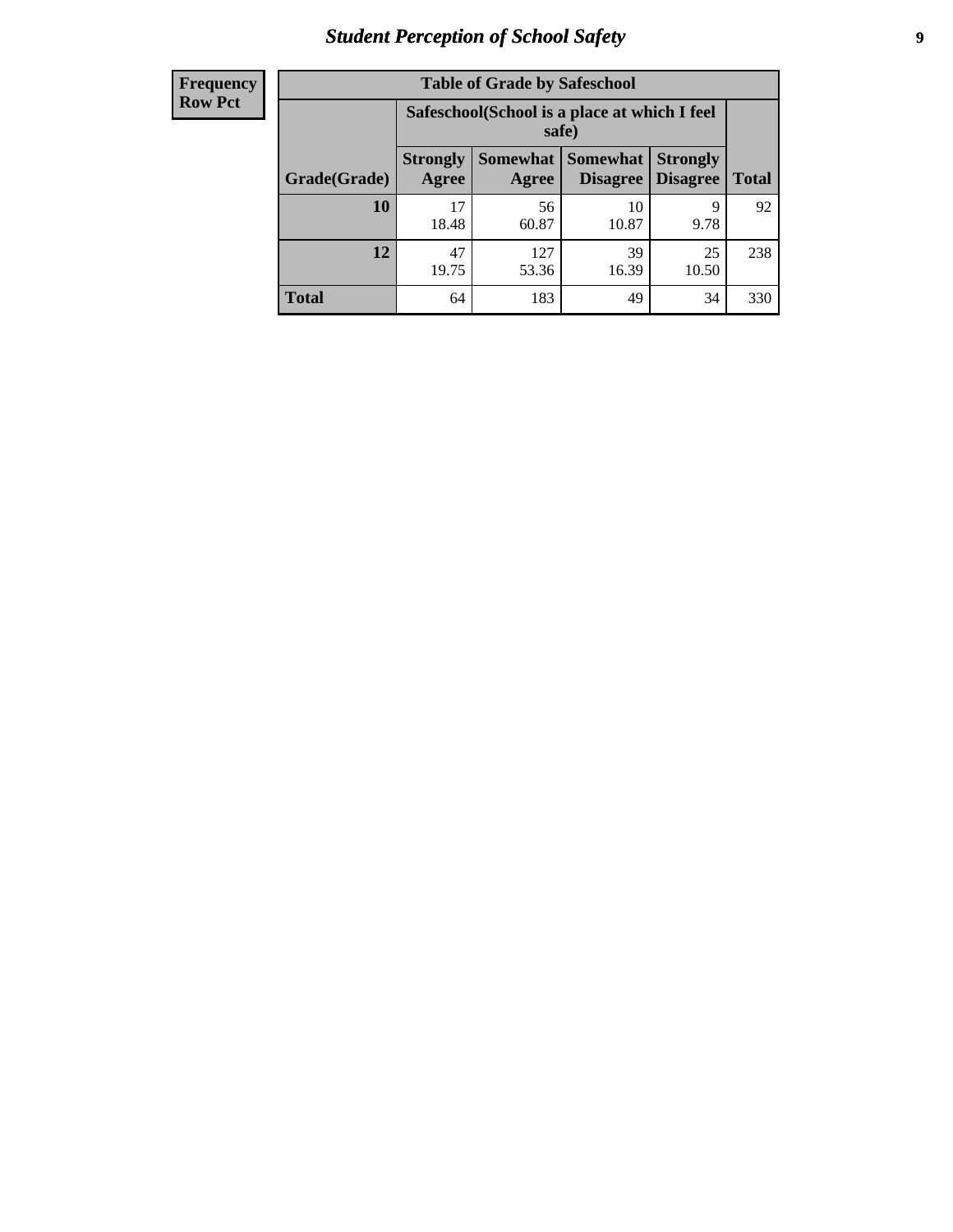| Frequency<br>Row Pct |
|---|

| Table of Grade by Safeschool | | | | | |
|---|---|---|---|---|---|
| | Safeschool(School is a place at which I feel safe) | | | | |
| Grade(Grade) | Strongly Agree | Somewhat Agree | Somewhat Disagree | Strongly Disagree | Total |
| 10 | 17<br>18.48 | 56<br>60.87 | 10<br>10.87 | 9<br>9.78 | 92 |
| 12 | 47<br>19.75 | 127<br>53.36 | 39<br>16.39 | 25<br>10.50 | 238 |
| Total | 64 | 183 | 49 | 34 | 330 |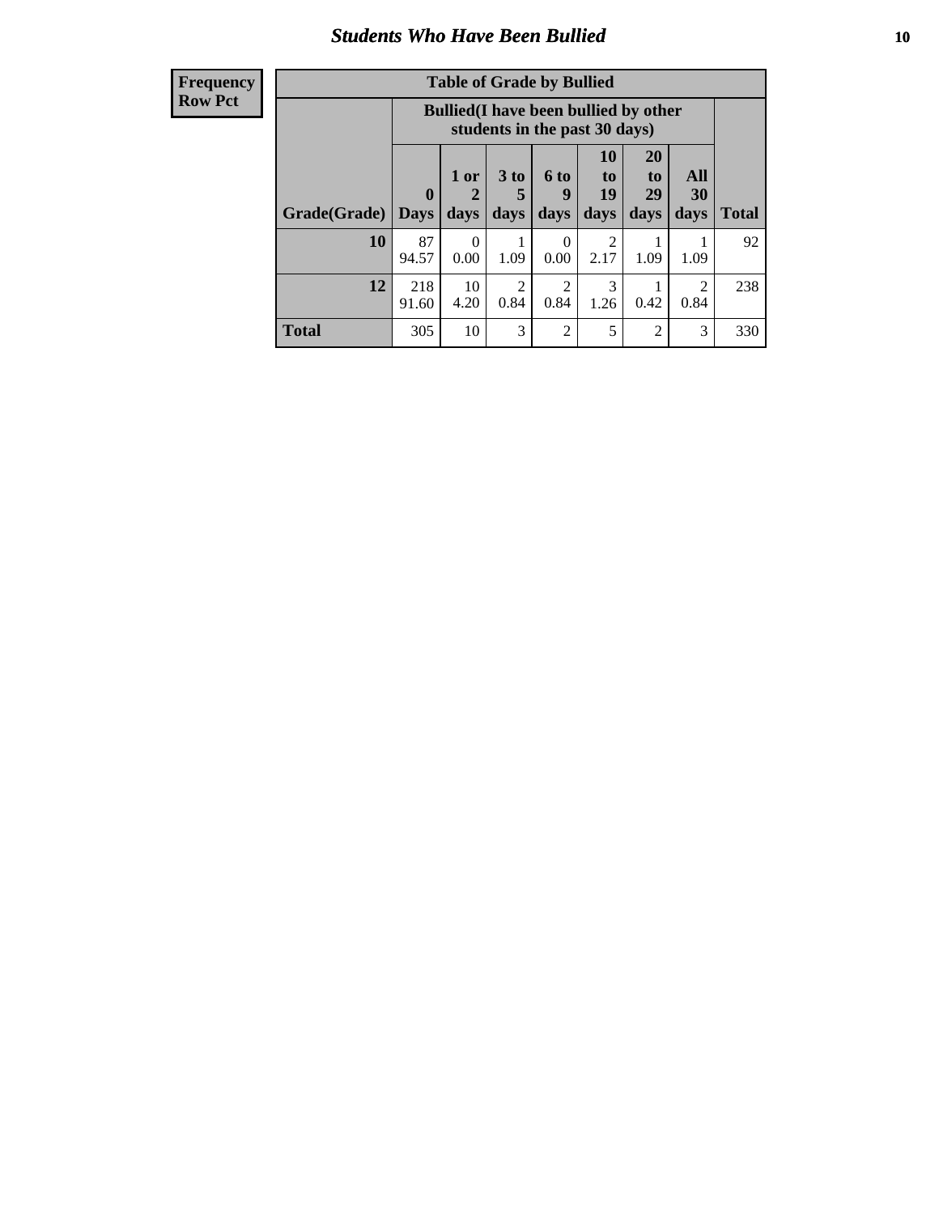# Students Who Have Been Bullied

| Frequency<br>Row Pct |
|---|

**Table of Grade by Bullied**

| Grade(Grade) | Bullied(I have been bullied by other students in the past 30 days) | | | | | | | Total |
|---|---|---|---|---|---|---|---|---|
| | 0 Days | 1 or 2 days | 3 to 5 days | 6 to 9 days | 10 to 19 days | 20 to 29 days | All 30 days | |
| **10** | 87<br>94.57 | 0<br>0.00 | 1<br>1.09 | 0<br>0.00 | 2<br>2.17 | 1<br>1.09 | 1<br>1.09 | 92 |
| **12** | 218<br>91.60 | 10<br>4.20 | 2<br>0.84 | 2<br>0.84 | 3<br>1.26 | 1<br>0.42 | 2<br>0.84 | 238 |
| **Total** | 305 | 10 | 3 | 2 | 5 | 2 | 3 | 330 |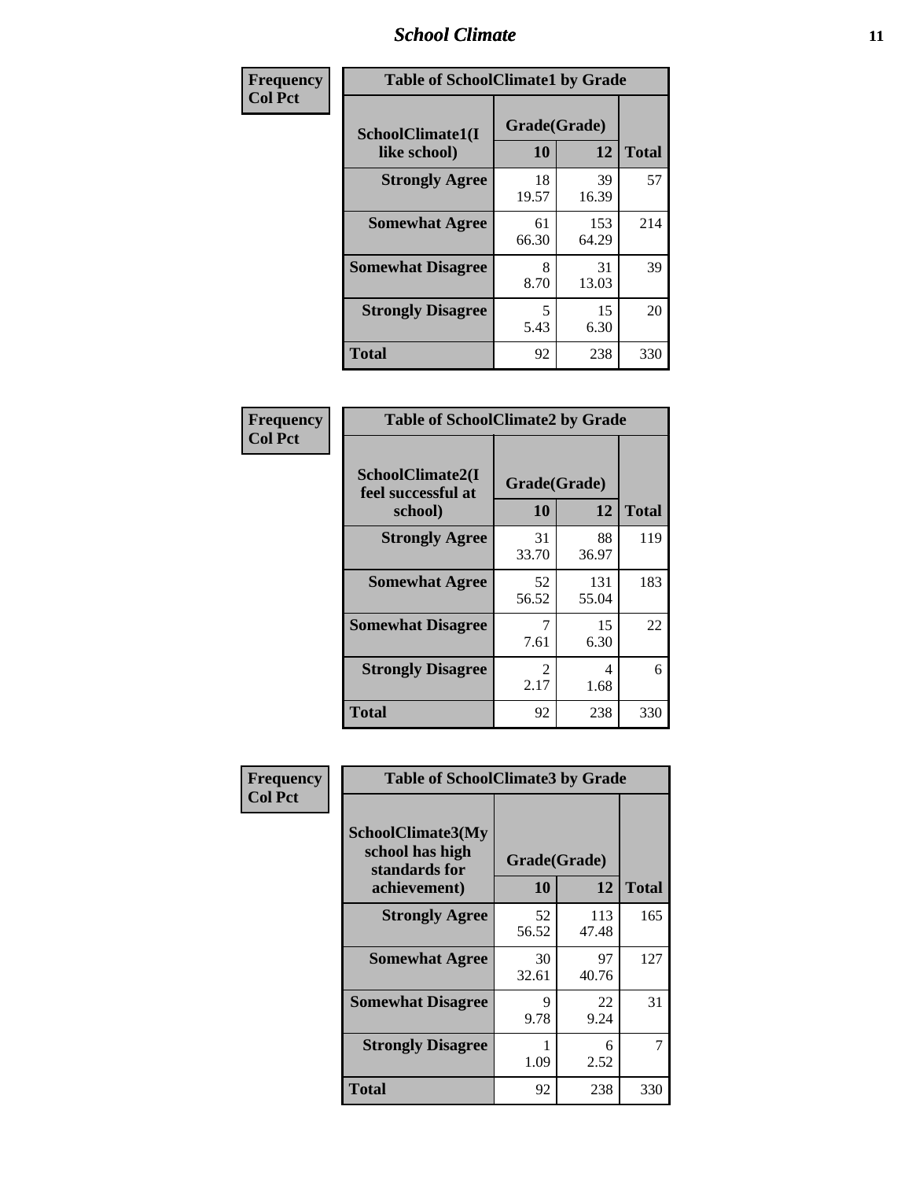| Frequency<br>Col Pct | Table of SchoolClimate1 by Grade | | |
|---|---|---|---|
| **SchoolClimate1(I like school)** | **Grade(Grade)** | | |
| | **10** | **12** | **Total** |
| **Strongly Agree** | 18<br>19.57 | 39<br>16.39 | 57 |
| **Somewhat Agree** | 61<br>66.30 | 153<br>64.29 | 214 |
| **Somewhat Disagree** | 8<br>8.70 | 31<br>13.03 | 39 |
| **Strongly Disagree** | 5<br>5.43 | 15<br>6.30 | 20 |
| **Total** | 92 | 238 | 330 |

| Frequency<br>Col Pct | Table of SchoolClimate2 by Grade | | |
|---|---|---|---|
| **SchoolClimate2(I feel successful at school)** | **Grade(Grade)** | | |
| | **10** | **12** | **Total** |
| **Strongly Agree** | 31<br>33.70 | 88<br>36.97 | 119 |
| **Somewhat Agree** | 52<br>56.52 | 131<br>55.04 | 183 |
| **Somewhat Disagree** | 7<br>7.61 | 15<br>6.30 | 22 |
| **Strongly Disagree** | 2<br>2.17 | 4<br>1.68 | 6 |
| **Total** | 92 | 238 | 330 |

| Frequency<br>Col Pct | Table of SchoolClimate3 by Grade | | |
|---|---|---|---|
| **SchoolClimate3(My school has high standards for achievement)** | **Grade(Grade)** | | |
| | **10** | **12** | **Total** |
| **Strongly Agree** | 52<br>56.52 | 113<br>47.48 | 165 |
| **Somewhat Agree** | 30<br>32.61 | 97<br>40.76 | 127 |
| **Somewhat Disagree** | 9<br>9.78 | 22<br>9.24 | 31 |
| **Strongly Disagree** | 1<br>1.09 | 6<br>2.52 | 7 |
| **Total** | 92 | 238 | 330 |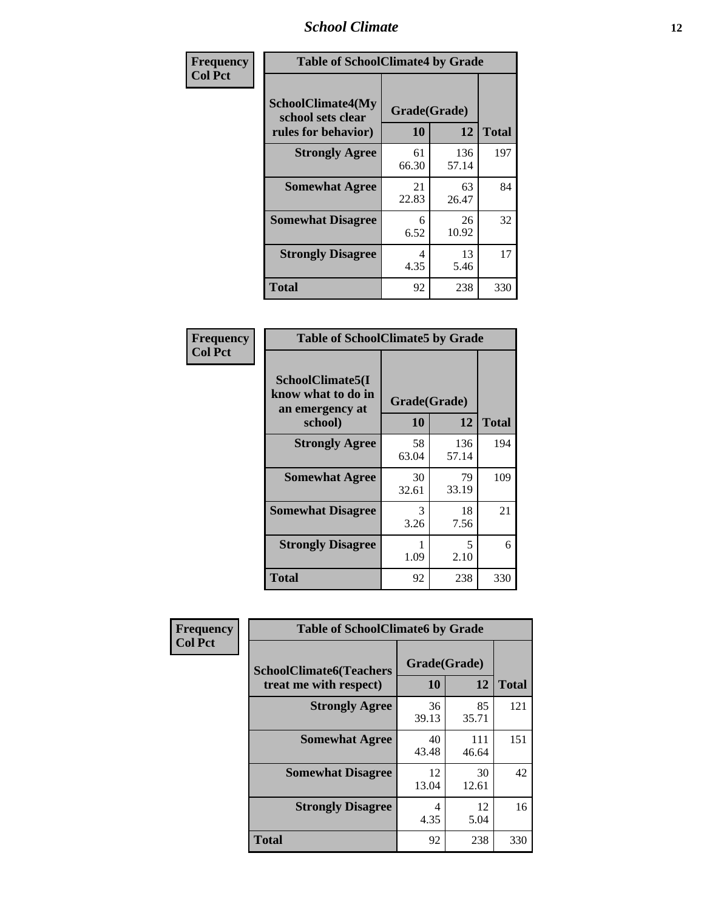| Frequency<br>Col Pct | Table of SchoolClimate4 by Grade | | |
|---|---|---|---|
| SchoolClimate4(My school sets clear rules for behavior) | Grade(Grade) | | |
| | 10 | 12 | Total |
| Strongly Agree | 61<br>66.30 | 136<br>57.14 | 197 |
| Somewhat Agree | 21<br>22.83 | 63<br>26.47 | 84 |
| Somewhat Disagree | 6<br>6.52 | 26<br>10.92 | 32 |
| Strongly Disagree | 4<br>4.35 | 13<br>5.46 | 17 |
| Total | 92 | 238 | 330 |

| Frequency<br>Col Pct | Table of SchoolClimate5 by Grade | | |
|---|---|---|---|
| SchoolClimate5(I know what to do in an emergency at school) | Grade(Grade) | | |
| | 10 | 12 | Total |
| Strongly Agree | 58<br>63.04 | 136<br>57.14 | 194 |
| Somewhat Agree | 30<br>32.61 | 79<br>33.19 | 109 |
| Somewhat Disagree | 3<br>3.26 | 18<br>7.56 | 21 |
| Strongly Disagree | 1<br>1.09 | 5<br>2.10 | 6 |
| Total | 92 | 238 | 330 |

| Frequency<br>Col Pct | Table of SchoolClimate6 by Grade | | |
|---|---|---|---|
| SchoolClimate6(Teachers treat me with respect) | Grade(Grade) | | |
| | 10 | 12 | Total |
| Strongly Agree | 36<br>39.13 | 85<br>35.71 | 121 |
| Somewhat Agree | 40<br>43.48 | 111<br>46.64 | 151 |
| Somewhat Disagree | 12<br>13.04 | 30<br>12.61 | 42 |
| Strongly Disagree | 4<br>4.35 | 12<br>5.04 | 16 |
| Total | 92 | 238 | 330 |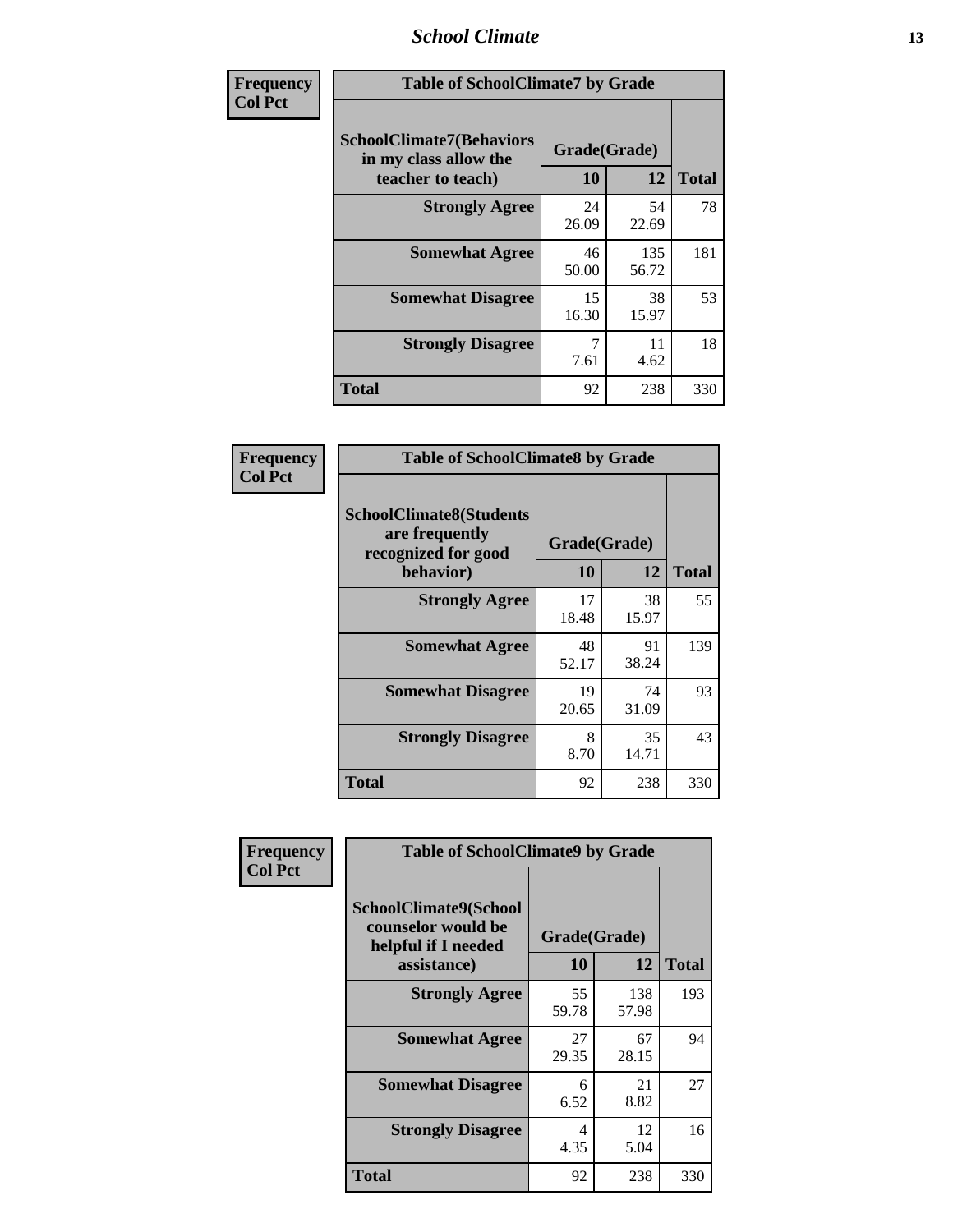| Frequency Col Pct | Table of SchoolClimate7 by Grade | | |
|---|---|---|---|
| SchoolClimate7(Behaviors in my class allow the teacher to teach) | Grade(Grade) | | |
| | 10 | 12 | Total |
| Strongly Agree | 24 26.09 | 54 22.69 | 78 |
| Somewhat Agree | 46 50.00 | 135 56.72 | 181 |
| Somewhat Disagree | 15 16.30 | 38 15.97 | 53 |
| Strongly Disagree | 7 7.61 | 11 4.62 | 18 |
| Total | 92 | 238 | 330 |

| Frequency Col Pct | Table of SchoolClimate8 by Grade | | |
|---|---|---|---|
| SchoolClimate8(Students are frequently recognized for good behavior) | Grade(Grade) | | |
| | 10 | 12 | Total |
| Strongly Agree | 17 18.48 | 38 15.97 | 55 |
| Somewhat Agree | 48 52.17 | 91 38.24 | 139 |
| Somewhat Disagree | 19 20.65 | 74 31.09 | 93 |
| Strongly Disagree | 8 8.70 | 35 14.71 | 43 |
| Total | 92 | 238 | 330 |

| Frequency Col Pct | Table of SchoolClimate9 by Grade | | |
|---|---|---|---|
| SchoolClimate9(School counselor would be helpful if I needed assistance) | Grade(Grade) | | |
| | 10 | 12 | Total |
| Strongly Agree | 55 59.78 | 138 57.98 | 193 |
| Somewhat Agree | 27 29.35 | 67 28.15 | 94 |
| Somewhat Disagree | 6 6.52 | 21 8.82 | 27 |
| Strongly Disagree | 4 4.35 | 12 5.04 | 16 |
| Total | 92 | 238 | 330 |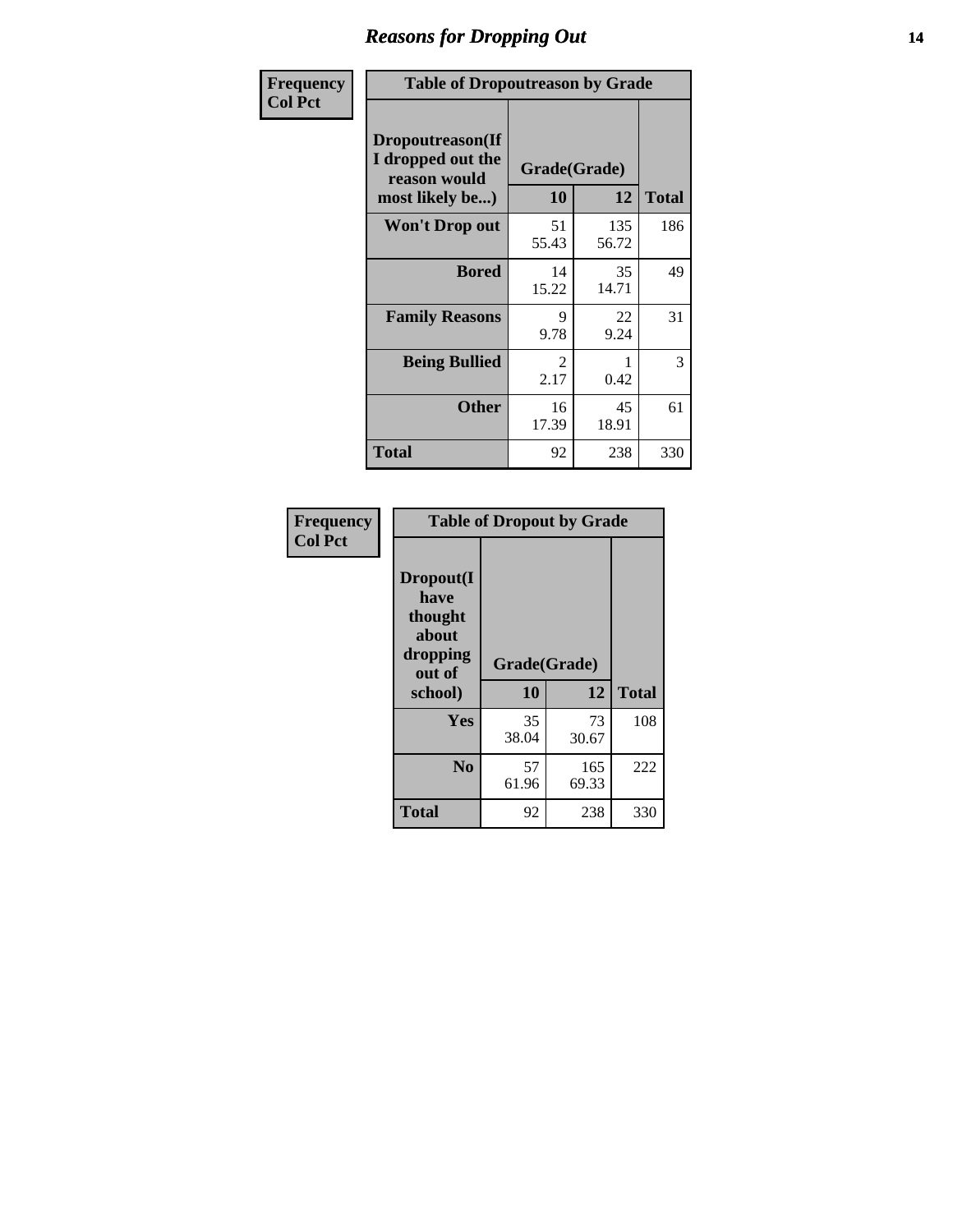# Reasons for Dropping Out

**Frequency**
**Col Pct**

| Table of Dropoutreason by Grade | | | |
|---|---|---|---|
| Dropoutreason(If I dropped out the reason would most likely be...) | Grade(Grade) | | |
| | 10 | 12 | Total |
| Won't Drop out | 51<br>55.43 | 135<br>56.72 | 186 |
| Bored | 14<br>15.22 | 35<br>14.71 | 49 |
| Family Reasons | 9<br>9.78 | 22<br>9.24 | 31 |
| Being Bullied | 2<br>2.17 | 1<br>0.42 | 3 |
| Other | 16<br>17.39 | 45<br>18.91 | 61 |
| Total | 92 | 238 | 330 |

**Frequency**
**Col Pct**

| Table of Dropout by Grade | | | |
|---|---|---|---|
| Dropout(I have thought about dropping out of school) | Grade(Grade) | | |
| | 10 | 12 | Total |
| Yes | 35<br>38.04 | 73<br>30.67 | 108 |
| No | 57<br>61.96 | 165<br>69.33 | 222 |
| Total | 92 | 238 | 330 |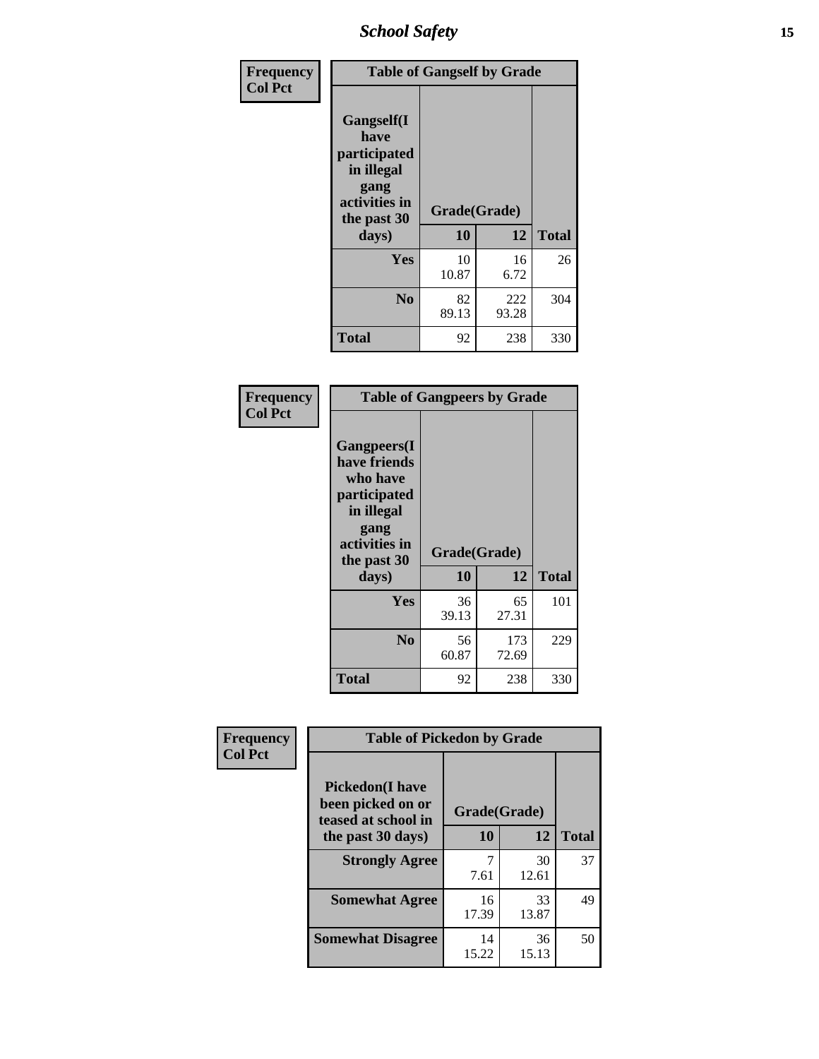| Frequency<br>Col Pct | Table of Gangself by Grade | | |
|---|---|---|---|
| Gangself(I have participated in illegal gang activities in the past 30 days) | Grade(Grade) | | |
| | 10 | 12 | Total |
| Yes | 10<br>10.87 | 16<br>6.72 | 26 |
| No | 82<br>89.13 | 222<br>93.28 | 304 |
| Total | 92 | 238 | 330 |

| Frequency<br>Col Pct | Table of Gangpeers by Grade | | |
|---|---|---|---|
| Gangpeers(I have friends who have participated in illegal gang activities in the past 30 days) | Grade(Grade) | | |
| | 10 | 12 | Total |
| Yes | 36<br>39.13 | 65<br>27.31 | 101 |
| No | 56<br>60.87 | 173<br>72.69 | 229 |
| Total | 92 | 238 | 330 |

| Frequency<br>Col Pct | Table of Pickedon by Grade | | |
|---|---|---|---|
| Pickedon(I have been picked on or teased at school in the past 30 days) | Grade(Grade) | | |
| | 10 | 12 | Total |
| Strongly Agree | 7<br>7.61 | 30<br>12.61 | 37 |
| Somewhat Agree | 16<br>17.39 | 33<br>13.87 | 49 |
| Somewhat Disagree | 14<br>15.22 | 36<br>15.13 | 50 |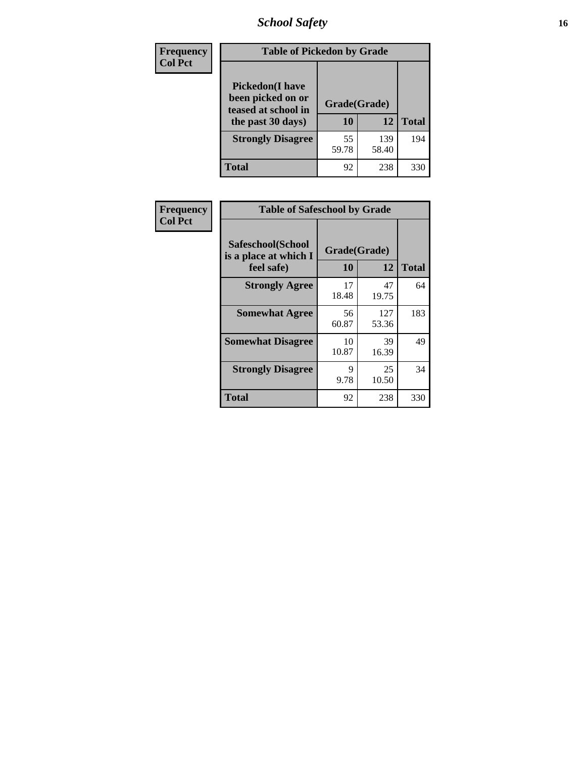| Frequency<br>Col Pct | Table of Pickedon by Grade | | |
|---|---|---|---|
| Pickedon(I have been picked on or teased at school in the past 30 days) | Grade(Grade) | | |
| | 10 | 12 | Total |
| Strongly Disagree | 55<br>59.78 | 139<br>58.40 | 194 |
| Total | 92 | 238 | 330 |

| Frequency<br>Col Pct | Table of Safeschool by Grade | | |
|---|---|---|---|
| Safeschool(School is a place at which I feel safe) | Grade(Grade) | | |
| | 10 | 12 | Total |
| Strongly Agree | 17<br>18.48 | 47<br>19.75 | 64 |
| Somewhat Agree | 56<br>60.87 | 127<br>53.36 | 183 |
| Somewhat Disagree | 10<br>10.87 | 39<br>16.39 | 49 |
| Strongly Disagree | 9<br>9.78 | 25<br>10.50 | 34 |
| Total | 92 | 238 | 330 |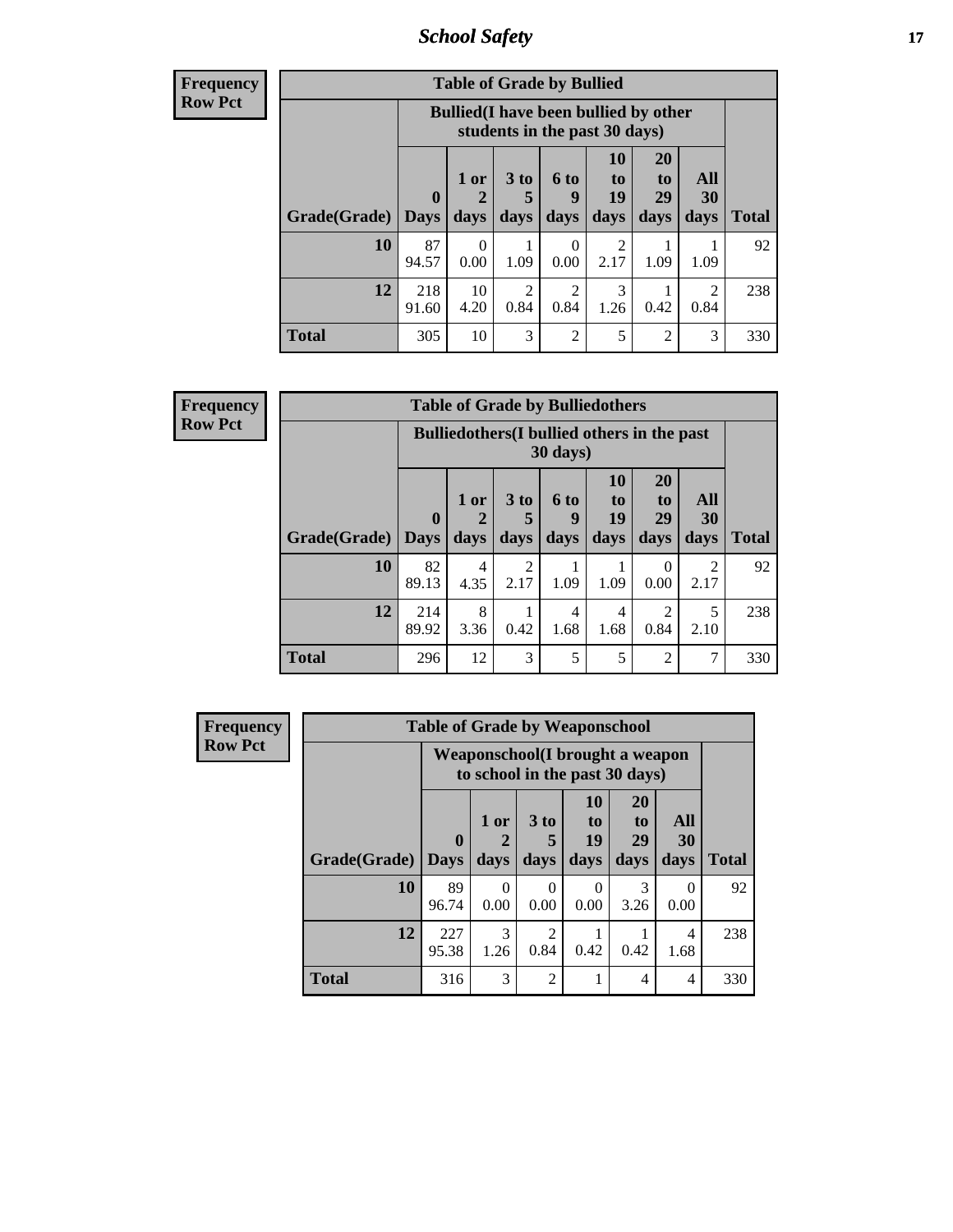# School Safety

**Frequency**
**Row Pct**

| Table of Grade by Bullied | | | | | | | | |
|---|---|---|---|---|---|---|---|---|
| | Bullied(I have been bullied by other students in the past 30 days) | | | | | | | |
| Grade(Grade) | 0 Days | 1 or 2 days | 3 to 5 days | 6 to 9 days | 10 to 19 days | 20 to 29 days | All 30 days | Total |
| 10 | 87<br>94.57 | 0<br>0.00 | 1<br>1.09 | 0<br>0.00 | 2<br>2.17 | 1<br>1.09 | 1<br>1.09 | 92 |
| 12 | 218<br>91.60 | 10<br>4.20 | 2<br>0.84 | 2<br>0.84 | 3<br>1.26 | 1<br>0.42 | 2<br>0.84 | 238 |
| Total | 305 | 10 | 3 | 2 | 5 | 2 | 3 | 330 |

**Frequency**
**Row Pct**

| Table of Grade by Bulliedothers | | | | | | | | |
|---|---|---|---|---|---|---|---|---|
| | Bulliedothers(I bullied others in the past 30 days) | | | | | | | |
| Grade(Grade) | 0 Days | 1 or 2 days | 3 to 5 days | 6 to 9 days | 10 to 19 days | 20 to 29 days | All 30 days | Total |
| 10 | 82<br>89.13 | 4<br>4.35 | 2<br>2.17 | 1<br>1.09 | 1<br>1.09 | 0<br>0.00 | 2<br>2.17 | 92 |
| 12 | 214<br>89.92 | 8<br>3.36 | 1<br>0.42 | 4<br>1.68 | 4<br>1.68 | 2<br>0.84 | 5<br>2.10 | 238 |
| Total | 296 | 12 | 3 | 5 | 5 | 2 | 7 | 330 |

**Frequency**
**Row Pct**

| Table of Grade by Weaponschool | | | | | | | |
|---|---|---|---|---|---|---|---|
| | Weaponschool(I brought a weapon to school in the past 30 days) | | | | | | |
| Grade(Grade) | 0 Days | 1 or 2 days | 3 to 5 days | 10 to 19 days | 20 to 29 days | All 30 days | Total |
| 10 | 89<br>96.74 | 0<br>0.00 | 0<br>0.00 | 0<br>0.00 | 3<br>3.26 | 0<br>0.00 | 92 |
| 12 | 227<br>95.38 | 3<br>1.26 | 2<br>0.84 | 1<br>0.42 | 1<br>0.42 | 4<br>1.68 | 238 |
| Total | 316 | 3 | 2 | 1 | 4 | 4 | 330 |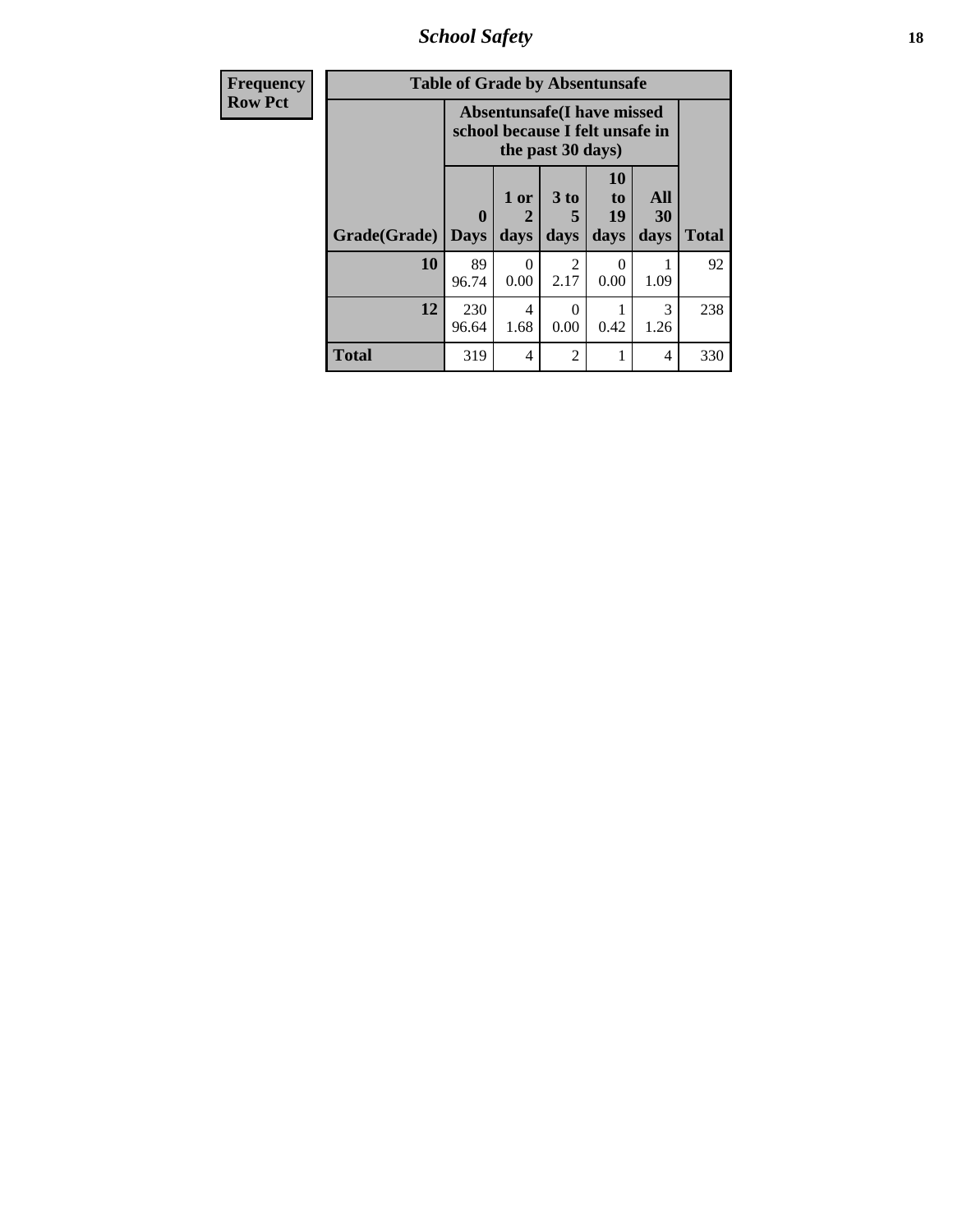| Frequency<br>Row Pct |
|---|

**Table of Grade by Absentunsafe**

| Grade(Grade) | Absentunsafe(I have missed school because I felt unsafe in the past 30 days) | | | | | Total |
|---|---|---|---|---|---|---|
| | 0 Days | 1 or 2 days | 3 to 5 days | 10 to 19 days | All 30 days | |
| 10 | 89<br>96.74 | 0<br>0.00 | 2<br>2.17 | 0<br>0.00 | 1<br>1.09 | 92 |
| 12 | 230<br>96.64 | 4<br>1.68 | 0<br>0.00 | 1<br>0.42 | 3<br>1.26 | 238 |
| Total | 319 | 4 | 2 | 1 | 4 | 330 |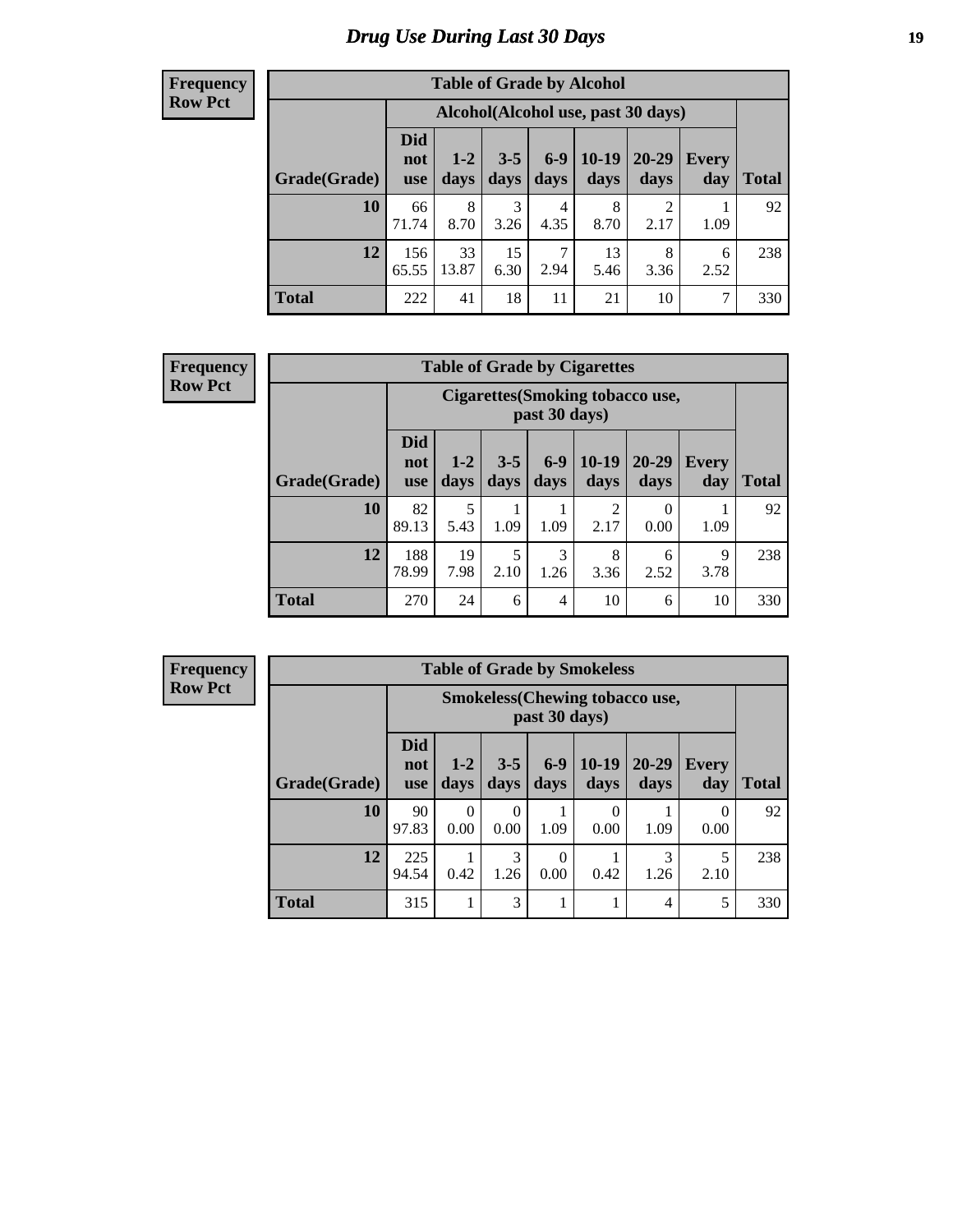# Drug Use During Last 30 Days

**Frequency**
**Row Pct**

| Table of Grade by Alcohol | | | | | | | | |
|---|---|---|---|---|---|---|---|---|
| | Alcohol(Alcohol use, past 30 days) | | | | | | | |
| Grade(Grade) | Did not use | 1-2 days | 3-5 days | 6-9 days | 10-19 days | 20-29 days | Every day | Total |
| **10** | 66<br>71.74 | 8<br>8.70 | 3<br>3.26 | 4<br>4.35 | 8<br>8.70 | 2<br>2.17 | 1<br>1.09 | 92 |
| **12** | 156<br>65.55 | 33<br>13.87 | 15<br>6.30 | 7<br>2.94 | 13<br>5.46 | 8<br>3.36 | 6<br>2.52 | 238 |
| **Total** | 222 | 41 | 18 | 11 | 21 | 10 | 7 | 330 |

**Frequency**
**Row Pct**

| Table of Grade by Cigarettes | | | | | | | | |
|---|---|---|---|---|---|---|---|---|
| | Cigarettes(Smoking tobacco use, past 30 days) | | | | | | | |
| Grade(Grade) | Did not use | 1-2 days | 3-5 days | 6-9 days | 10-19 days | 20-29 days | Every day | Total |
| **10** | 82<br>89.13 | 5<br>5.43 | 1<br>1.09 | 1<br>1.09 | 2<br>2.17 | 0<br>0.00 | 1<br>1.09 | 92 |
| **12** | 188<br>78.99 | 19<br>7.98 | 5<br>2.10 | 3<br>1.26 | 8<br>3.36 | 6<br>2.52 | 9<br>3.78 | 238 |
| **Total** | 270 | 24 | 6 | 4 | 10 | 6 | 10 | 330 |

**Frequency**
**Row Pct**

| Table of Grade by Smokeless | | | | | | | | |
|---|---|---|---|---|---|---|---|---|
| | Smokeless(Chewing tobacco use, past 30 days) | | | | | | | |
| Grade(Grade) | Did not use | 1-2 days | 3-5 days | 6-9 days | 10-19 days | 20-29 days | Every day | Total |
| **10** | 90<br>97.83 | 0<br>0.00 | 0<br>0.00 | 1<br>1.09 | 0<br>0.00 | 1<br>1.09 | 0<br>0.00 | 92 |
| **12** | 225<br>94.54 | 1<br>0.42 | 3<br>1.26 | 0<br>0.00 | 1<br>0.42 | 3<br>1.26 | 5<br>2.10 | 238 |
| **Total** | 315 | 1 | 3 | 1 | 1 | 4 | 5 | 330 |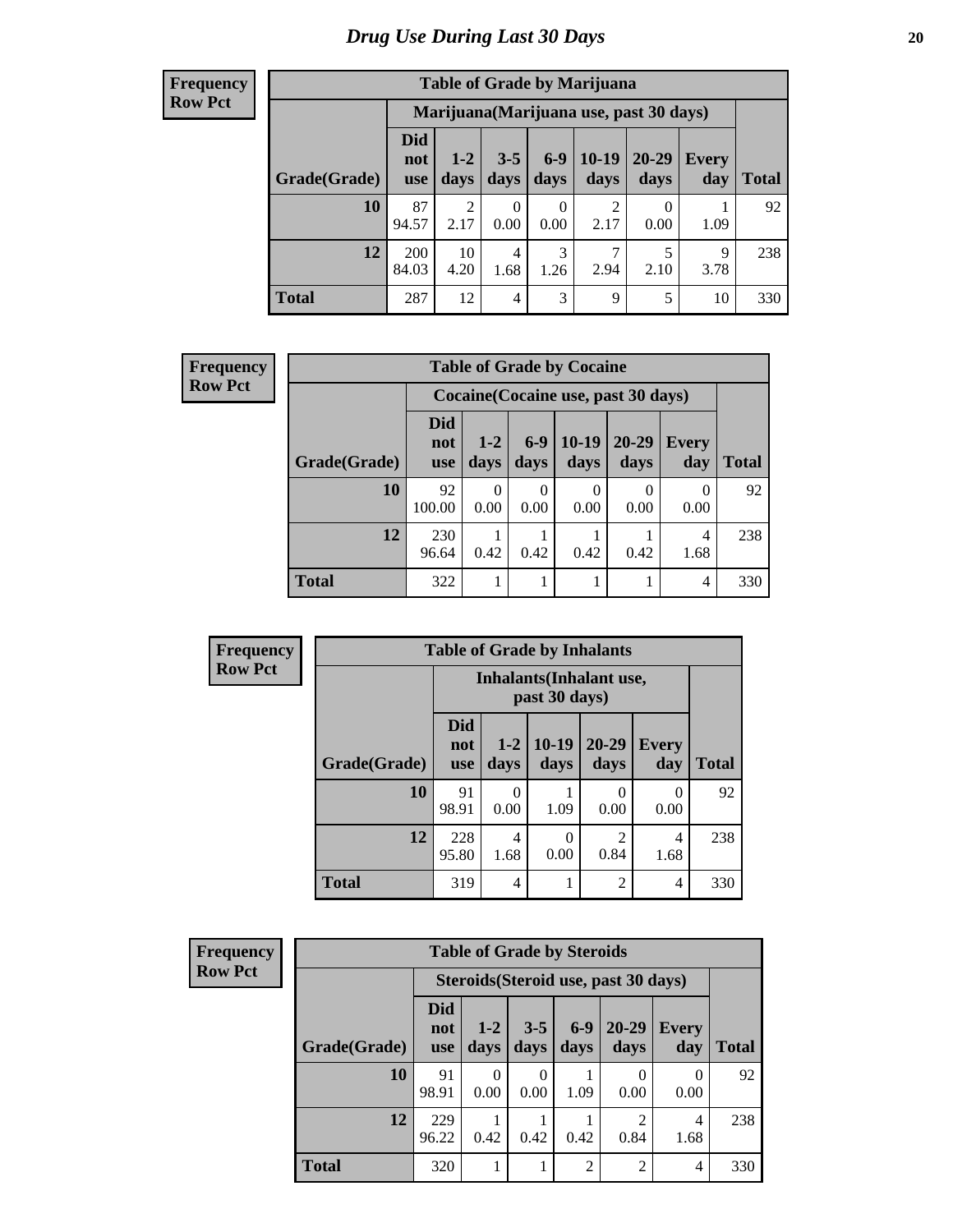# Drug Use During Last 30 Days

**Frequency**
**Row Pct**

| Table of Grade by Marijuana | | | | | | | | |
|---|---|---|---|---|---|---|---|---|
| | Marijuana(Marijuana use, past 30 days) | | | | | | | |
| Grade(Grade) | Did not use | 1-2 days | 3-5 days | 6-9 days | 10-19 days | 20-29 days | Every day | Total |
| 10 | 87<br>94.57 | 2<br>2.17 | 0<br>0.00 | 0<br>0.00 | 2<br>2.17 | 0<br>0.00 | 1<br>1.09 | 92 |
| 12 | 200<br>84.03 | 10<br>4.20 | 4<br>1.68 | 3<br>1.26 | 7<br>2.94 | 5<br>2.10 | 9<br>3.78 | 238 |
| Total | 287 | 12 | 4 | 3 | 9 | 5 | 10 | 330 |

**Frequency**
**Row Pct**

| Table of Grade by Cocaine | | | | | | | |
|---|---|---|---|---|---|---|---|
| | Cocaine(Cocaine use, past 30 days) | | | | | | |
| Grade(Grade) | Did not use | 1-2 days | 6-9 days | 10-19 days | 20-29 days | Every day | Total |
| 10 | 92<br>100.00 | 0<br>0.00 | 0<br>0.00 | 0<br>0.00 | 0<br>0.00 | 0<br>0.00 | 92 |
| 12 | 230<br>96.64 | 1<br>0.42 | 1<br>0.42 | 1<br>0.42 | 1<br>0.42 | 4<br>1.68 | 238 |
| Total | 322 | 1 | 1 | 1 | 1 | 4 | 330 |

**Frequency**
**Row Pct**

| Table of Grade by Inhalants | | | | | | |
|---|---|---|---|---|---|---|
| | Inhalants(Inhalant use, past 30 days) | | | | | |
| Grade(Grade) | Did not use | 1-2 days | 10-19 days | 20-29 days | Every day | Total |
| 10 | 91<br>98.91 | 0<br>0.00 | 1<br>1.09 | 0<br>0.00 | 0<br>0.00 | 92 |
| 12 | 228<br>95.80 | 4<br>1.68 | 0<br>0.00 | 2<br>0.84 | 4<br>1.68 | 238 |
| Total | 319 | 4 | 1 | 2 | 4 | 330 |

**Frequency**
**Row Pct**

| Table of Grade by Steroids | | | | | | | |
|---|---|---|---|---|---|---|---|
| | Steroids(Steroid use, past 30 days) | | | | | | |
| Grade(Grade) | Did not use | 1-2 days | 3-5 days | 6-9 days | 20-29 days | Every day | Total |
| 10 | 91<br>98.91 | 0<br>0.00 | 0<br>0.00 | 1<br>1.09 | 0<br>0.00 | 0<br>0.00 | 92 |
| 12 | 229<br>96.22 | 1<br>0.42 | 1<br>0.42 | 1<br>0.42 | 2<br>0.84 | 4<br>1.68 | 238 |
| Total | 320 | 1 | 1 | 2 | 2 | 4 | 330 |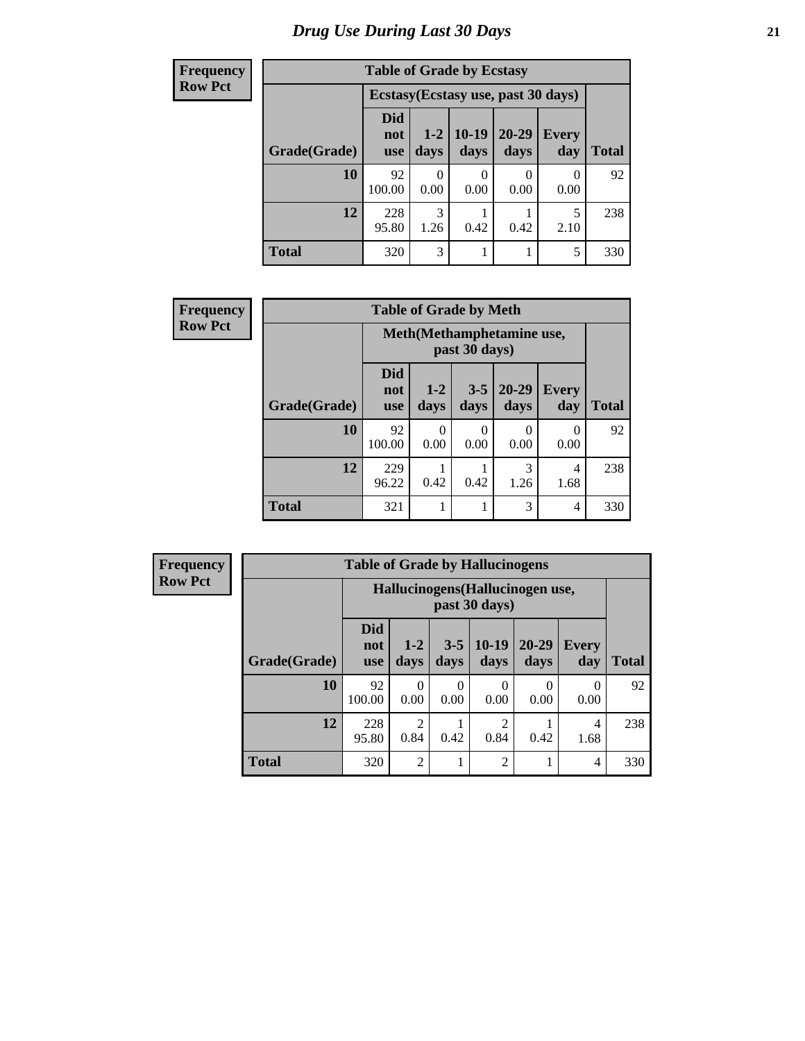# Drug Use During Last 30 Days

**Frequency**
**Row Pct**

| Table of Grade by Ecstasy | | | | | | |
|---|---|---|---|---|---|---|
| | Ecstasy(Ecstasy use, past 30 days) | | | | | |
| Grade(Grade) | Did not use | 1-2 days | 10-19 days | 20-29 days | Every day | Total |
| 10 | 92<br>100.00 | 0<br>0.00 | 0<br>0.00 | 0<br>0.00 | 0<br>0.00 | 92 |
| 12 | 228<br>95.80 | 3<br>1.26 | 1<br>0.42 | 1<br>0.42 | 5<br>2.10 | 238 |
| Total | 320 | 3 | 1 | 1 | 5 | 330 |

**Frequency**
**Row Pct**

| Table of Grade by Meth | | | | | | |
|---|---|---|---|---|---|---|
| | Meth(Methamphetamine use, past 30 days) | | | | | |
| Grade(Grade) | Did not use | 1-2 days | 3-5 days | 20-29 days | Every day | Total |
| 10 | 92<br>100.00 | 0<br>0.00 | 0<br>0.00 | 0<br>0.00 | 0<br>0.00 | 92 |
| 12 | 229<br>96.22 | 1<br>0.42 | 1<br>0.42 | 3<br>1.26 | 4<br>1.68 | 238 |
| Total | 321 | 1 | 1 | 3 | 4 | 330 |

**Frequency**
**Row Pct**

| Table of Grade by Hallucinogens | | | | | | | |
|---|---|---|---|---|---|---|---|
| | Hallucinogens(Hallucinogen use, past 30 days) | | | | | | |
| Grade(Grade) | Did not use | 1-2 days | 3-5 days | 10-19 days | 20-29 days | Every day | Total |
| 10 | 92<br>100.00 | 0<br>0.00 | 0<br>0.00 | 0<br>0.00 | 0<br>0.00 | 0<br>0.00 | 92 |
| 12 | 228<br>95.80 | 2<br>0.84 | 1<br>0.42 | 2<br>0.84 | 1<br>0.42 | 4<br>1.68 | 238 |
| Total | 320 | 2 | 1 | 2 | 1 | 4 | 330 |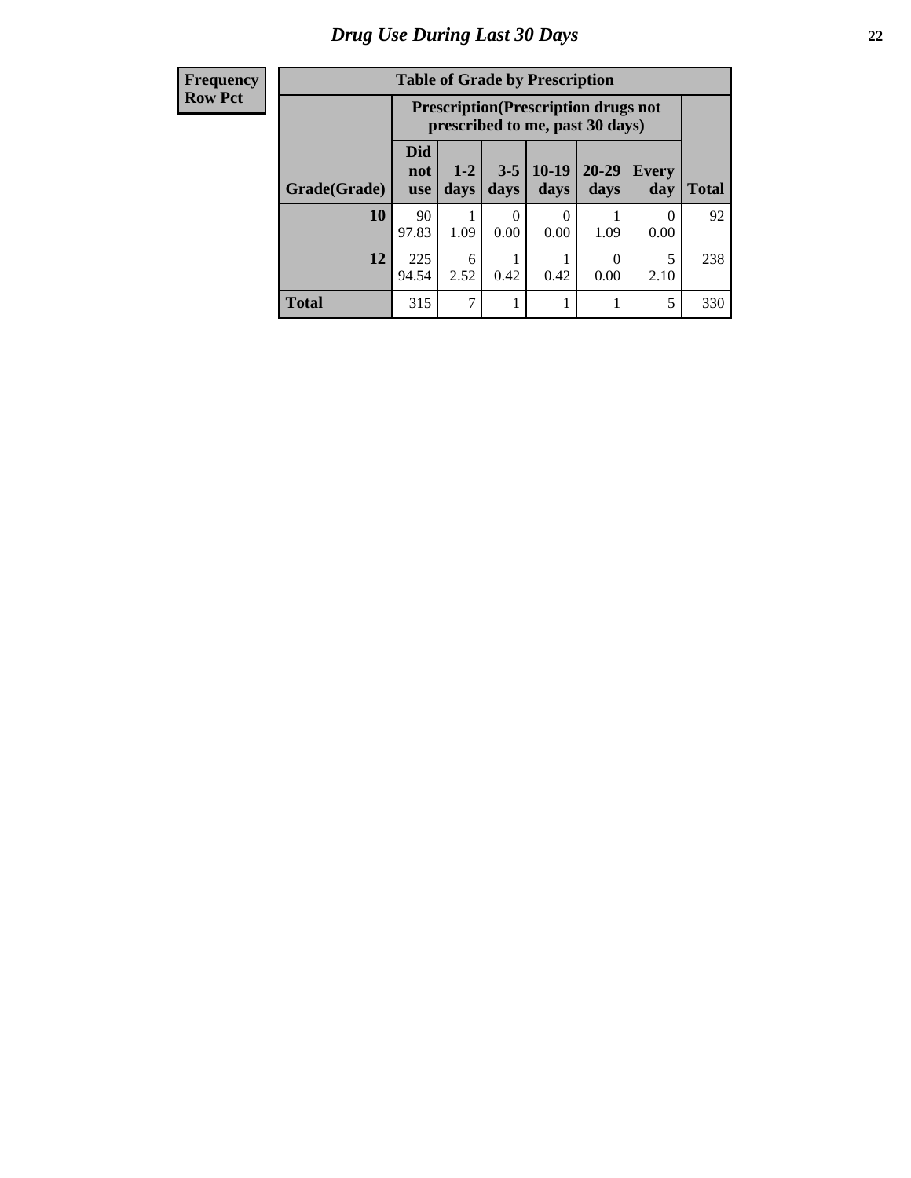# Drug Use During Last 30 Days

| Frequency<br>Row Pct |
|---|

**Table of Grade by Prescription**

| Grade(Grade) | Prescription(Prescription drugs not prescribed to me, past 30 days) | | | | | | Total |
|---|---|---|---|---|---|---|---|
| | Did not use | 1-2 days | 3-5 days | 10-19 days | 20-29 days | Every day | Total |
| **10** | 90<br>97.83 | 1<br>1.09 | 0<br>0.00 | 0<br>0.00 | 1<br>1.09 | 0<br>0.00 | 92 |
| **12** | 225<br>94.54 | 6<br>2.52 | 1<br>0.42 | 1<br>0.42 | 0<br>0.00 | 5<br>2.10 | 238 |
| **Total** | 315 | 7 | 1 | 1 | 1 | 5 | 330 |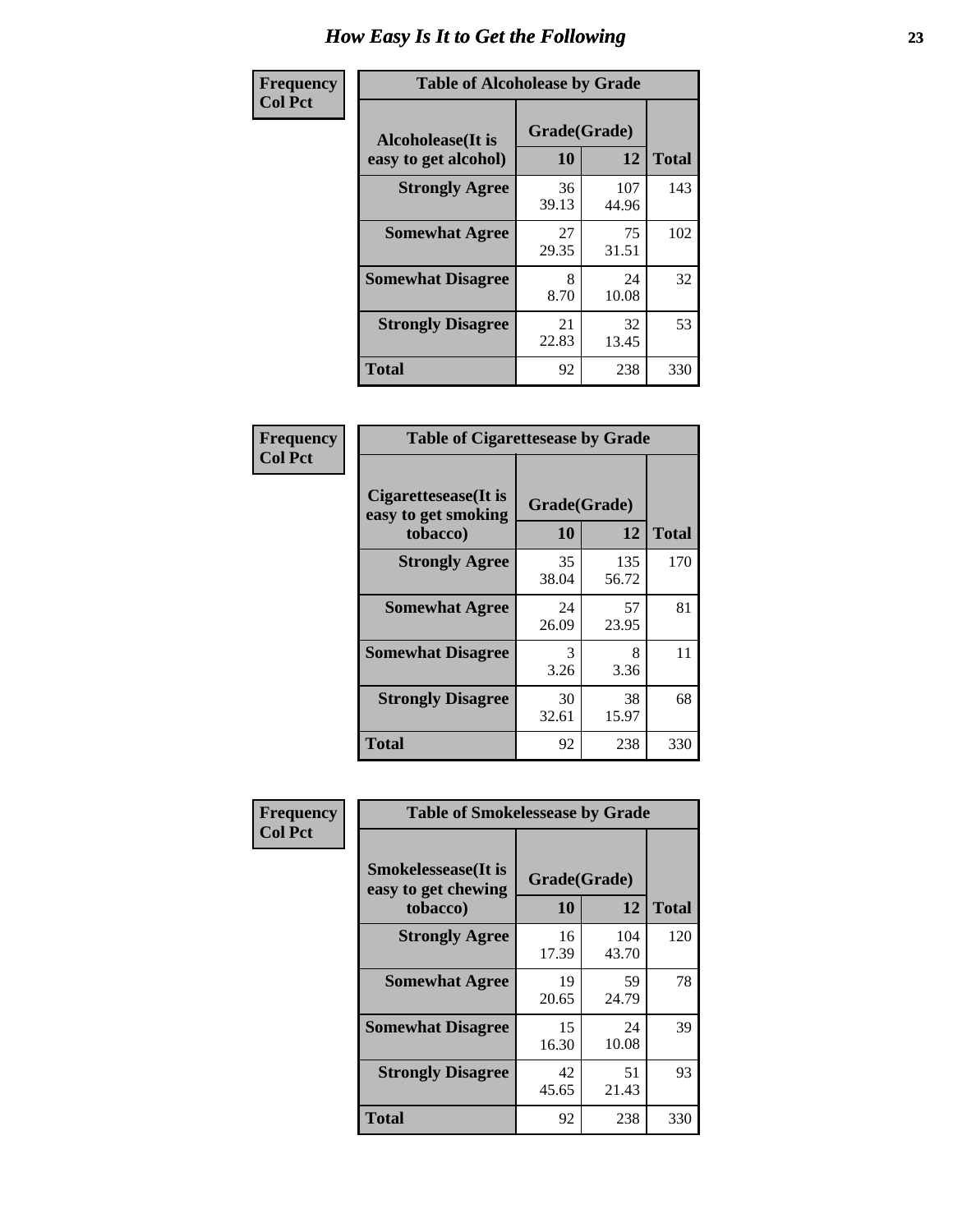# How Easy Is It to Get the Following

**Frequency**
**Col Pct**

| Table of Alcoholease by Grade | | | |
|---|---|---|---|
| Alcoholease(It is easy to get alcohol) | Grade(Grade) | | Total |
| | 10 | 12 | |
| Strongly Agree | 36<br>39.13 | 107<br>44.96 | 143 |
| Somewhat Agree | 27<br>29.35 | 75<br>31.51 | 102 |
| Somewhat Disagree | 8<br>8.70 | 24<br>10.08 | 32 |
| Strongly Disagree | 21<br>22.83 | 32<br>13.45 | 53 |
| Total | 92 | 238 | 330 |

**Frequency**
**Col Pct**

| Table of Cigarettesease by Grade | | | |
|---|---|---|---|
| Cigarettesease(It is easy to get smoking tobacco) | Grade(Grade) | | Total |
| | 10 | 12 | |
| Strongly Agree | 35<br>38.04 | 135<br>56.72 | 170 |
| Somewhat Agree | 24<br>26.09 | 57<br>23.95 | 81 |
| Somewhat Disagree | 3<br>3.26 | 8<br>3.36 | 11 |
| Strongly Disagree | 30<br>32.61 | 38<br>15.97 | 68 |
| Total | 92 | 238 | 330 |

**Frequency**
**Col Pct**

| Table of Smokelessease by Grade | | | |
|---|---|---|---|
| Smokelessease(It is easy to get chewing tobacco) | Grade(Grade) | | Total |
| | 10 | 12 | |
| Strongly Agree | 16<br>17.39 | 104<br>43.70 | 120 |
| Somewhat Agree | 19<br>20.65 | 59<br>24.79 | 78 |
| Somewhat Disagree | 15<br>16.30 | 24<br>10.08 | 39 |
| Strongly Disagree | 42<br>45.65 | 51<br>21.43 | 93 |
| Total | 92 | 238 | 330 |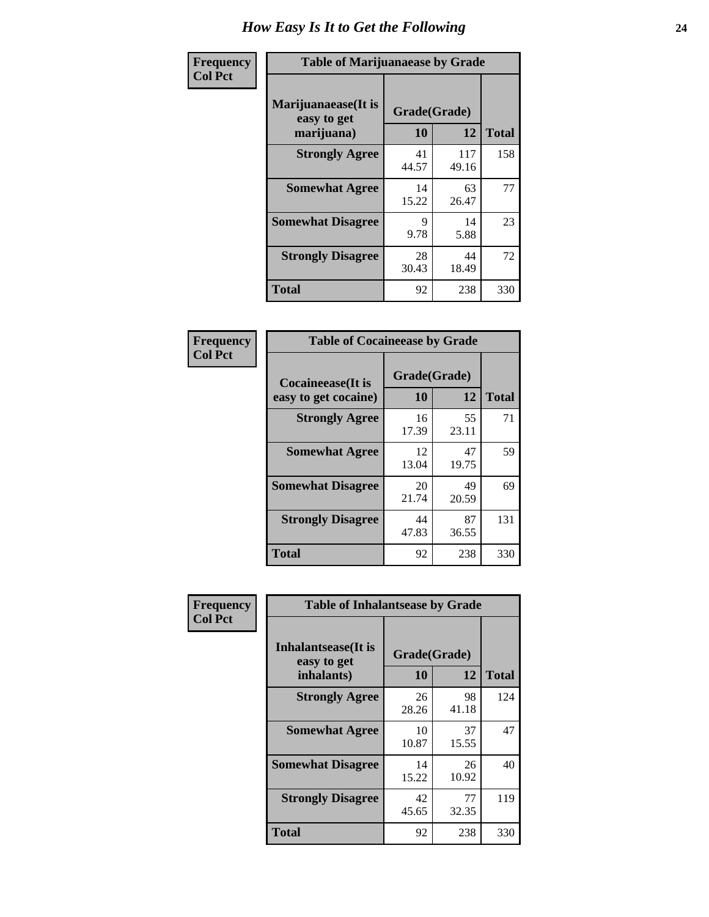# How Easy Is It to Get the Following

**Frequency**
**Col Pct**

**Table of Marijuanaease by Grade**

| Marijuanaease(It is easy to get marijuana) | Grade(Grade) | | Total |
|---|---|---|---|
| | 10 | 12 | |
| Strongly Agree | 41<br>44.57 | 117<br>49.16 | 158 |
| Somewhat Agree | 14<br>15.22 | 63<br>26.47 | 77 |
| Somewhat Disagree | 9<br>9.78 | 14<br>5.88 | 23 |
| Strongly Disagree | 28<br>30.43 | 44<br>18.49 | 72 |
| Total | 92 | 238 | 330 |

**Frequency**
**Col Pct**

**Table of Cocaineease by Grade**

| Cocaineease(It is easy to get cocaine) | Grade(Grade) | | Total |
|---|---|---|---|
| | 10 | 12 | |
| Strongly Agree | 16<br>17.39 | 55<br>23.11 | 71 |
| Somewhat Agree | 12<br>13.04 | 47<br>19.75 | 59 |
| Somewhat Disagree | 20<br>21.74 | 49<br>20.59 | 69 |
| Strongly Disagree | 44<br>47.83 | 87<br>36.55 | 131 |
| Total | 92 | 238 | 330 |

**Frequency**
**Col Pct**

**Table of Inhalantsease by Grade**

| Inhalantsease(It is easy to get inhalants) | Grade(Grade) | | Total |
|---|---|---|---|
| | 10 | 12 | |
| Strongly Agree | 26<br>28.26 | 98<br>41.18 | 124 |
| Somewhat Agree | 10<br>10.87 | 37<br>15.55 | 47 |
| Somewhat Disagree | 14<br>15.22 | 26<br>10.92 | 40 |
| Strongly Disagree | 42<br>45.65 | 77<br>32.35 | 119 |
| Total | 92 | 238 | 330 |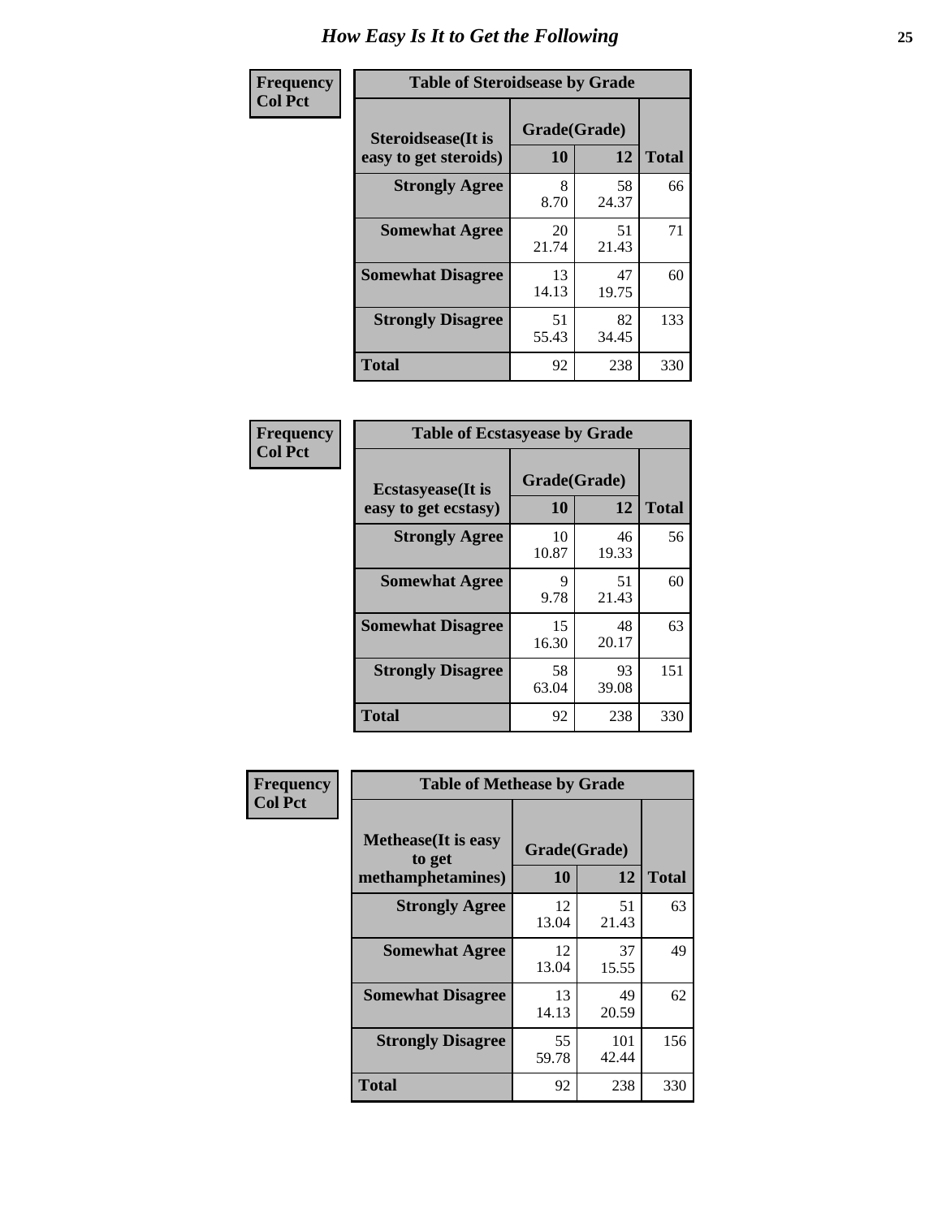# How Easy Is It to Get the Following

**Frequency**
**Col Pct**

| Table of Steroidsease by Grade | | | |
|---|---|---|---|
| Steroidsease(It is easy to get steroids) | Grade(Grade) | | Total |
| | 10 | 12 | |
| Strongly Agree | 8<br>8.70 | 58<br>24.37 | 66 |
| Somewhat Agree | 20<br>21.74 | 51<br>21.43 | 71 |
| Somewhat Disagree | 13<br>14.13 | 47<br>19.75 | 60 |
| Strongly Disagree | 51<br>55.43 | 82<br>34.45 | 133 |
| Total | 92 | 238 | 330 |

**Frequency**
**Col Pct**

| Table of Ecstasyease by Grade | | | |
|---|---|---|---|
| Ecstasyease(It is easy to get ecstasy) | Grade(Grade) | | Total |
| | 10 | 12 | |
| Strongly Agree | 10<br>10.87 | 46<br>19.33 | 56 |
| Somewhat Agree | 9<br>9.78 | 51<br>21.43 | 60 |
| Somewhat Disagree | 15<br>16.30 | 48<br>20.17 | 63 |
| Strongly Disagree | 58<br>63.04 | 93<br>39.08 | 151 |
| Total | 92 | 238 | 330 |

**Frequency**
**Col Pct**

| Table of Methease by Grade | | | |
|---|---|---|---|
| Methease(It is easy to get methamphetamines) | Grade(Grade) | | Total |
| | 10 | 12 | |
| Strongly Agree | 12<br>13.04 | 51<br>21.43 | 63 |
| Somewhat Agree | 12<br>13.04 | 37<br>15.55 | 49 |
| Somewhat Disagree | 13<br>14.13 | 49<br>20.59 | 62 |
| Strongly Disagree | 55<br>59.78 | 101<br>42.44 | 156 |
| Total | 92 | 238 | 330 |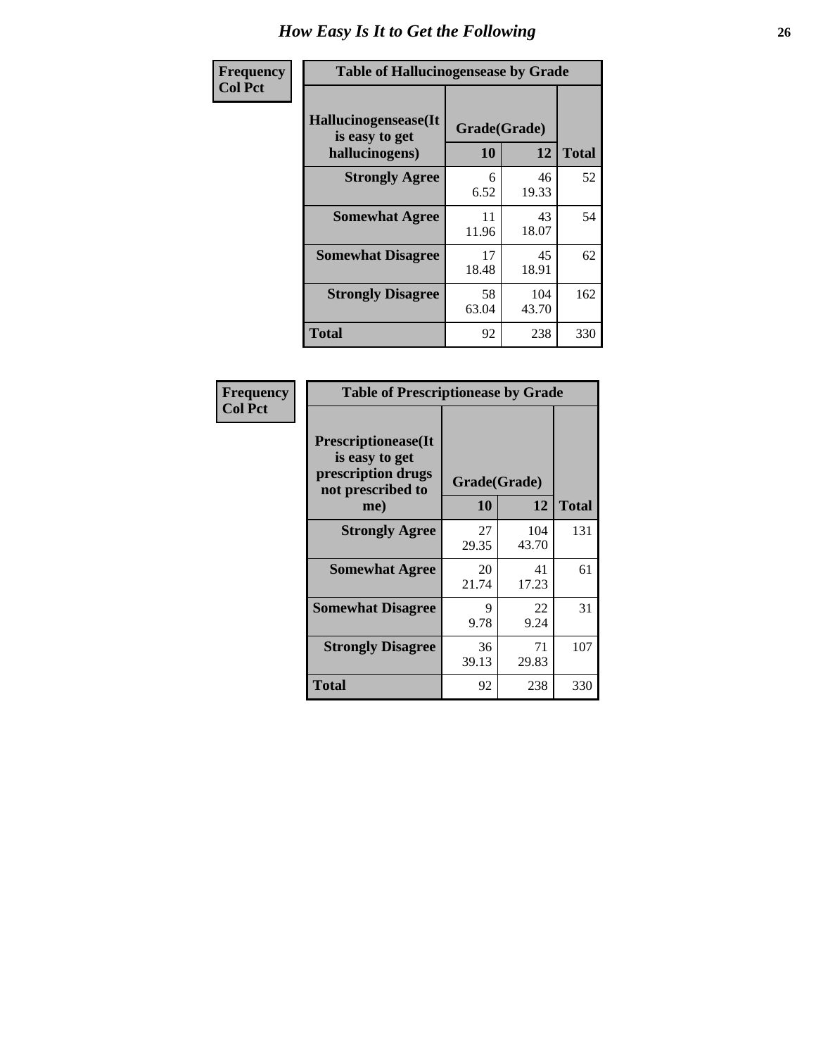# How Easy Is It to Get the Following

**Frequency**
**Col Pct**

**Table of Hallucinogensease by Grade**

| Hallucinogensease(It is easy to get hallucinogens) | Grade(Grade) 10 | 12 | Total |
|---|---|---|---|
| **Strongly Agree** | 6<br>6.52 | 46<br>19.33 | 52 |
| **Somewhat Agree** | 11<br>11.96 | 43<br>18.07 | 54 |
| **Somewhat Disagree** | 17<br>18.48 | 45<br>18.91 | 62 |
| **Strongly Disagree** | 58<br>63.04 | 104<br>43.70 | 162 |
| **Total** | 92 | 238 | 330 |

**Frequency**
**Col Pct**

**Table of Prescriptionease by Grade**

| Prescriptionease(It is easy to get prescription drugs not prescribed to me) | Grade(Grade) 10 | 12 | Total |
|---|---|---|---|
| **Strongly Agree** | 27<br>29.35 | 104<br>43.70 | 131 |
| **Somewhat Agree** | 20<br>21.74 | 41<br>17.23 | 61 |
| **Somewhat Disagree** | 9<br>9.78 | 22<br>9.24 | 31 |
| **Strongly Disagree** | 36<br>39.13 | 71<br>29.83 | 107 |
| **Total** | 92 | 238 | 330 |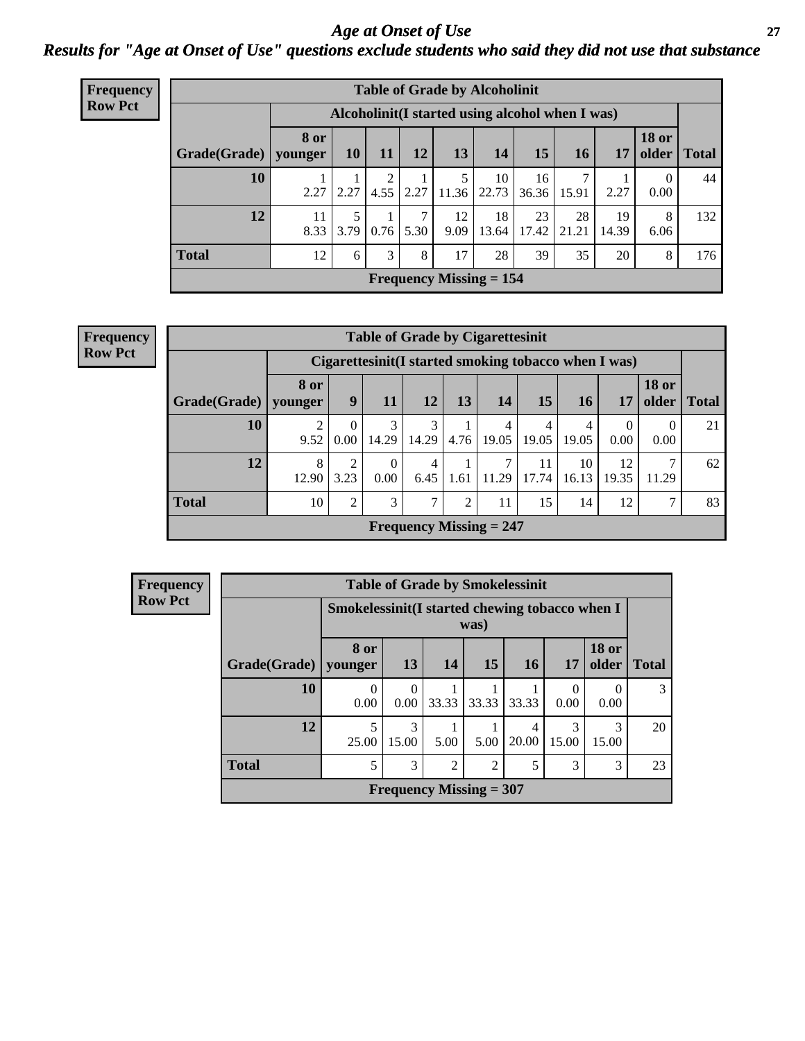# Age at Onset of Use

*Results for "Age at Onset of Use" questions exclude students who said they did not use that substance*

**Frequency Row Pct**

**Table of Grade by Alcoholinit**

| Grade(Grade) | Alcoholinit(I started using alcohol when I was) | | | | | | | | | | Total |
|---|---|---|---|---|---|---|---|---|---|---|---|
| | 8 or younger | 10 | 11 | 12 | 13 | 14 | 15 | 16 | 17 | 18 or older | |
| 10 | 1<br>2.27 | 1<br>2.27 | 2<br>4.55 | 1<br>2.27 | 5<br>11.36 | 10<br>22.73 | 16<br>36.36 | 7<br>15.91 | 1<br>2.27 | 0<br>0.00 | 44 |
| 12 | 11<br>8.33 | 5<br>3.79 | 1<br>0.76 | 7<br>5.30 | 12<br>9.09 | 18<br>13.64 | 23<br>17.42 | 28<br>21.21 | 19<br>14.39 | 8<br>6.06 | 132 |
| Total | 12 | 6 | 3 | 8 | 17 | 28 | 39 | 35 | 20 | 8 | 176 |

Frequency Missing = 154

**Frequency Row Pct**

**Table of Grade by Cigarettesinit**

| Grade(Grade) | Cigarettesinit(I started smoking tobacco when I was) | | | | | | | | | | Total |
|---|---|---|---|---|---|---|---|---|---|---|---|
| | 8 or younger | 9 | 11 | 12 | 13 | 14 | 15 | 16 | 17 | 18 or older | |
| 10 | 2<br>9.52 | 0<br>0.00 | 3<br>14.29 | 3<br>14.29 | 1<br>4.76 | 4<br>19.05 | 4<br>19.05 | 4<br>19.05 | 0<br>0.00 | 0<br>0.00 | 21 |
| 12 | 8<br>12.90 | 2<br>3.23 | 0<br>0.00 | 4<br>6.45 | 1<br>1.61 | 7<br>11.29 | 11<br>17.74 | 10<br>16.13 | 12<br>19.35 | 7<br>11.29 | 62 |
| Total | 10 | 2 | 3 | 7 | 2 | 11 | 15 | 14 | 12 | 7 | 83 |

Frequency Missing = 247

**Frequency Row Pct**

**Table of Grade by Smokelessinit**

| Grade(Grade) | Smokelessinit(I started chewing tobacco when I was) | | | | | | | Total |
|---|---|---|---|---|---|---|---|---|
| | 8 or younger | 13 | 14 | 15 | 16 | 17 | 18 or older | |
| 10 | 0<br>0.00 | 0<br>0.00 | 1<br>33.33 | 1<br>33.33 | 1<br>33.33 | 0<br>0.00 | 0<br>0.00 | 3 |
| 12 | 5<br>25.00 | 3<br>15.00 | 1<br>5.00 | 1<br>5.00 | 4<br>20.00 | 3<br>15.00 | 3<br>15.00 | 20 |
| Total | 5 | 3 | 2 | 2 | 5 | 3 | 3 | 23 |

Frequency Missing = 307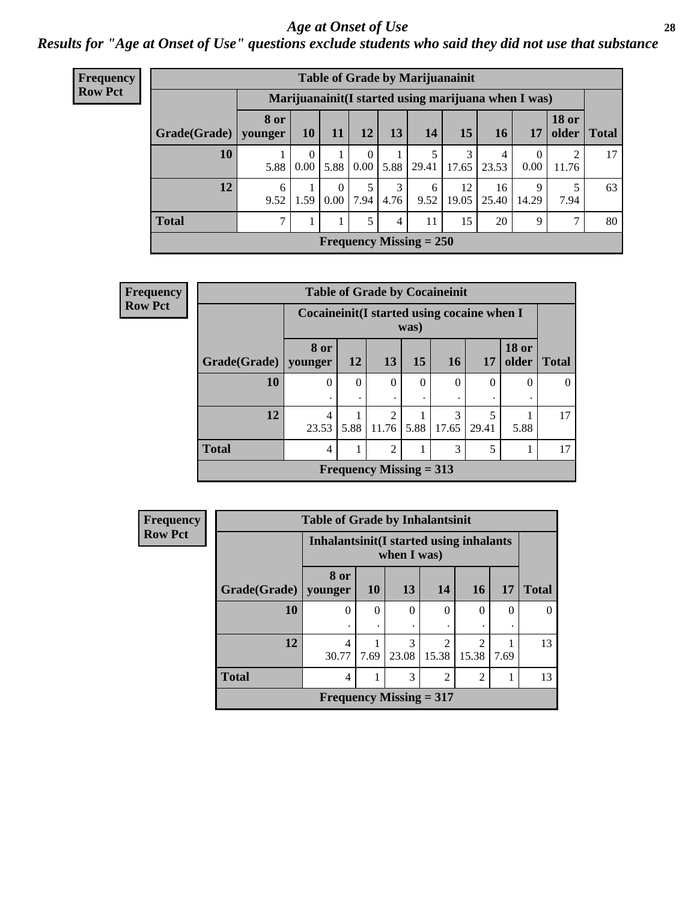# *Age at Onset of Use*

## *Results for "Age at Onset of Use" questions exclude students who said they did not use that substance*

**Frequency**
**Row Pct**

| Table of Grade by Marijuanainit | | | | | | | | | | | |
|---|---|---|---|---|---|---|---|---|---|---|---|
| | Marijuanainit(I started using marijuana when I was) | | | | | | | | | | |
| Grade(Grade) | 8 or younger | 10 | 11 | 12 | 13 | 14 | 15 | 16 | 17 | 18 or older | Total |
| 10 | 1<br>5.88 | 0<br>0.00 | 1<br>5.88 | 0<br>0.00 | 1<br>5.88 | 5<br>29.41 | 3<br>17.65 | 4<br>23.53 | 0<br>0.00 | 2<br>11.76 | 17 |
| 12 | 6<br>9.52 | 1<br>1.59 | 0<br>0.00 | 5<br>7.94 | 3<br>4.76 | 6<br>9.52 | 12<br>19.05 | 16<br>25.40 | 9<br>14.29 | 5<br>7.94 | 63 |
| Total | 7 | 1 | 1 | 5 | 4 | 11 | 15 | 20 | 9 | 7 | 80 |
| Frequency Missing = 250 | | | | | | | | | | | |

**Frequency**
**Row Pct**

| Table of Grade by Cocaineinit | | | | | | | | |
|---|---|---|---|---|---|---|---|---|
| | Cocaineinit(I started using cocaine when I was) | | | | | | | |
| Grade(Grade) | 8 or younger | 12 | 13 | 15 | 16 | 17 | 18 or older | Total |
| 10 | 0<br>. | 0<br>. | 0<br>. | 0<br>. | 0<br>. | 0<br>. | 0<br>. | 0 |
| 12 | 4<br>23.53 | 1<br>5.88 | 2<br>11.76 | 1<br>5.88 | 3<br>17.65 | 5<br>29.41 | 1<br>5.88 | 17 |
| Total | 4 | 1 | 2 | 1 | 3 | 5 | 1 | 17 |
| Frequency Missing = 313 | | | | | | | | |

**Frequency**
**Row Pct**

| Table of Grade by Inhalantsinit | | | | | | | |
|---|---|---|---|---|---|---|---|
| | Inhalantsinit(I started using inhalants when I was) | | | | | | |
| Grade(Grade) | 8 or younger | 10 | 13 | 14 | 16 | 17 | Total |
| 10 | 0<br>. | 0<br>. | 0<br>. | 0<br>. | 0<br>. | 0<br>. | 0 |
| 12 | 4<br>30.77 | 1<br>7.69 | 3<br>23.08 | 2<br>15.38 | 2<br>15.38 | 1<br>7.69 | 13 |
| Total | 4 | 1 | 3 | 2 | 2 | 1 | 13 |
| Frequency Missing = 317 | | | | | | | |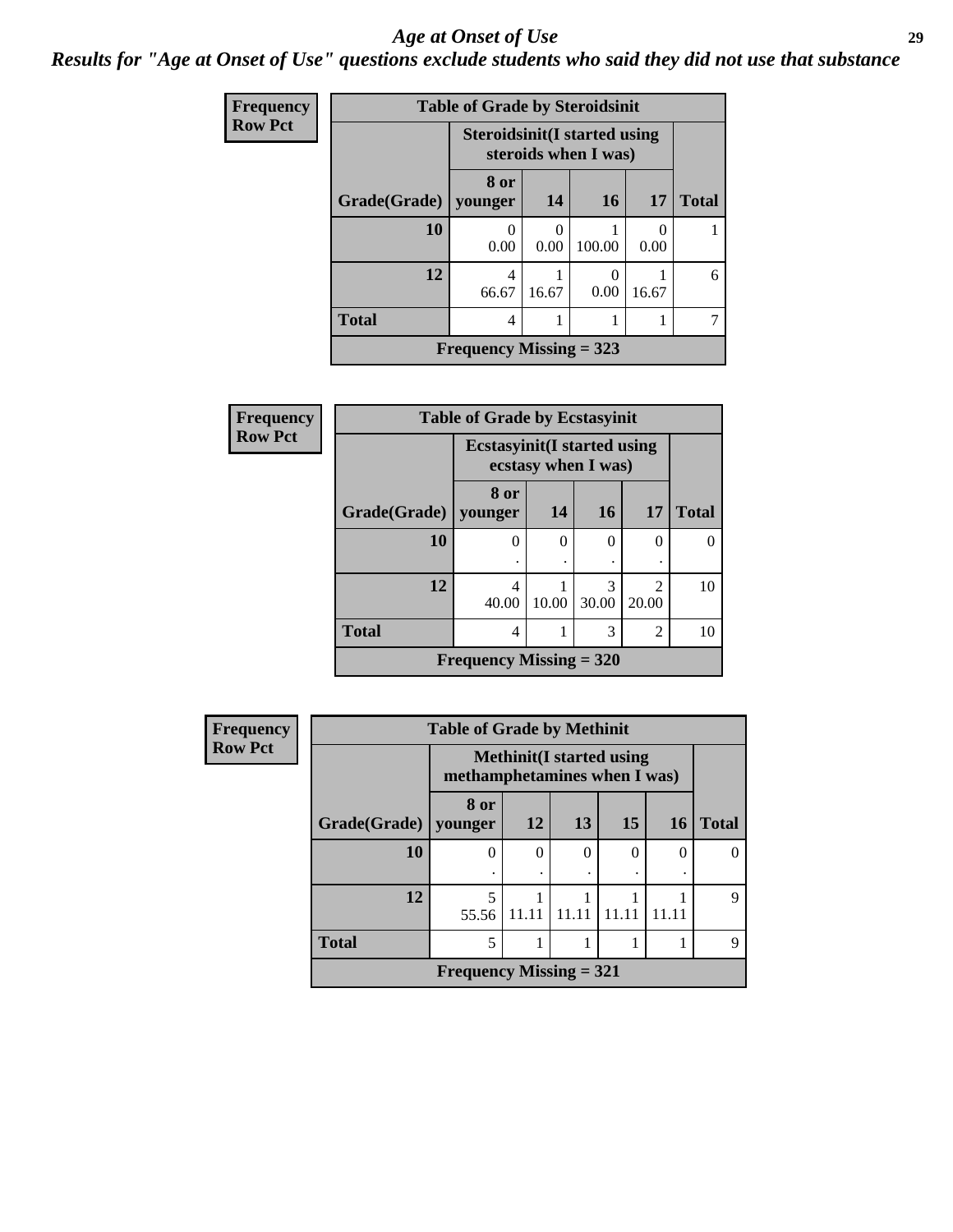# Age at Onset of Use

## Results for "Age at Onset of Use" questions exclude students who said they did not use that substance

**Frequency**
**Row Pct**

**Table of Grade by Steroidsinit**

| Grade(Grade) | Steroidsinit(I started using steroids when I was) | | | | Total |
|---|---|---|---|---|---|
| | 8 or younger | 14 | 16 | 17 | |
| 10 | 0<br>0.00 | 0<br>0.00 | 1<br>100.00 | 0<br>0.00 | 1 |
| 12 | 4<br>66.67 | 1<br>16.67 | 0<br>0.00 | 1<br>16.67 | 6 |
| Total | 4 | 1 | 1 | 1 | 7 |

**Frequency Missing = 323**

**Frequency**
**Row Pct**

**Table of Grade by Ecstasyinit**

| Grade(Grade) | Ecstasyinit(I started using ecstasy when I was) | | | | Total |
|---|---|---|---|---|---|
| | 8 or younger | 14 | 16 | 17 | |
| 10 | 0<br>. | 0<br>. | 0<br>. | 0<br>. | 0 |
| 12 | 4<br>40.00 | 1<br>10.00 | 3<br>30.00 | 2<br>20.00 | 10 |
| Total | 4 | 1 | 3 | 2 | 10 |

**Frequency Missing = 320**

**Frequency**
**Row Pct**

**Table of Grade by Methinit**

| Grade(Grade) | Methinit(I started using methamphetamines when I was) | | | | | Total |
|---|---|---|---|---|---|---|
| | 8 or younger | 12 | 13 | 15 | 16 | |
| 10 | 0<br>. | 0<br>. | 0<br>. | 0<br>. | 0<br>. | 0 |
| 12 | 5<br>55.56 | 1<br>11.11 | 1<br>11.11 | 1<br>11.11 | 1<br>11.11 | 9 |
| Total | 5 | 1 | 1 | 1 | 1 | 9 |

**Frequency Missing = 321**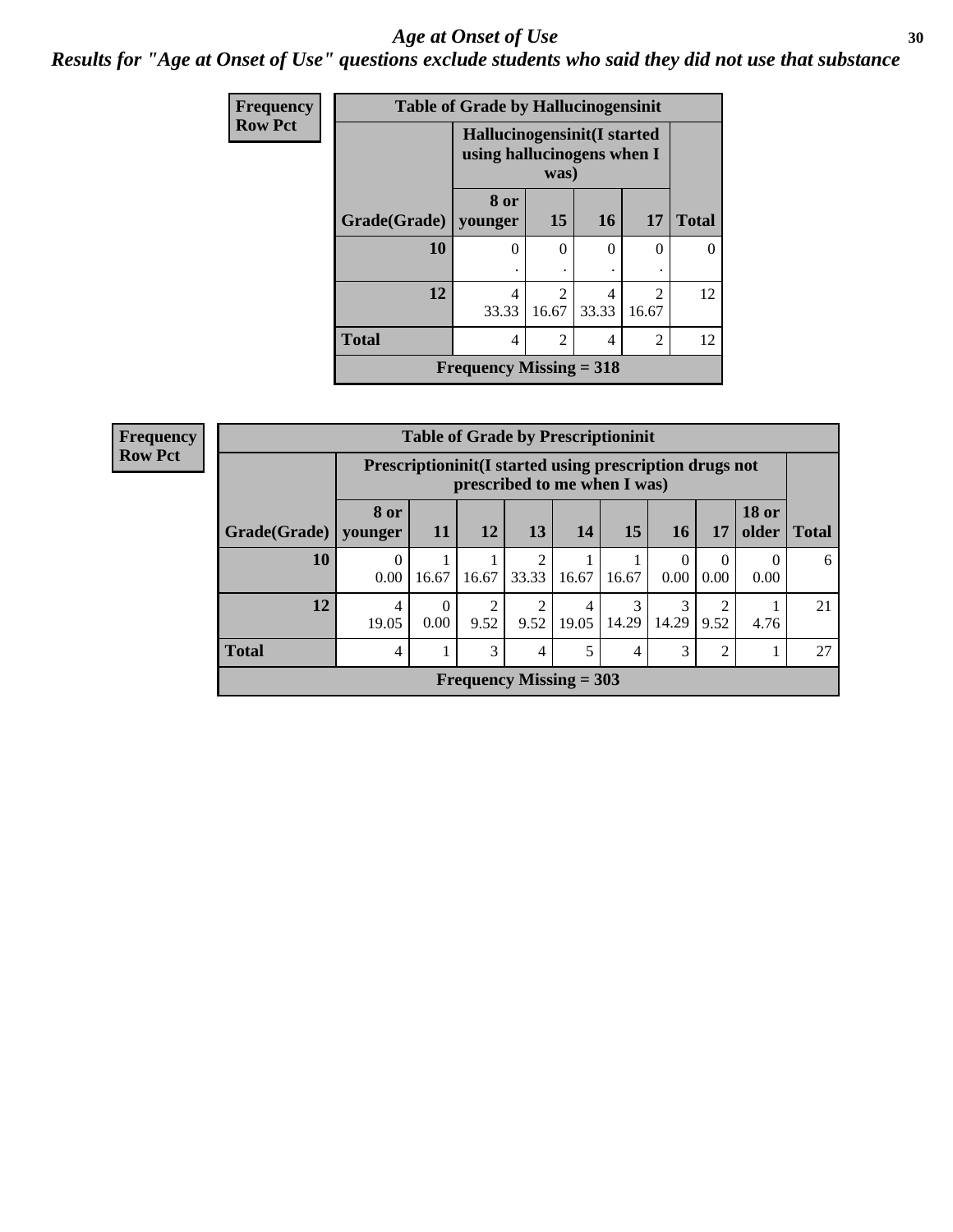# Age at Onset of Use

***Results for "Age at Onset of Use" questions exclude students who said they did not use that substance***

**Frequency**
**Row Pct**

**Table of Grade by Hallucinogensinit**

| Grade(Grade) | Hallucinogensinit(I started using hallucinogens when I was) 8 or younger | 15 | 16 | 17 | Total |
|---|---|---|---|---|---|
| **10** | 0<br>. | 0<br>. | 0<br>. | 0<br>. | 0 |
| **12** | 4<br>33.33 | 2<br>16.67 | 4<br>33.33 | 2<br>16.67 | 12 |
| **Total** | 4 | 2 | 4 | 2 | 12 |

**Frequency Missing = 318**

**Frequency**
**Row Pct**

**Table of Grade by Prescriptioninit**

| Grade(Grade) | Prescriptioninit(I started using prescription drugs not prescribed to me when I was) 8 or younger | 11 | 12 | 13 | 14 | 15 | 16 | 17 | 18 or older | Total |
|---|---|---|---|---|---|---|---|---|---|---|
| **10** | 0<br>0.00 | 1<br>16.67 | 1<br>16.67 | 2<br>33.33 | 1<br>16.67 | 1<br>16.67 | 0<br>0.00 | 0<br>0.00 | 0<br>0.00 | 6 |
| **12** | 4<br>19.05 | 0<br>0.00 | 2<br>9.52 | 2<br>9.52 | 4<br>19.05 | 3<br>14.29 | 3<br>14.29 | 2<br>9.52 | 1<br>4.76 | 21 |
| **Total** | 4 | 1 | 3 | 4 | 5 | 4 | 3 | 2 | 1 | 27 |

**Frequency Missing = 303**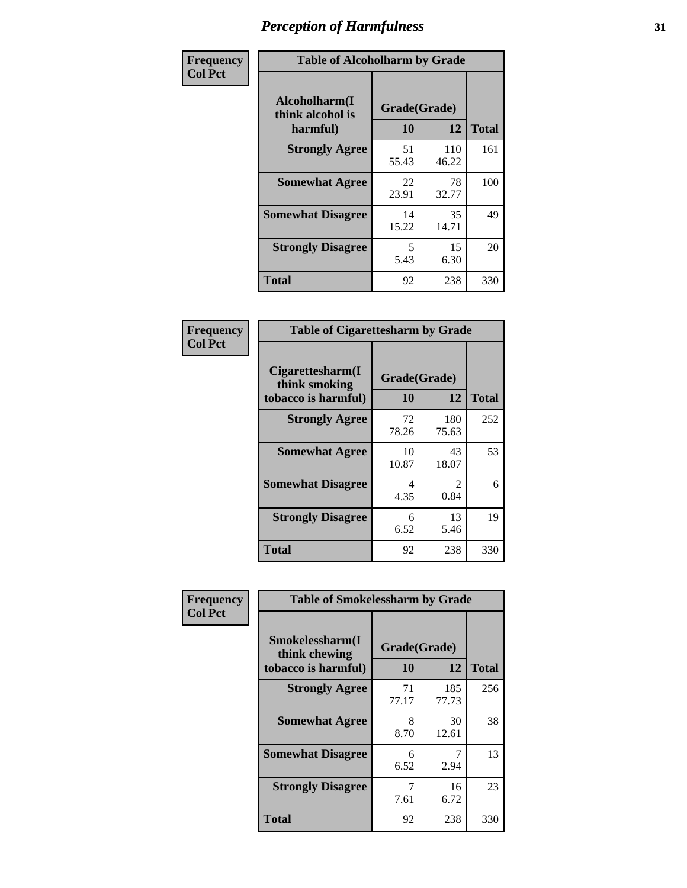# Perception of Harmfulness

**Frequency**
**Col Pct**

| Table of Alcoholharm by Grade | | | |
|---|---|---|---|
| **Alcoholharm(I think alcohol is harmful)** | **Grade(Grade)** | | **Total** |
| | **10** | **12** | |
| **Strongly Agree** | 51<br>55.43 | 110<br>46.22 | 161 |
| **Somewhat Agree** | 22<br>23.91 | 78<br>32.77 | 100 |
| **Somewhat Disagree** | 14<br>15.22 | 35<br>14.71 | 49 |
| **Strongly Disagree** | 5<br>5.43 | 15<br>6.30 | 20 |
| **Total** | 92 | 238 | 330 |

**Frequency**
**Col Pct**

| Table of Cigarettesharm by Grade | | | |
|---|---|---|---|
| **Cigarettesharm(I think smoking tobacco is harmful)** | **Grade(Grade)** | | **Total** |
| | **10** | **12** | |
| **Strongly Agree** | 72<br>78.26 | 180<br>75.63 | 252 |
| **Somewhat Agree** | 10<br>10.87 | 43<br>18.07 | 53 |
| **Somewhat Disagree** | 4<br>4.35 | 2<br>0.84 | 6 |
| **Strongly Disagree** | 6<br>6.52 | 13<br>5.46 | 19 |
| **Total** | 92 | 238 | 330 |

**Frequency**
**Col Pct**

| Table of Smokelessharm by Grade | | | |
|---|---|---|---|
| **Smokelessharm(I think chewing tobacco is harmful)** | **Grade(Grade)** | | **Total** |
| | **10** | **12** | |
| **Strongly Agree** | 71<br>77.17 | 185<br>77.73 | 256 |
| **Somewhat Agree** | 8<br>8.70 | 30<br>12.61 | 38 |
| **Somewhat Disagree** | 6<br>6.52 | 7<br>2.94 | 13 |
| **Strongly Disagree** | 7<br>7.61 | 16<br>6.72 | 23 |
| **Total** | 92 | 238 | 330 |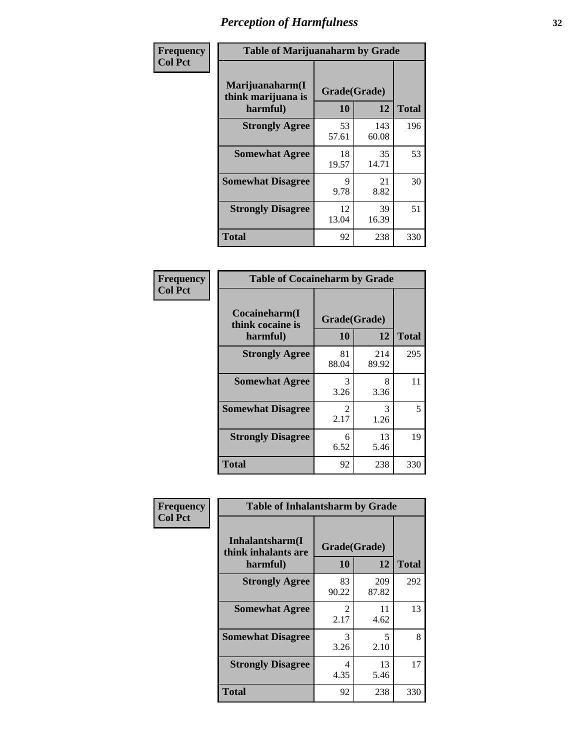# Perception of Harmfulness

**Frequency / Col Pct**

| Marijuanaharm(I think marijuana is harmful) | Grade(Grade) 10 | 12 | Total |
|---|---|---|---|
| **Strongly Agree** | 53<br>57.61 | 143<br>60.08 | 196 |
| **Somewhat Agree** | 18<br>19.57 | 35<br>14.71 | 53 |
| **Somewhat Disagree** | 9<br>9.78 | 21<br>8.82 | 30 |
| **Strongly Disagree** | 12<br>13.04 | 39<br>16.39 | 51 |
| **Total** | 92 | 238 | 330 |

Table of Marijuanaharm by Grade

**Frequency / Col Pct**

| Cocaineharm(I think cocaine is harmful) | Grade(Grade) 10 | 12 | Total |
|---|---|---|---|
| **Strongly Agree** | 81<br>88.04 | 214<br>89.92 | 295 |
| **Somewhat Agree** | 3<br>3.26 | 8<br>3.36 | 11 |
| **Somewhat Disagree** | 2<br>2.17 | 3<br>1.26 | 5 |
| **Strongly Disagree** | 6<br>6.52 | 13<br>5.46 | 19 |
| **Total** | 92 | 238 | 330 |

Table of Cocaineharm by Grade

**Frequency / Col Pct**

| Inhalantsharm(I think inhalants are harmful) | Grade(Grade) 10 | 12 | Total |
|---|---|---|---|
| **Strongly Agree** | 83<br>90.22 | 209<br>87.82 | 292 |
| **Somewhat Agree** | 2<br>2.17 | 11<br>4.62 | 13 |
| **Somewhat Disagree** | 3<br>3.26 | 5<br>2.10 | 8 |
| **Strongly Disagree** | 4<br>4.35 | 13<br>5.46 | 17 |
| **Total** | 92 | 238 | 330 |

Table of Inhalantsharm by Grade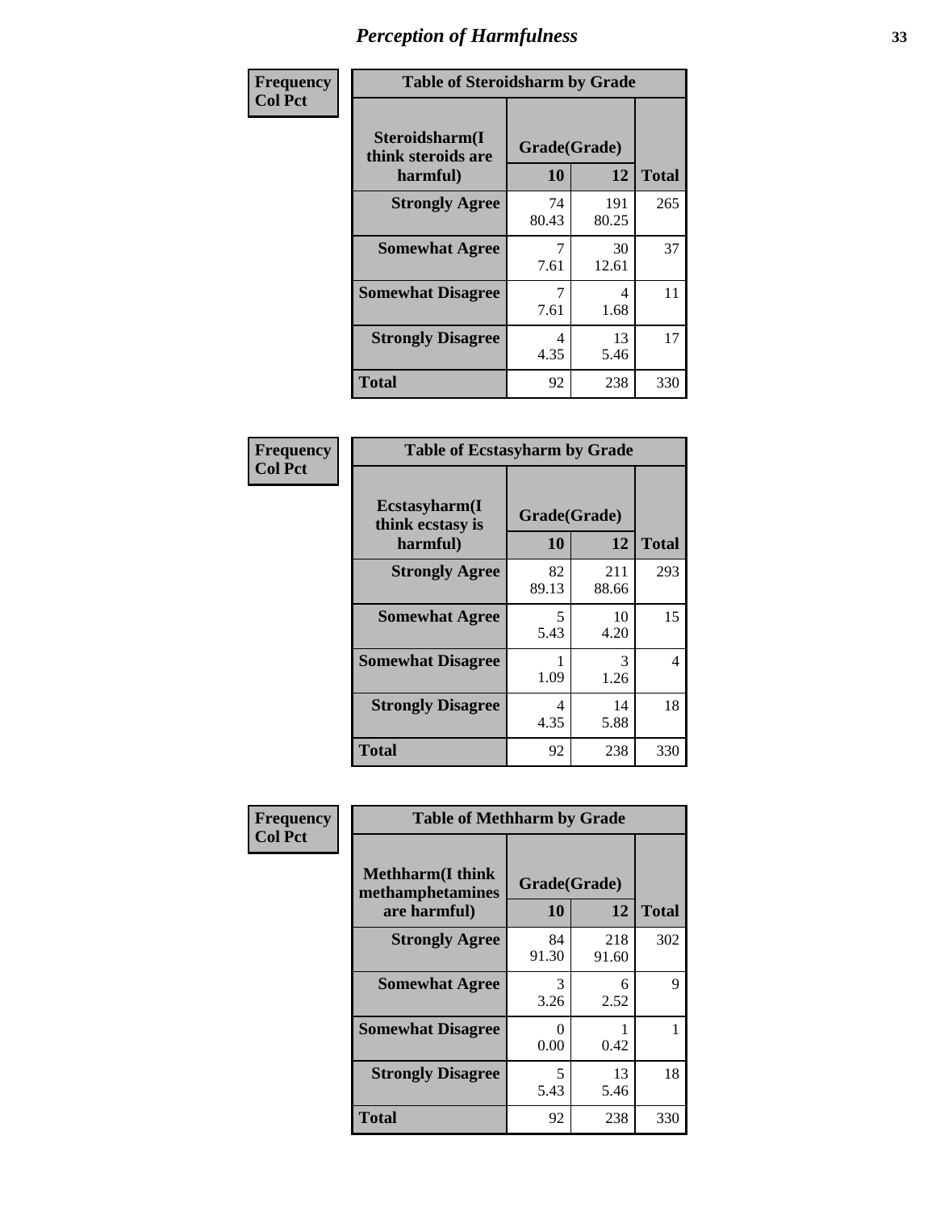# Perception of Harmfulness

**Frequency**
**Col Pct**

| Table of Steroidsharm by Grade | | | |
|---|---|---|---|
| **Steroidsharm(I think steroids are harmful)** | **Grade(Grade)** | | **Total** |
| | **10** | **12** | |
| **Strongly Agree** | 74<br>80.43 | 191<br>80.25 | 265 |
| **Somewhat Agree** | 7<br>7.61 | 30<br>12.61 | 37 |
| **Somewhat Disagree** | 7<br>7.61 | 4<br>1.68 | 11 |
| **Strongly Disagree** | 4<br>4.35 | 13<br>5.46 | 17 |
| **Total** | 92 | 238 | 330 |

**Frequency**
**Col Pct**

| Table of Ecstasyharm by Grade | | | |
|---|---|---|---|
| **Ecstasyharm(I think ecstasy is harmful)** | **Grade(Grade)** | | **Total** |
| | **10** | **12** | |
| **Strongly Agree** | 82<br>89.13 | 211<br>88.66 | 293 |
| **Somewhat Agree** | 5<br>5.43 | 10<br>4.20 | 15 |
| **Somewhat Disagree** | 1<br>1.09 | 3<br>1.26 | 4 |
| **Strongly Disagree** | 4<br>4.35 | 14<br>5.88 | 18 |
| **Total** | 92 | 238 | 330 |

**Frequency**
**Col Pct**

| Table of Methharm by Grade | | | |
|---|---|---|---|
| **Methharm(I think methamphetamines are harmful)** | **Grade(Grade)** | | **Total** |
| | **10** | **12** | |
| **Strongly Agree** | 84<br>91.30 | 218<br>91.60 | 302 |
| **Somewhat Agree** | 3<br>3.26 | 6<br>2.52 | 9 |
| **Somewhat Disagree** | 0<br>0.00 | 1<br>0.42 | 1 |
| **Strongly Disagree** | 5<br>5.43 | 13<br>5.46 | 18 |
| **Total** | 92 | 238 | 330 |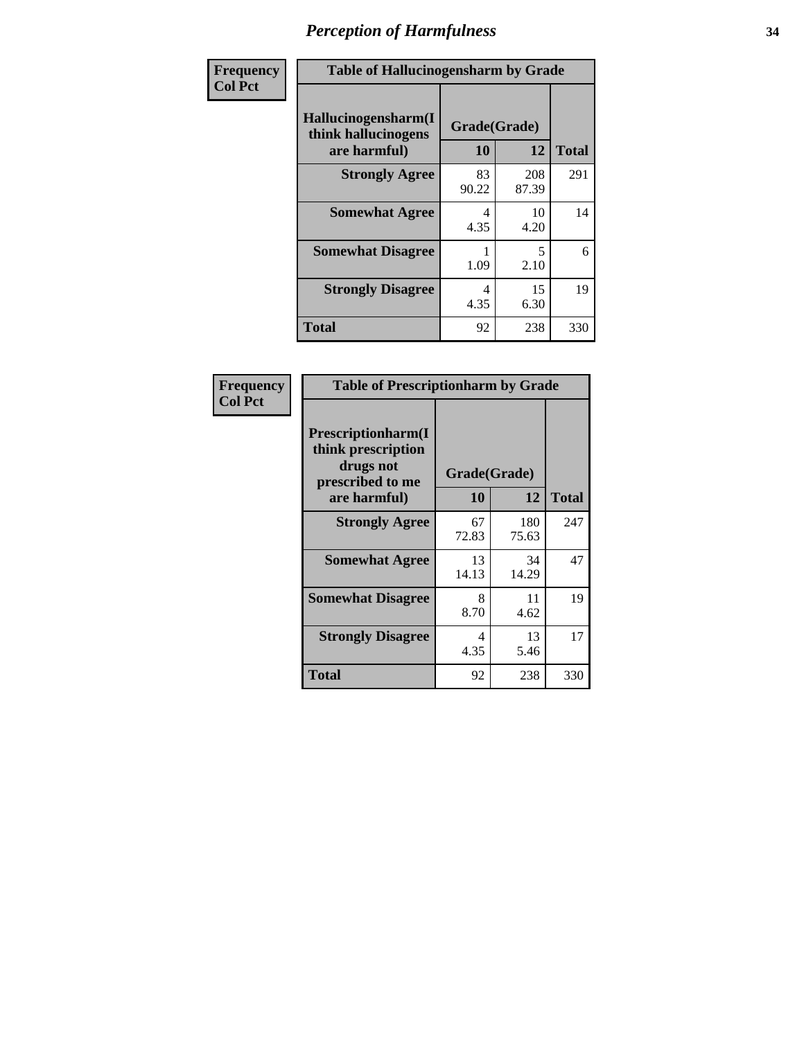# Perception of Harmfulness

| Frequency Col Pct | Table of Hallucinogensharm by Grade | | |
|---|---|---|---|
| Hallucinogensharm(I think hallucinogens are harmful) | Grade(Grade) | | Total |
| | 10 | 12 | |
| Strongly Agree | 83<br>90.22 | 208<br>87.39 | 291 |
| Somewhat Agree | 4<br>4.35 | 10<br>4.20 | 14 |
| Somewhat Disagree | 1<br>1.09 | 5<br>2.10 | 6 |
| Strongly Disagree | 4<br>4.35 | 15<br>6.30 | 19 |
| Total | 92 | 238 | 330 |

| Frequency Col Pct | Table of Prescriptionharm by Grade | | |
|---|---|---|---|
| Prescriptionharm(I think prescription drugs not prescribed to me are harmful) | Grade(Grade) | | Total |
| | 10 | 12 | |
| Strongly Agree | 67<br>72.83 | 180<br>75.63 | 247 |
| Somewhat Agree | 13<br>14.13 | 34<br>14.29 | 47 |
| Somewhat Disagree | 8<br>8.70 | 11<br>4.62 | 19 |
| Strongly Disagree | 4<br>4.35 | 13<br>5.46 | 17 |
| Total | 92 | 238 | 330 |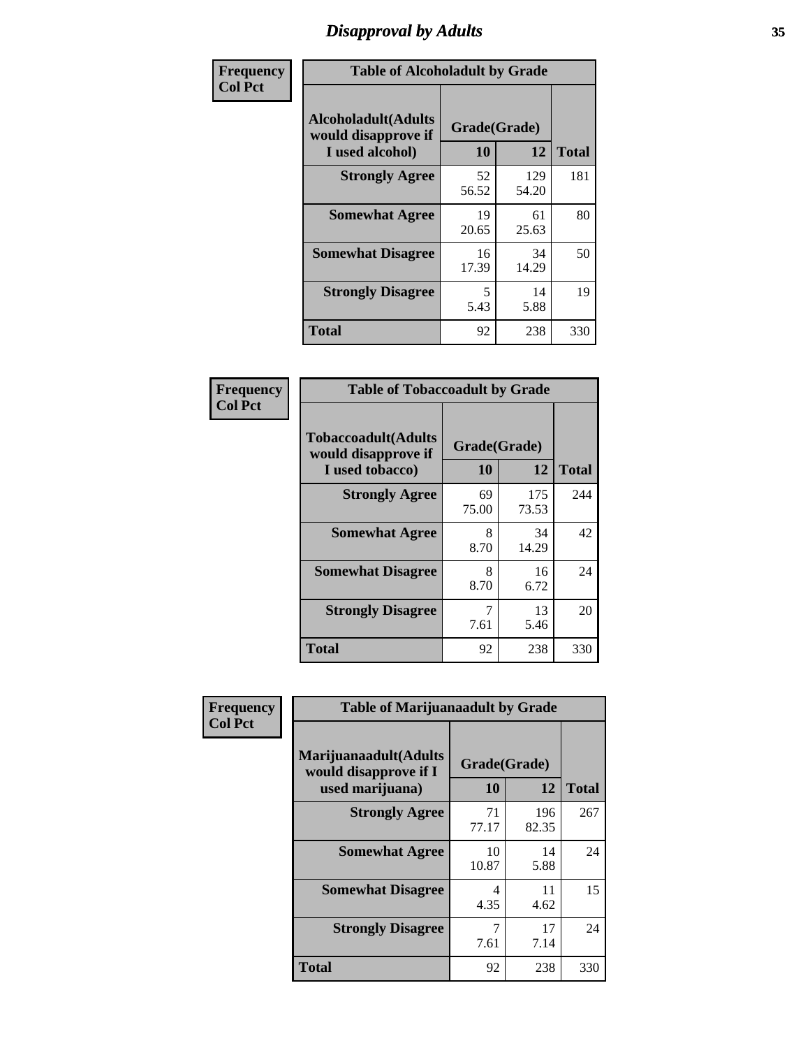# Disapproval by Adults

**Frequency**
**Col Pct**

| Table of Alcoholadult by Grade | | | |
|---|---|---|---|
| Alcoholadult(Adults would disapprove if I used alcohol) | Grade(Grade) | | |
| | 10 | 12 | Total |
| Strongly Agree | 52<br>56.52 | 129<br>54.20 | 181 |
| Somewhat Agree | 19<br>20.65 | 61<br>25.63 | 80 |
| Somewhat Disagree | 16<br>17.39 | 34<br>14.29 | 50 |
| Strongly Disagree | 5<br>5.43 | 14<br>5.88 | 19 |
| Total | 92 | 238 | 330 |

**Frequency**
**Col Pct**

| Table of Tobaccoadult by Grade | | | |
|---|---|---|---|
| Tobaccoadult(Adults would disapprove if I used tobacco) | Grade(Grade) | | |
| | 10 | 12 | Total |
| Strongly Agree | 69<br>75.00 | 175<br>73.53 | 244 |
| Somewhat Agree | 8<br>8.70 | 34<br>14.29 | 42 |
| Somewhat Disagree | 8<br>8.70 | 16<br>6.72 | 24 |
| Strongly Disagree | 7<br>7.61 | 13<br>5.46 | 20 |
| Total | 92 | 238 | 330 |

**Frequency**
**Col Pct**

| Table of Marijuanaadult by Grade | | | |
|---|---|---|---|
| Marijuanaadult(Adults would disapprove if I used marijuana) | Grade(Grade) | | |
| | 10 | 12 | Total |
| Strongly Agree | 71<br>77.17 | 196<br>82.35 | 267 |
| Somewhat Agree | 10<br>10.87 | 14<br>5.88 | 24 |
| Somewhat Disagree | 4<br>4.35 | 11<br>4.62 | 15 |
| Strongly Disagree | 7<br>7.61 | 17<br>7.14 | 24 |
| Total | 92 | 238 | 330 |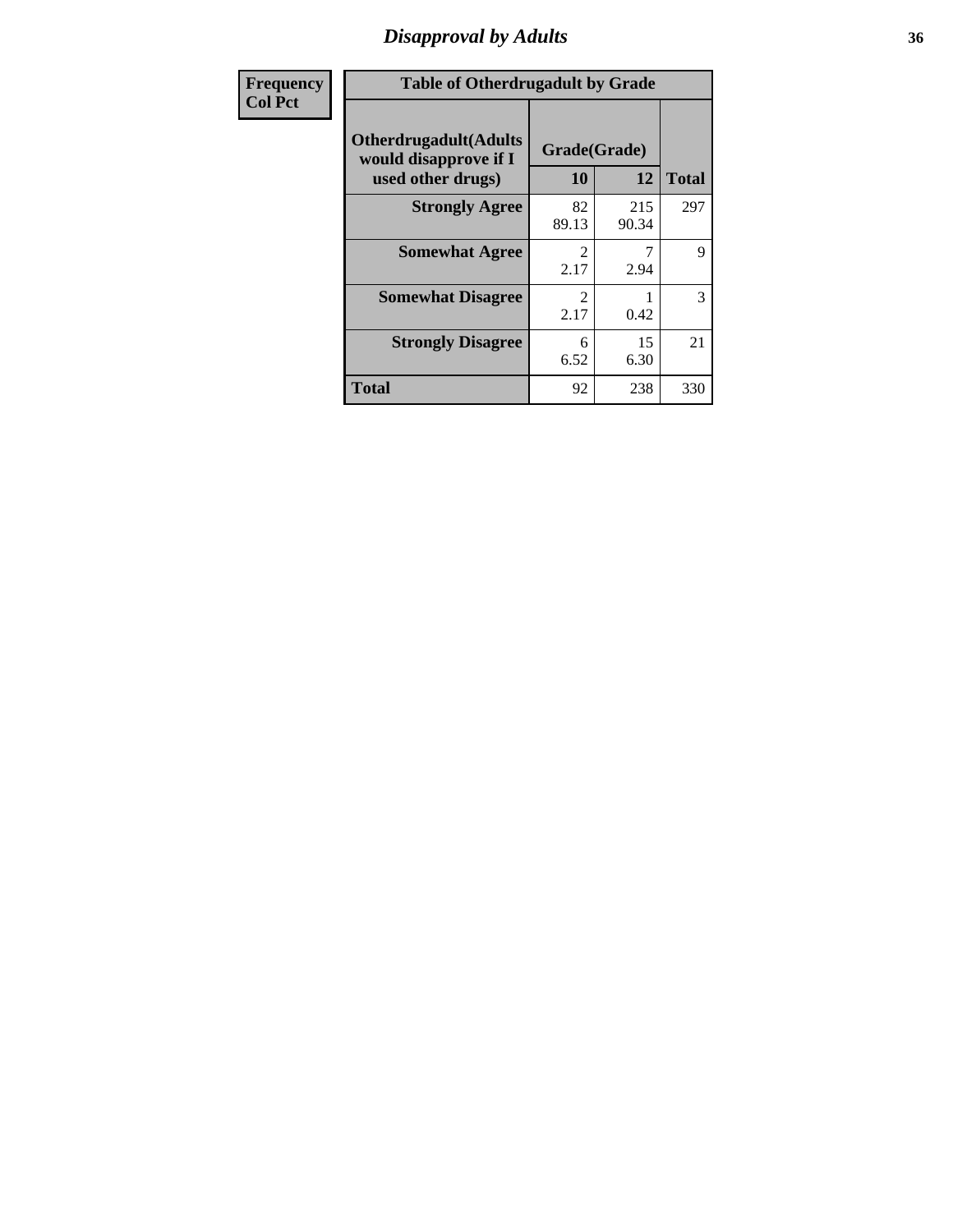# Disapproval by Adults

| Frequency<br>Col Pct |
|---|

**Table of Otherdrugadult by Grade**

| Otherdrugadult(Adults would disapprove if I used other drugs) | Grade(Grade) | | Total |
|---|---|---|---|
| | 10 | 12 | |
| **Strongly Agree** | 82<br>89.13 | 215<br>90.34 | 297 |
| **Somewhat Agree** | 2<br>2.17 | 7<br>2.94 | 9 |
| **Somewhat Disagree** | 2<br>2.17 | 1<br>0.42 | 3 |
| **Strongly Disagree** | 6<br>6.52 | 15<br>6.30 | 21 |
| **Total** | 92 | 238 | 330 |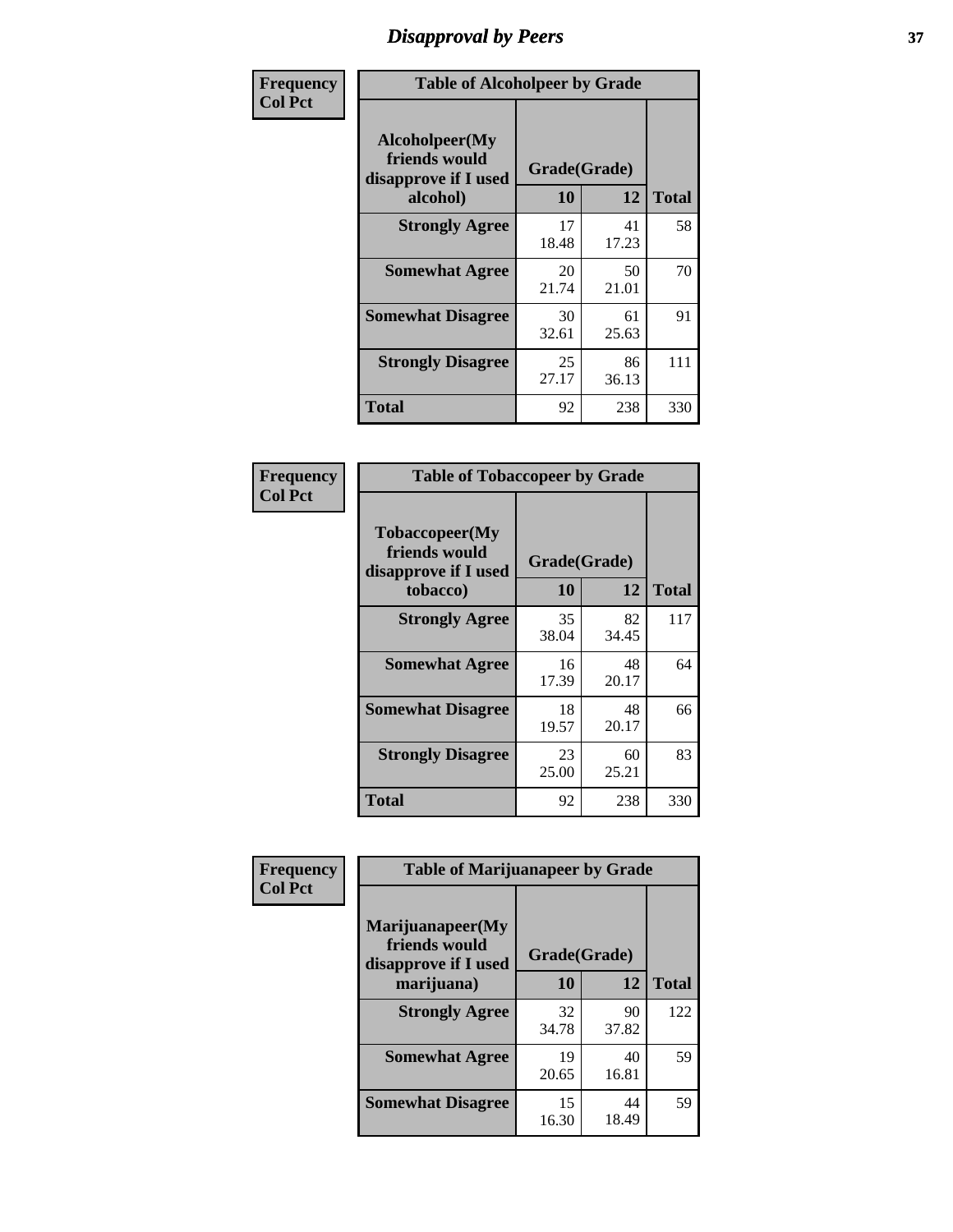# Disapproval by Peers

| Frequency Col Pct | Table of Alcoholpeer by Grade | | |
|---|---|---|---|
| Alcoholpeer(My friends would disapprove if I used alcohol) | Grade(Grade) | | |
| | 10 | 12 | Total |
| Strongly Agree | 17 18.48 | 41 17.23 | 58 |
| Somewhat Agree | 20 21.74 | 50 21.01 | 70 |
| Somewhat Disagree | 30 32.61 | 61 25.63 | 91 |
| Strongly Disagree | 25 27.17 | 86 36.13 | 111 |
| Total | 92 | 238 | 330 |

| Frequency Col Pct | Table of Tobaccopeer by Grade | | |
|---|---|---|---|
| Tobaccopeer(My friends would disapprove if I used tobacco) | Grade(Grade) | | |
| | 10 | 12 | Total |
| Strongly Agree | 35 38.04 | 82 34.45 | 117 |
| Somewhat Agree | 16 17.39 | 48 20.17 | 64 |
| Somewhat Disagree | 18 19.57 | 48 20.17 | 66 |
| Strongly Disagree | 23 25.00 | 60 25.21 | 83 |
| Total | 92 | 238 | 330 |

| Frequency Col Pct | Table of Marijuanapeer by Grade | | |
|---|---|---|---|
| Marijuanapeer(My friends would disapprove if I used marijuana) | Grade(Grade) | | |
| | 10 | 12 | Total |
| Strongly Agree | 32 34.78 | 90 37.82 | 122 |
| Somewhat Agree | 19 20.65 | 40 16.81 | 59 |
| Somewhat Disagree | 15 16.30 | 44 18.49 | 59 |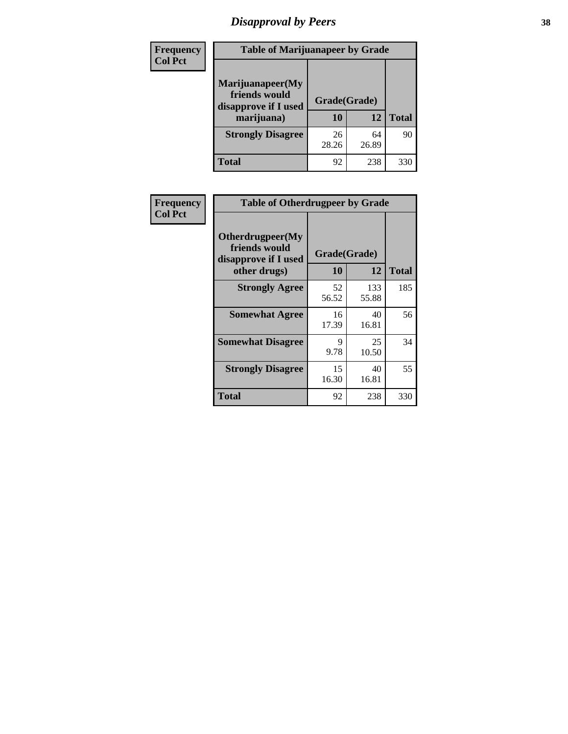# Disapproval by Peers

**Frequency**
**Col Pct**

**Table of Marijuanapeer by Grade**

| Marijuanapeer(My friends would disapprove if I used marijuana) | Grade(Grade) | | Total |
|---|---|---|---|
| | 10 | 12 | |
| **Strongly Disagree** | 26<br>28.26 | 64<br>26.89 | 90 |
| **Total** | 92 | 238 | 330 |

**Frequency**
**Col Pct**

**Table of Otherdrugpeer by Grade**

| Otherdrugpeer(My friends would disapprove if I used other drugs) | Grade(Grade) | | Total |
|---|---|---|---|
| | 10 | 12 | |
| **Strongly Agree** | 52<br>56.52 | 133<br>55.88 | 185 |
| **Somewhat Agree** | 16<br>17.39 | 40<br>16.81 | 56 |
| **Somewhat Disagree** | 9<br>9.78 | 25<br>10.50 | 34 |
| **Strongly Disagree** | 15<br>16.30 | 40<br>16.81 | 55 |
| **Total** | 92 | 238 | 330 |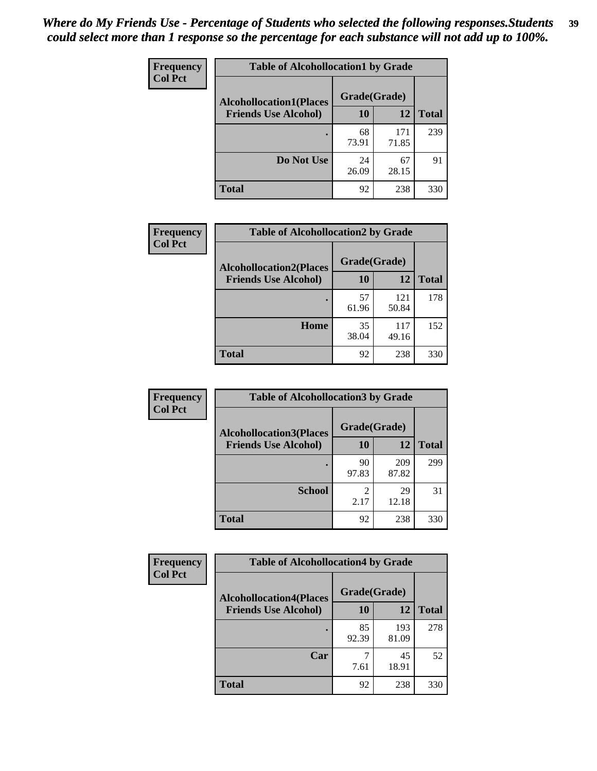*Where do My Friends Use - Percentage of Students who selected the following responses.Students could select more than 1 response so the percentage for each substance will not add up to 100%.*

**Frequency**
**Col Pct**

| Table of Alcohollocation1 by Grade | | | |
|---|---|---|---|
| **Alcohollocation1(Places Friends Use Alcohol)** | **Grade(Grade)** | | **Total** |
| | **10** | **12** | |
| **.** | 68<br>73.91 | 171<br>71.85 | 239 |
| **Do Not Use** | 24<br>26.09 | 67<br>28.15 | 91 |
| **Total** | 92 | 238 | 330 |

**Frequency**
**Col Pct**

| Table of Alcohollocation2 by Grade | | | |
|---|---|---|---|
| **Alcohollocation2(Places Friends Use Alcohol)** | **Grade(Grade)** | | **Total** |
| | **10** | **12** | |
| **.** | 57<br>61.96 | 121<br>50.84 | 178 |
| **Home** | 35<br>38.04 | 117<br>49.16 | 152 |
| **Total** | 92 | 238 | 330 |

**Frequency**
**Col Pct**

| Table of Alcohollocation3 by Grade | | | |
|---|---|---|---|
| **Alcohollocation3(Places Friends Use Alcohol)** | **Grade(Grade)** | | **Total** |
| | **10** | **12** | |
| **.** | 90<br>97.83 | 209<br>87.82 | 299 |
| **School** | 2<br>2.17 | 29<br>12.18 | 31 |
| **Total** | 92 | 238 | 330 |

**Frequency**
**Col Pct**

| Table of Alcohollocation4 by Grade | | | |
|---|---|---|---|
| **Alcohollocation4(Places Friends Use Alcohol)** | **Grade(Grade)** | | **Total** |
| | **10** | **12** | |
| **.** | 85<br>92.39 | 193<br>81.09 | 278 |
| **Car** | 7<br>7.61 | 45<br>18.91 | 52 |
| **Total** | 92 | 238 | 330 |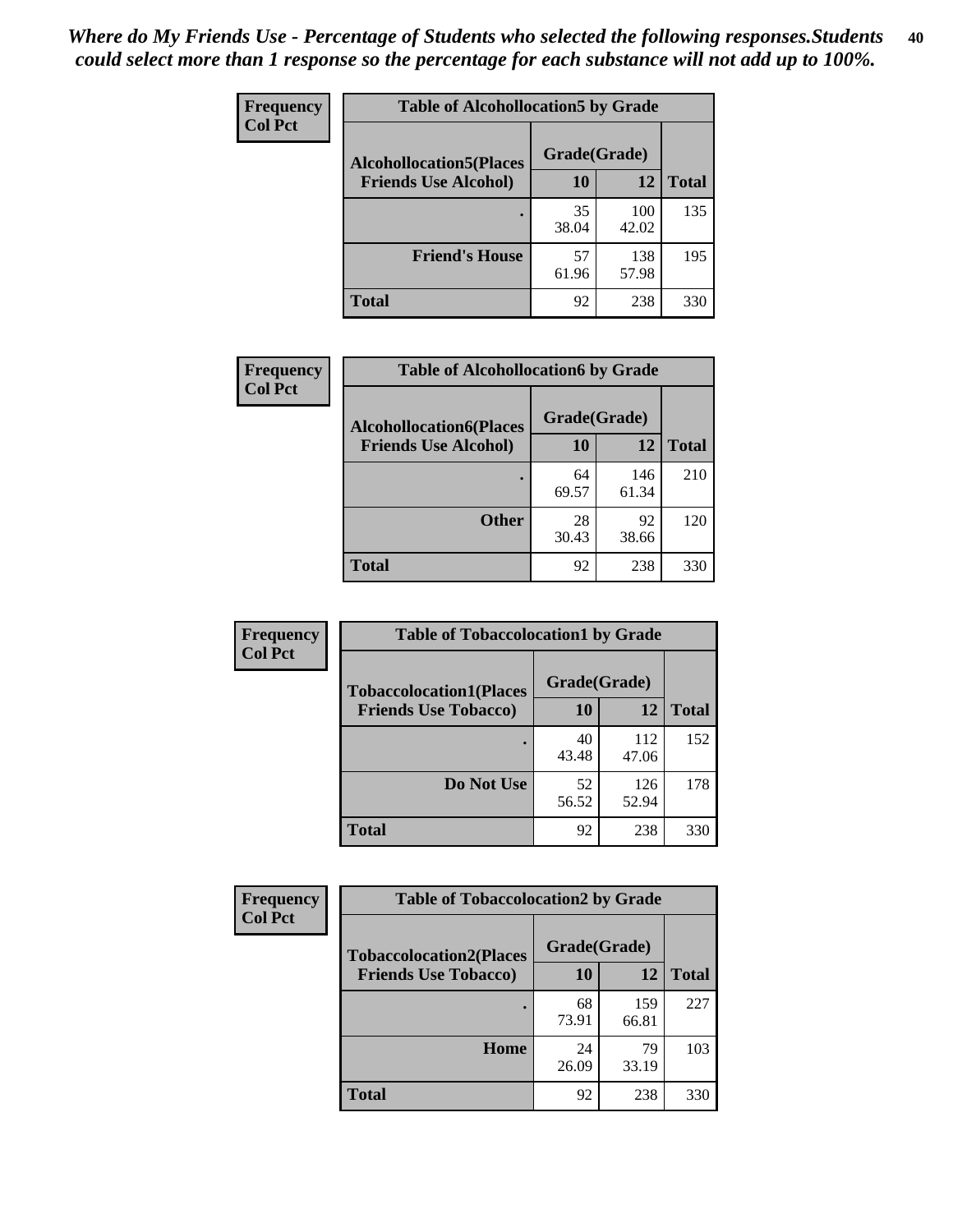*Where do My Friends Use - Percentage of Students who selected the following responses.Students could select more than 1 response so the percentage for each substance will not add up to 100%.*

**Frequency**
**Col Pct**

| Table of Alcohollocation5 by Grade | | | |
|---|---|---|---|
| **Alcohollocation5(Places Friends Use Alcohol)** | **Grade(Grade)** | | |
| | **10** | **12** | **Total** |
| **.** | 35<br>38.04 | 100<br>42.02 | 135 |
| **Friend's House** | 57<br>61.96 | 138<br>57.98 | 195 |
| **Total** | 92 | 238 | 330 |

**Frequency**
**Col Pct**

| Table of Alcohollocation6 by Grade | | | |
|---|---|---|---|
| **Alcohollocation6(Places Friends Use Alcohol)** | **Grade(Grade)** | | |
| | **10** | **12** | **Total** |
| **.** | 64<br>69.57 | 146<br>61.34 | 210 |
| **Other** | 28<br>30.43 | 92<br>38.66 | 120 |
| **Total** | 92 | 238 | 330 |

**Frequency**
**Col Pct**

| Table of Tobaccolocation1 by Grade | | | |
|---|---|---|---|
| **Tobaccolocation1(Places Friends Use Tobacco)** | **Grade(Grade)** | | |
| | **10** | **12** | **Total** |
| **.** | 40<br>43.48 | 112<br>47.06 | 152 |
| **Do Not Use** | 52<br>56.52 | 126<br>52.94 | 178 |
| **Total** | 92 | 238 | 330 |

**Frequency**
**Col Pct**

| Table of Tobaccolocation2 by Grade | | | |
|---|---|---|---|
| **Tobaccolocation2(Places Friends Use Tobacco)** | **Grade(Grade)** | | |
| | **10** | **12** | **Total** |
| **.** | 68<br>73.91 | 159<br>66.81 | 227 |
| **Home** | 24<br>26.09 | 79<br>33.19 | 103 |
| **Total** | 92 | 238 | 330 |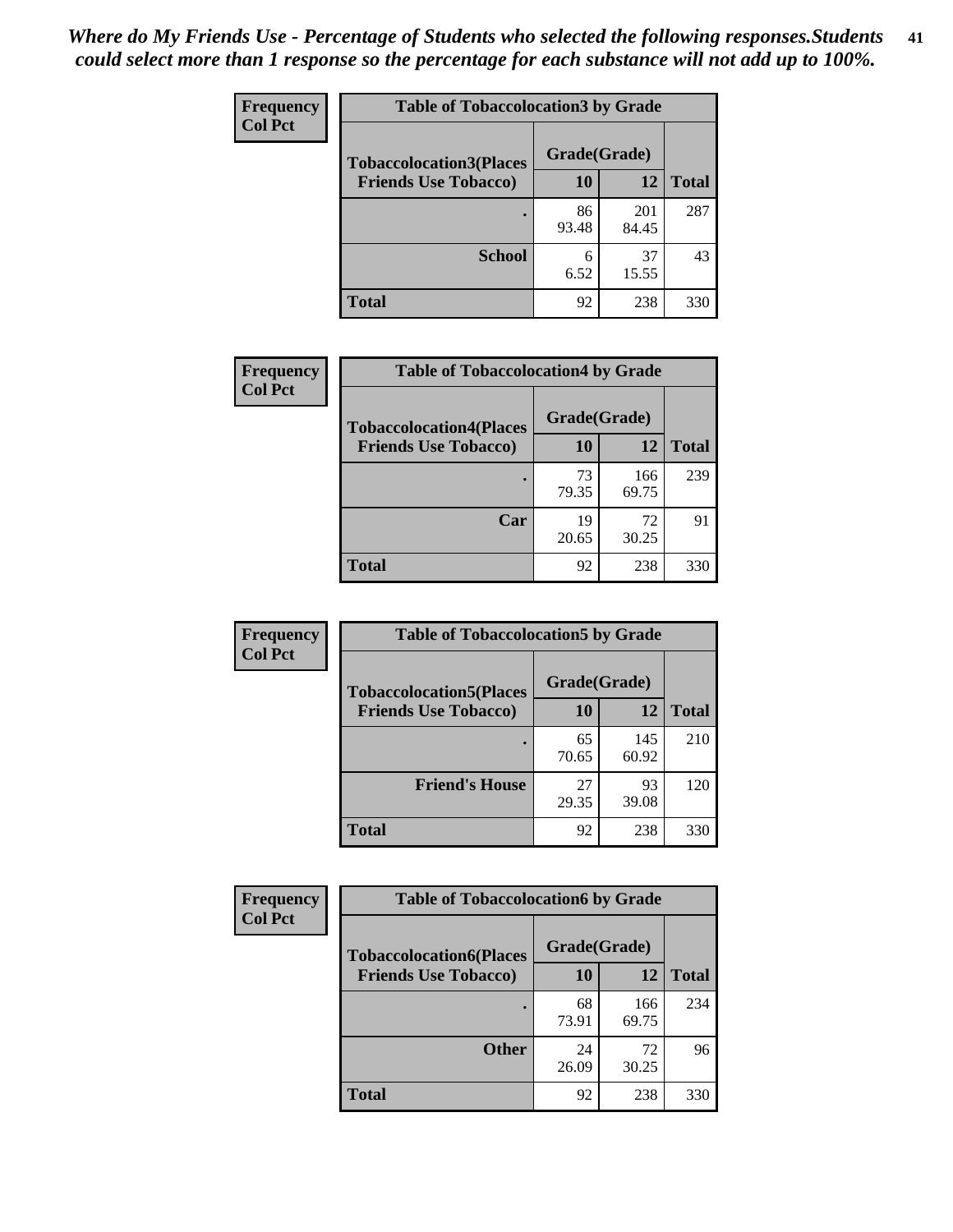*Where do My Friends Use - Percentage of Students who selected the following responses.Students could select more than 1 response so the percentage for each substance will not add up to 100%.*

**Frequency**
**Col Pct**

| Table of Tobaccolocation3 by Grade | | | |
|---|---|---|---|
| **Tobaccolocation3(Places Friends Use Tobacco)** | **Grade(Grade)** | | **Total** |
| | **10** | **12** | |
| **.** | 86<br>93.48 | 201<br>84.45 | 287 |
| **School** | 6<br>6.52 | 37<br>15.55 | 43 |
| **Total** | 92 | 238 | 330 |

**Frequency**
**Col Pct**

| Table of Tobaccolocation4 by Grade | | | |
|---|---|---|---|
| **Tobaccolocation4(Places Friends Use Tobacco)** | **Grade(Grade)** | | **Total** |
| | **10** | **12** | |
| **.** | 73<br>79.35 | 166<br>69.75 | 239 |
| **Car** | 19<br>20.65 | 72<br>30.25 | 91 |
| **Total** | 92 | 238 | 330 |

**Frequency**
**Col Pct**

| Table of Tobaccolocation5 by Grade | | | |
|---|---|---|---|
| **Tobaccolocation5(Places Friends Use Tobacco)** | **Grade(Grade)** | | **Total** |
| | **10** | **12** | |
| **.** | 65<br>70.65 | 145<br>60.92 | 210 |
| **Friend's House** | 27<br>29.35 | 93<br>39.08 | 120 |
| **Total** | 92 | 238 | 330 |

**Frequency**
**Col Pct**

| Table of Tobaccolocation6 by Grade | | | |
|---|---|---|---|
| **Tobaccolocation6(Places Friends Use Tobacco)** | **Grade(Grade)** | | **Total** |
| | **10** | **12** | |
| **.** | 68<br>73.91 | 166<br>69.75 | 234 |
| **Other** | 24<br>26.09 | 72<br>30.25 | 96 |
| **Total** | 92 | 238 | 330 |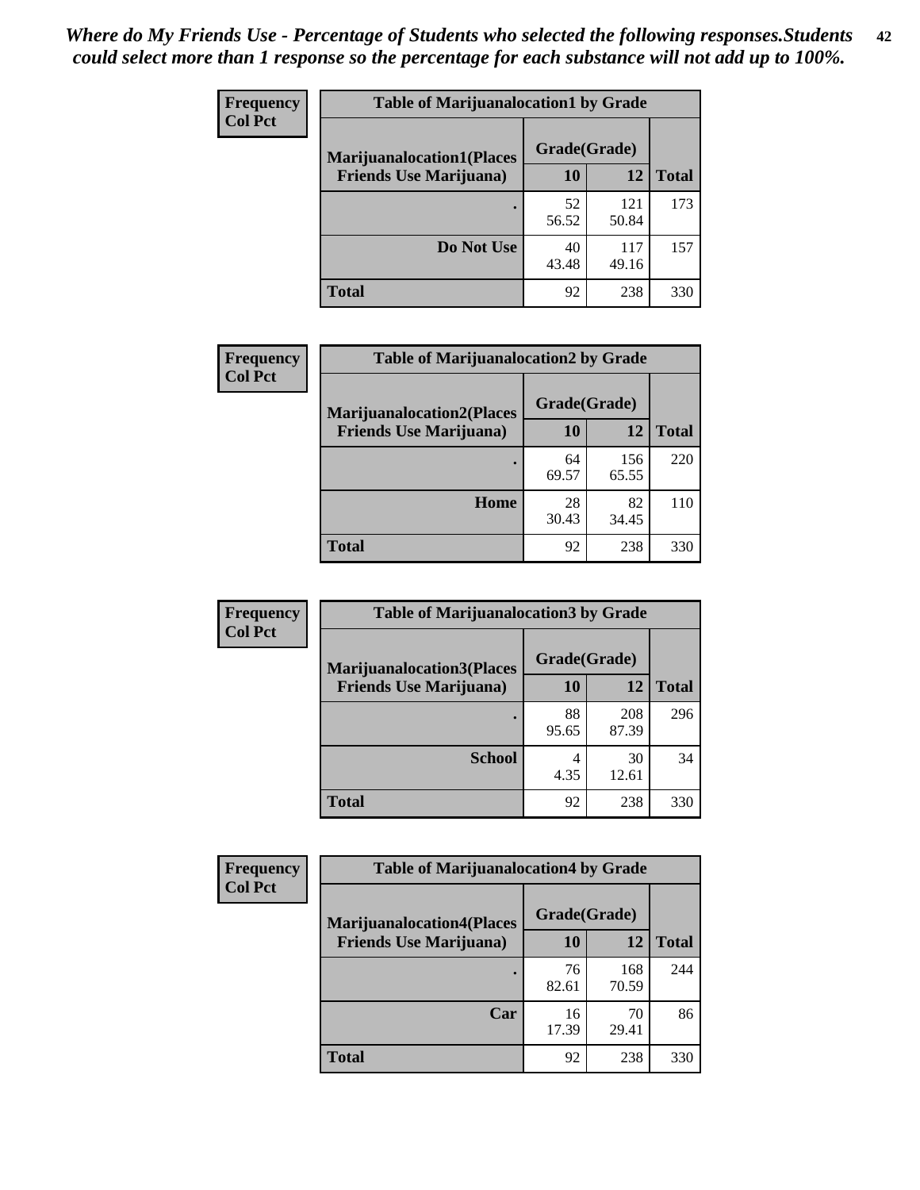*Where do My Friends Use - Percentage of Students who selected the following responses.Students could select more than 1 response so the percentage for each substance will not add up to 100%.*

**Frequency**
**Col Pct**

| Table of Marijuanalocation1 by Grade | | | |
|---|---|---|---|
| **Marijuanalocation1(Places Friends Use Marijuana)** | **Grade(Grade)** | | **Total** |
| | **10** | **12** | |
| **.** | 52<br>56.52 | 121<br>50.84 | 173 |
| **Do Not Use** | 40<br>43.48 | 117<br>49.16 | 157 |
| **Total** | 92 | 238 | 330 |

**Frequency**
**Col Pct**

| Table of Marijuanalocation2 by Grade | | | |
|---|---|---|---|
| **Marijuanalocation2(Places Friends Use Marijuana)** | **Grade(Grade)** | | **Total** |
| | **10** | **12** | |
| **.** | 64<br>69.57 | 156<br>65.55 | 220 |
| **Home** | 28<br>30.43 | 82<br>34.45 | 110 |
| **Total** | 92 | 238 | 330 |

**Frequency**
**Col Pct**

| Table of Marijuanalocation3 by Grade | | | |
|---|---|---|---|
| **Marijuanalocation3(Places Friends Use Marijuana)** | **Grade(Grade)** | | **Total** |
| | **10** | **12** | |
| **.** | 88<br>95.65 | 208<br>87.39 | 296 |
| **School** | 4<br>4.35 | 30<br>12.61 | 34 |
| **Total** | 92 | 238 | 330 |

**Frequency**
**Col Pct**

| Table of Marijuanalocation4 by Grade | | | |
|---|---|---|---|
| **Marijuanalocation4(Places Friends Use Marijuana)** | **Grade(Grade)** | | **Total** |
| | **10** | **12** | |
| **.** | 76<br>82.61 | 168<br>70.59 | 244 |
| **Car** | 16<br>17.39 | 70<br>29.41 | 86 |
| **Total** | 92 | 238 | 330 |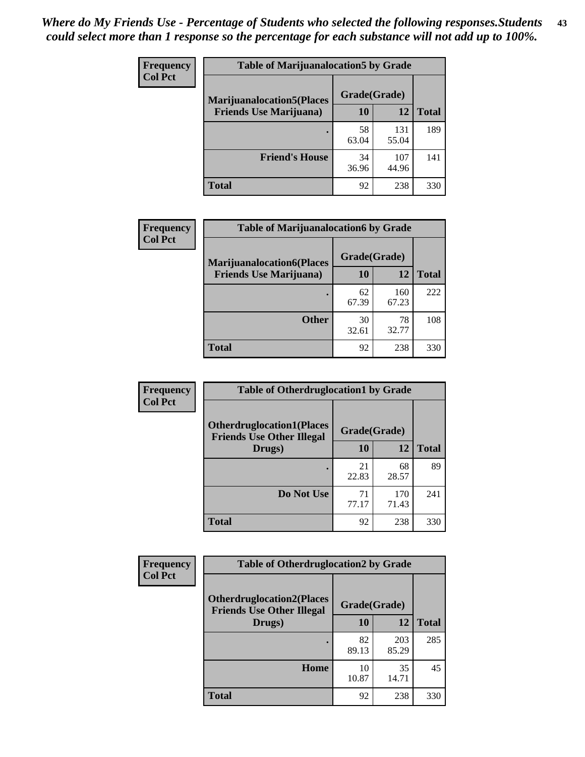*Where do My Friends Use - Percentage of Students who selected the following responses.Students could select more than 1 response so the percentage for each substance will not add up to 100%.*

**Frequency**
**Col Pct**

| Table of Marijuanalocation5 by Grade | | | |
|---|---|---|---|
| **Marijuanalocation5(Places Friends Use Marijuana)** | **Grade(Grade)** | | **Total** |
| | **10** | **12** | |
| **.** | 58<br>63.04 | 131<br>55.04 | 189 |
| **Friend's House** | 34<br>36.96 | 107<br>44.96 | 141 |
| **Total** | 92 | 238 | 330 |

**Frequency**
**Col Pct**

| Table of Marijuanalocation6 by Grade | | | |
|---|---|---|---|
| **Marijuanalocation6(Places Friends Use Marijuana)** | **Grade(Grade)** | | **Total** |
| | **10** | **12** | |
| **.** | 62<br>67.39 | 160<br>67.23 | 222 |
| **Other** | 30<br>32.61 | 78<br>32.77 | 108 |
| **Total** | 92 | 238 | 330 |

**Frequency**
**Col Pct**

| Table of Otherdruglocation1 by Grade | | | |
|---|---|---|---|
| **Otherdruglocation1(Places Friends Use Other Illegal Drugs)** | **Grade(Grade)** | | **Total** |
| | **10** | **12** | |
| **.** | 21<br>22.83 | 68<br>28.57 | 89 |
| **Do Not Use** | 71<br>77.17 | 170<br>71.43 | 241 |
| **Total** | 92 | 238 | 330 |

**Frequency**
**Col Pct**

| Table of Otherdruglocation2 by Grade | | | |
|---|---|---|---|
| **Otherdruglocation2(Places Friends Use Other Illegal Drugs)** | **Grade(Grade)** | | **Total** |
| | **10** | **12** | |
| **.** | 82<br>89.13 | 203<br>85.29 | 285 |
| **Home** | 10<br>10.87 | 35<br>14.71 | 45 |
| **Total** | 92 | 238 | 330 |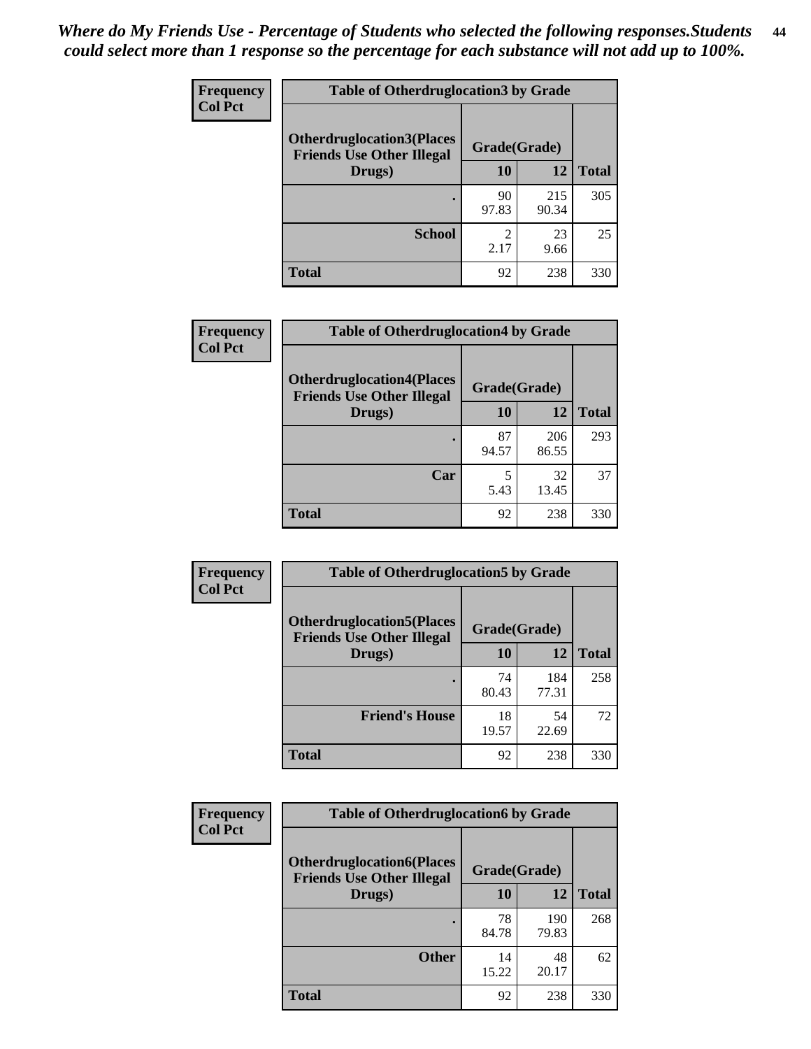*Where do My Friends Use - Percentage of Students who selected the following responses.Students could select more than 1 response so the percentage for each substance will not add up to 100%.*

| Frequency<br>Col Pct | Table of Otherdruglocation3 by Grade | | |
|---|---|---|---|
| Otherdruglocation3(Places Friends Use Other Illegal Drugs) | Grade(Grade) | | |
| | 10 | 12 | Total |
| . | 90<br>97.83 | 215<br>90.34 | 305 |
| School | 2<br>2.17 | 23<br>9.66 | 25 |
| Total | 92 | 238 | 330 |

| Frequency<br>Col Pct | Table of Otherdruglocation4 by Grade | | |
|---|---|---|---|
| Otherdruglocation4(Places Friends Use Other Illegal Drugs) | Grade(Grade) | | |
| | 10 | 12 | Total |
| . | 87<br>94.57 | 206<br>86.55 | 293 |
| Car | 5<br>5.43 | 32<br>13.45 | 37 |
| Total | 92 | 238 | 330 |

| Frequency<br>Col Pct | Table of Otherdruglocation5 by Grade | | |
|---|---|---|---|
| Otherdruglocation5(Places Friends Use Other Illegal Drugs) | Grade(Grade) | | |
| | 10 | 12 | Total |
| . | 74<br>80.43 | 184<br>77.31 | 258 |
| Friend's House | 18<br>19.57 | 54<br>22.69 | 72 |
| Total | 92 | 238 | 330 |

| Frequency<br>Col Pct | Table of Otherdruglocation6 by Grade | | |
|---|---|---|---|
| Otherdruglocation6(Places Friends Use Other Illegal Drugs) | Grade(Grade) | | |
| | 10 | 12 | Total |
| . | 78<br>84.78 | 190<br>79.83 | 268 |
| Other | 14<br>15.22 | 48<br>20.17 | 62 |
| Total | 92 | 238 | 330 |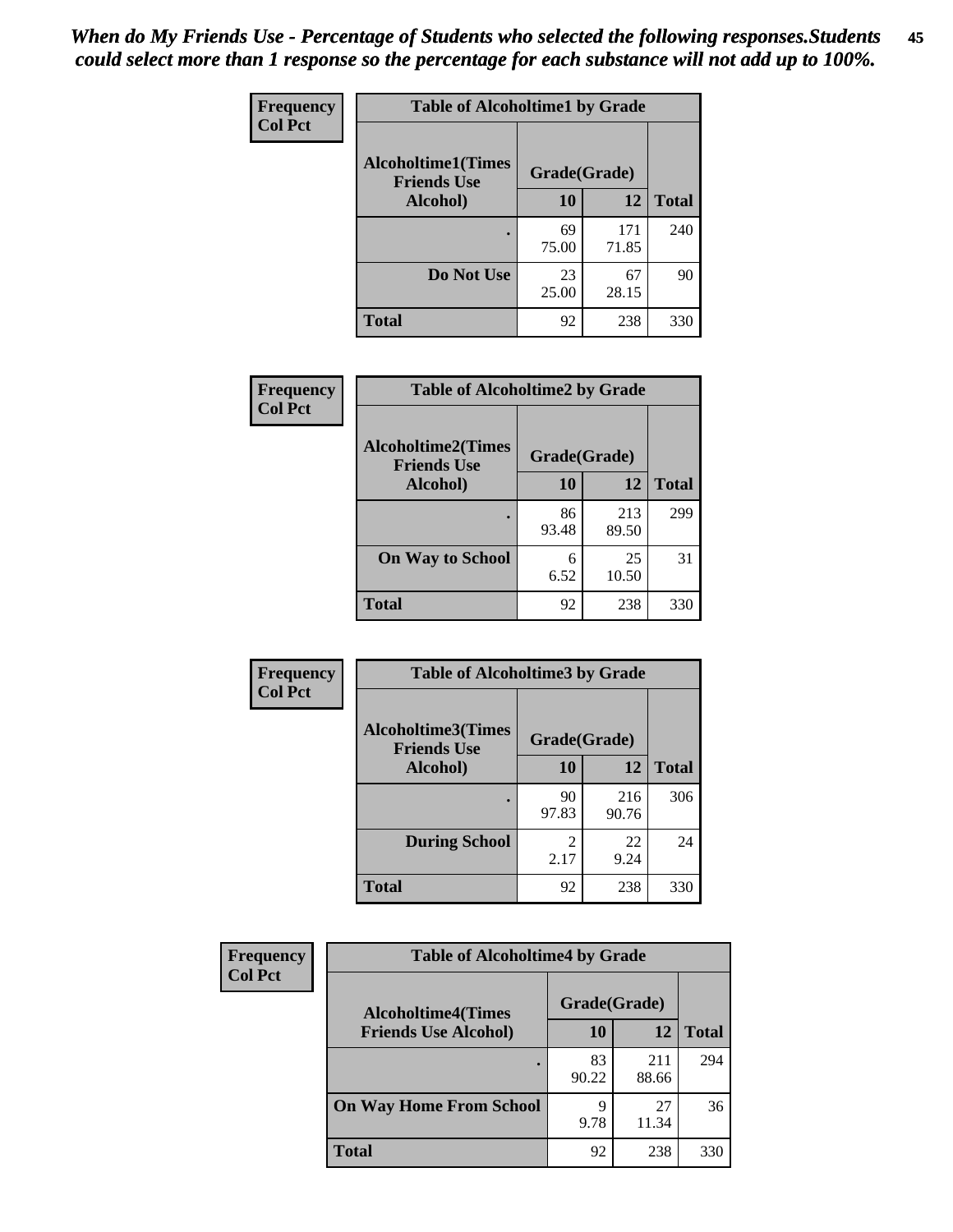*When do My Friends Use - Percentage of Students who selected the following responses.Students could select more than 1 response so the percentage for each substance will not add up to 100%.*

**Frequency**
**Col Pct**

| Table of Alcoholtime1 by Grade | | | |
|---|---|---|---|
| **Alcoholtime1(Times Friends Use Alcohol)** | **Grade(Grade)** | | |
| | **10** | **12** | **Total** |
| **.** | 69<br>75.00 | 171<br>71.85 | 240 |
| **Do Not Use** | 23<br>25.00 | 67<br>28.15 | 90 |
| **Total** | 92 | 238 | 330 |

**Frequency**
**Col Pct**

| Table of Alcoholtime2 by Grade | | | |
|---|---|---|---|
| **Alcoholtime2(Times Friends Use Alcohol)** | **Grade(Grade)** | | |
| | **10** | **12** | **Total** |
| **.** | 86<br>93.48 | 213<br>89.50 | 299 |
| **On Way to School** | 6<br>6.52 | 25<br>10.50 | 31 |
| **Total** | 92 | 238 | 330 |

**Frequency**
**Col Pct**

| Table of Alcoholtime3 by Grade | | | |
|---|---|---|---|
| **Alcoholtime3(Times Friends Use Alcohol)** | **Grade(Grade)** | | |
| | **10** | **12** | **Total** |
| **.** | 90<br>97.83 | 216<br>90.76 | 306 |
| **During School** | 2<br>2.17 | 22<br>9.24 | 24 |
| **Total** | 92 | 238 | 330 |

**Frequency**
**Col Pct**

| Table of Alcoholtime4 by Grade | | | |
|---|---|---|---|
| **Alcoholtime4(Times Friends Use Alcohol)** | **Grade(Grade)** | | |
| | **10** | **12** | **Total** |
| **.** | 83<br>90.22 | 211<br>88.66 | 294 |
| **On Way Home From School** | 9<br>9.78 | 27<br>11.34 | 36 |
| **Total** | 92 | 238 | 330 |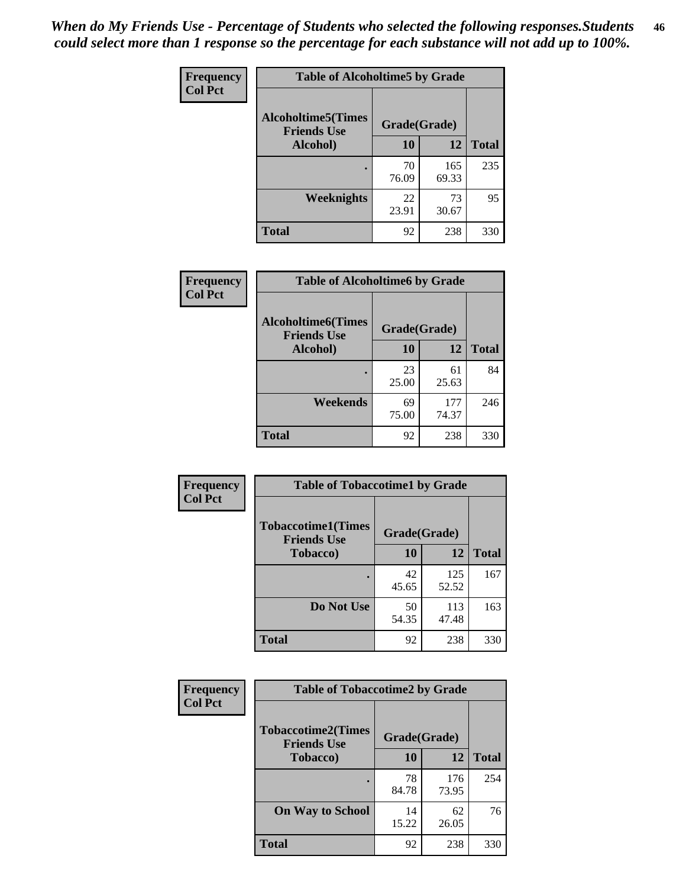*When do My Friends Use - Percentage of Students who selected the following responses.Students could select more than 1 response so the percentage for each substance will not add up to 100%.*

**Frequency**
**Col Pct**

| Table of Alcoholtime5 by Grade | | | |
|---|---|---|---|
| **Alcoholtime5(Times Friends Use Alcohol)** | **Grade(Grade)** | | **Total** |
| | **10** | **12** | |
| **.** | 70<br>76.09 | 165<br>69.33 | 235 |
| **Weeknights** | 22<br>23.91 | 73<br>30.67 | 95 |
| **Total** | 92 | 238 | 330 |

**Frequency**
**Col Pct**

| Table of Alcoholtime6 by Grade | | | |
|---|---|---|---|
| **Alcoholtime6(Times Friends Use Alcohol)** | **Grade(Grade)** | | **Total** |
| | **10** | **12** | |
| **.** | 23<br>25.00 | 61<br>25.63 | 84 |
| **Weekends** | 69<br>75.00 | 177<br>74.37 | 246 |
| **Total** | 92 | 238 | 330 |

**Frequency**
**Col Pct**

| Table of Tobaccotime1 by Grade | | | |
|---|---|---|---|
| **Tobaccotime1(Times Friends Use Tobacco)** | **Grade(Grade)** | | **Total** |
| | **10** | **12** | |
| **.** | 42<br>45.65 | 125<br>52.52 | 167 |
| **Do Not Use** | 50<br>54.35 | 113<br>47.48 | 163 |
| **Total** | 92 | 238 | 330 |

**Frequency**
**Col Pct**

| Table of Tobaccotime2 by Grade | | | |
|---|---|---|---|
| **Tobaccotime2(Times Friends Use Tobacco)** | **Grade(Grade)** | | **Total** |
| | **10** | **12** | |
| **.** | 78<br>84.78 | 176<br>73.95 | 254 |
| **On Way to School** | 14<br>15.22 | 62<br>26.05 | 76 |
| **Total** | 92 | 238 | 330 |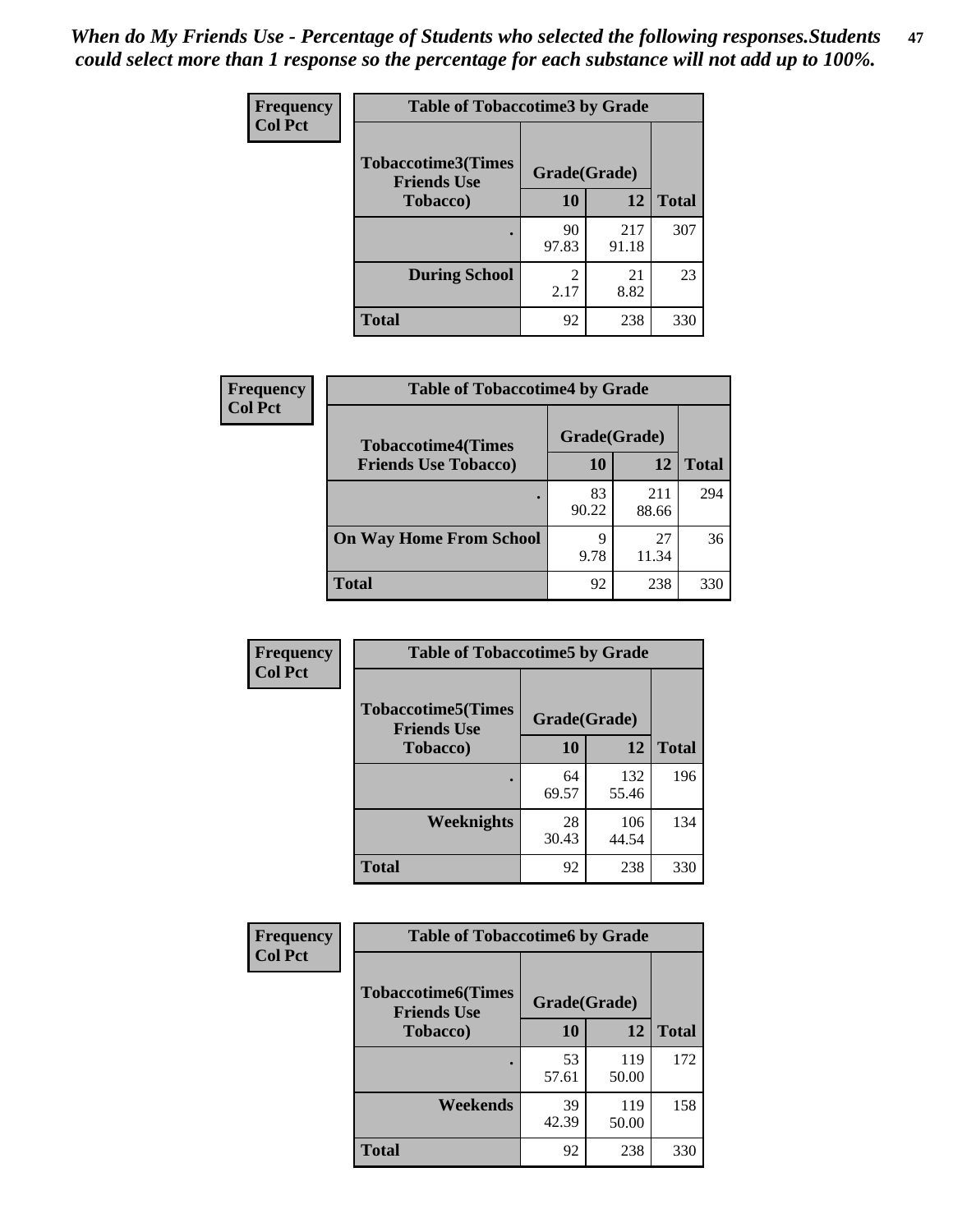*When do My Friends Use - Percentage of Students who selected the following responses.Students could select more than 1 response so the percentage for each substance will not add up to 100%.*

**Frequency**
**Col Pct**

| Table of Tobaccotime3 by Grade | | | |
|---|---|---|---|
| **Tobaccotime3(Times Friends Use Tobacco)** | **Grade(Grade)** | | **Total** |
| | **10** | **12** | |
| **.** | 90<br>97.83 | 217<br>91.18 | 307 |
| **During School** | 2<br>2.17 | 21<br>8.82 | 23 |
| **Total** | 92 | 238 | 330 |

**Frequency**
**Col Pct**

| Table of Tobaccotime4 by Grade | | | |
|---|---|---|---|
| **Tobaccotime4(Times Friends Use Tobacco)** | **Grade(Grade)** | | **Total** |
| | **10** | **12** | |
| **.** | 83<br>90.22 | 211<br>88.66 | 294 |
| **On Way Home From School** | 9<br>9.78 | 27<br>11.34 | 36 |
| **Total** | 92 | 238 | 330 |

**Frequency**
**Col Pct**

| Table of Tobaccotime5 by Grade | | | |
|---|---|---|---|
| **Tobaccotime5(Times Friends Use Tobacco)** | **Grade(Grade)** | | **Total** |
| | **10** | **12** | |
| **.** | 64<br>69.57 | 132<br>55.46 | 196 |
| **Weeknights** | 28<br>30.43 | 106<br>44.54 | 134 |
| **Total** | 92 | 238 | 330 |

**Frequency**
**Col Pct**

| Table of Tobaccotime6 by Grade | | | |
|---|---|---|---|
| **Tobaccotime6(Times Friends Use Tobacco)** | **Grade(Grade)** | | **Total** |
| | **10** | **12** | |
| **.** | 53<br>57.61 | 119<br>50.00 | 172 |
| **Weekends** | 39<br>42.39 | 119<br>50.00 | 158 |
| **Total** | 92 | 238 | 330 |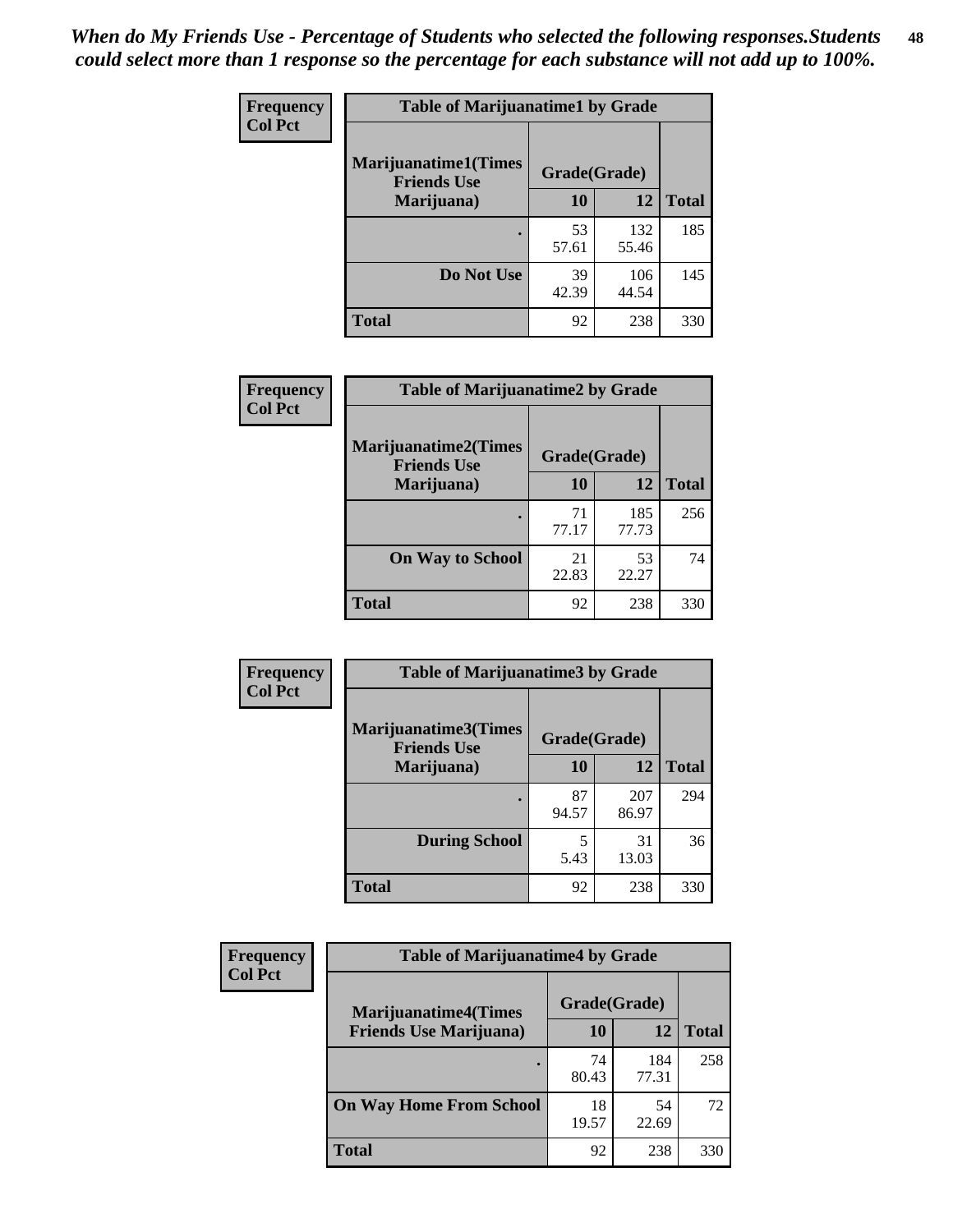*When do My Friends Use - Percentage of Students who selected the following responses.Students could select more than 1 response so the percentage for each substance will not add up to 100%.*

| Frequency Col Pct | Table of Marijuanatime1 by Grade | | |
|---|---|---|---|
| Marijuanatime1(Times Friends Use Marijuana) | Grade(Grade) | | |
| | 10 | 12 | Total |
| . | 53<br>57.61 | 132<br>55.46 | 185 |
| Do Not Use | 39<br>42.39 | 106<br>44.54 | 145 |
| Total | 92 | 238 | 330 |

| Frequency Col Pct | Table of Marijuanatime2 by Grade | | |
|---|---|---|---|
| Marijuanatime2(Times Friends Use Marijuana) | Grade(Grade) | | |
| | 10 | 12 | Total |
| . | 71<br>77.17 | 185<br>77.73 | 256 |
| On Way to School | 21<br>22.83 | 53<br>22.27 | 74 |
| Total | 92 | 238 | 330 |

| Frequency Col Pct | Table of Marijuanatime3 by Grade | | |
|---|---|---|---|
| Marijuanatime3(Times Friends Use Marijuana) | Grade(Grade) | | |
| | 10 | 12 | Total |
| . | 87<br>94.57 | 207<br>86.97 | 294 |
| During School | 5<br>5.43 | 31<br>13.03 | 36 |
| Total | 92 | 238 | 330 |

| Frequency Col Pct | Table of Marijuanatime4 by Grade | | |
|---|---|---|---|
| Marijuanatime4(Times Friends Use Marijuana) | Grade(Grade) | | |
| | 10 | 12 | Total |
| . | 74<br>80.43 | 184<br>77.31 | 258 |
| On Way Home From School | 18<br>19.57 | 54<br>22.69 | 72 |
| Total | 92 | 238 | 330 |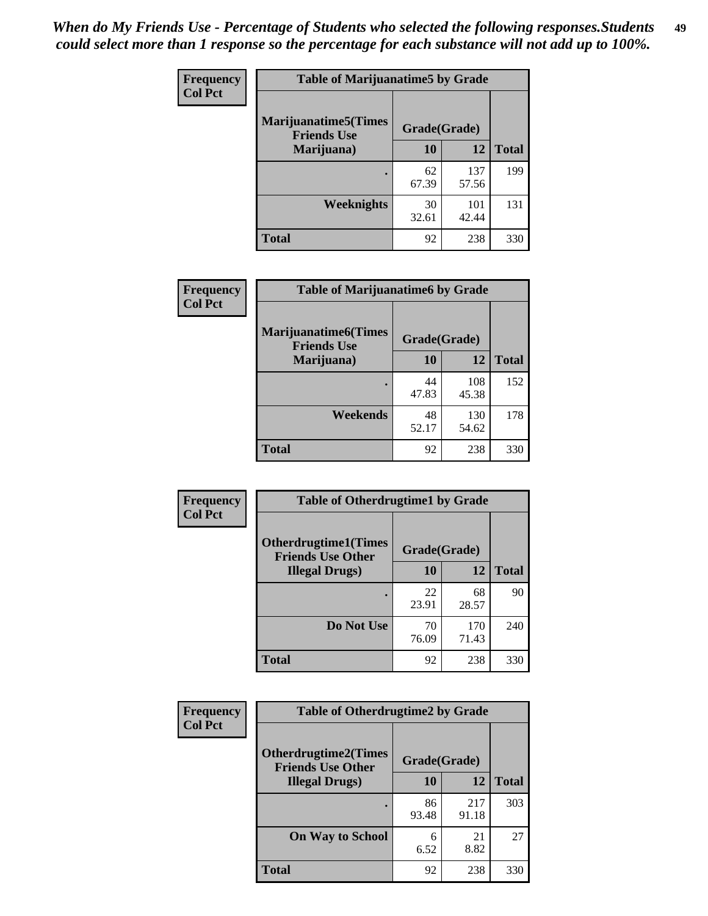*When do My Friends Use - Percentage of Students who selected the following responses.Students could select more than 1 response so the percentage for each substance will not add up to 100%.*

| Frequency<br>Col Pct | Table of Marijuanatime5 by Grade | | |
|---|---|---|---|
| Marijuanatime5(Times Friends Use Marijuana) | Grade(Grade) | | |
| | 10 | 12 | Total |
| . | 62<br>67.39 | 137<br>57.56 | 199 |
| Weeknights | 30<br>32.61 | 101<br>42.44 | 131 |
| Total | 92 | 238 | 330 |

| Frequency<br>Col Pct | Table of Marijuanatime6 by Grade | | |
|---|---|---|---|
| Marijuanatime6(Times Friends Use Marijuana) | Grade(Grade) | | |
| | 10 | 12 | Total |
| . | 44<br>47.83 | 108<br>45.38 | 152 |
| Weekends | 48<br>52.17 | 130<br>54.62 | 178 |
| Total | 92 | 238 | 330 |

| Frequency<br>Col Pct | Table of Otherdrugtime1 by Grade | | |
|---|---|---|---|
| Otherdrugtime1(Times Friends Use Other Illegal Drugs) | Grade(Grade) | | |
| | 10 | 12 | Total |
| . | 22<br>23.91 | 68<br>28.57 | 90 |
| Do Not Use | 70<br>76.09 | 170<br>71.43 | 240 |
| Total | 92 | 238 | 330 |

| Frequency<br>Col Pct | Table of Otherdrugtime2 by Grade | | |
|---|---|---|---|
| Otherdrugtime2(Times Friends Use Other Illegal Drugs) | Grade(Grade) | | |
| | 10 | 12 | Total |
| . | 86<br>93.48 | 217<br>91.18 | 303 |
| On Way to School | 6<br>6.52 | 21<br>8.82 | 27 |
| Total | 92 | 238 | 330 |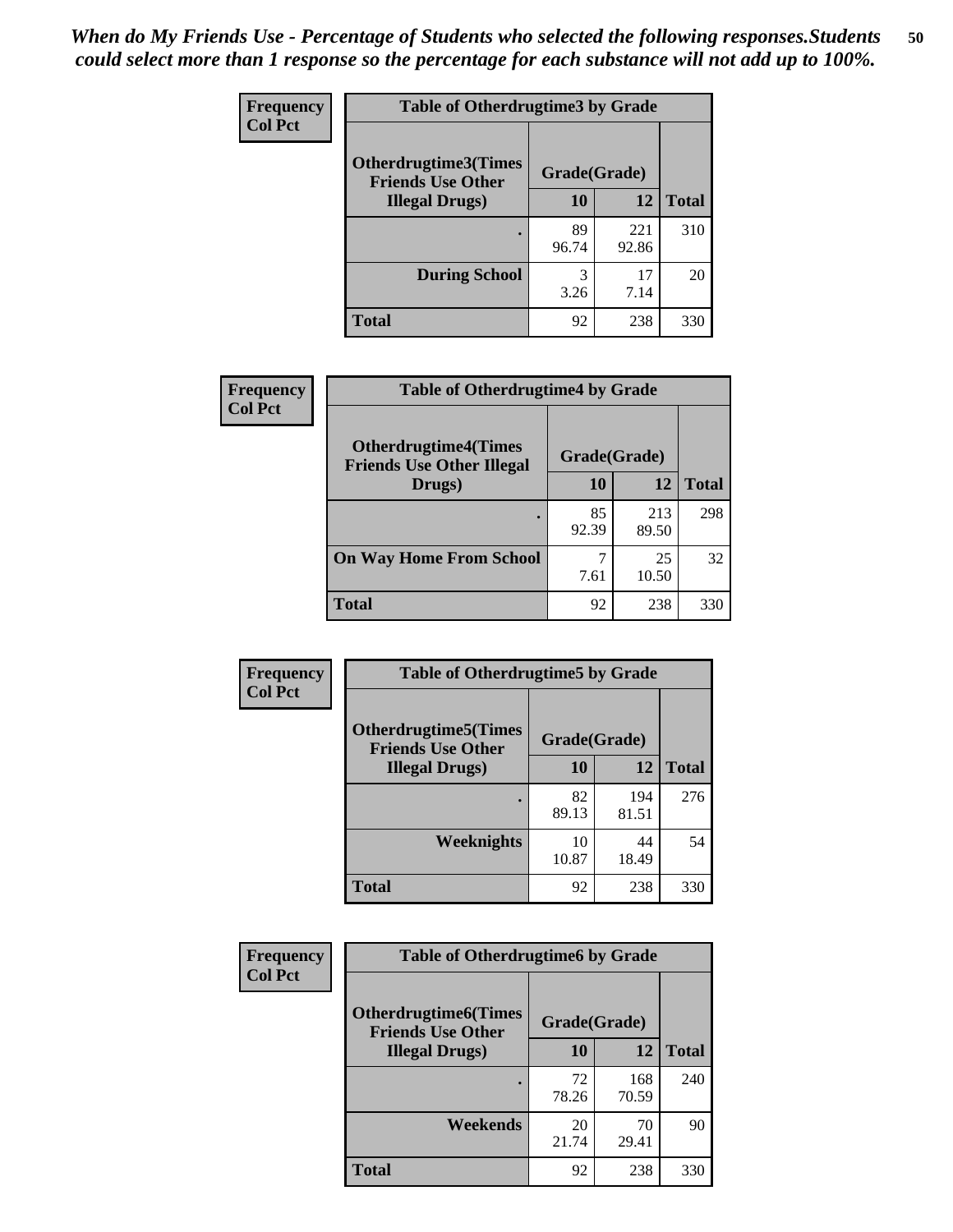*When do My Friends Use - Percentage of Students who selected the following responses.Students could select more than 1 response so the percentage for each substance will not add up to 100%.*

**Frequency**
**Col Pct**

| Table of Otherdrugtime3 by Grade | | | |
|---|---|---|---|
| **Otherdrugtime3(Times Friends Use Other Illegal Drugs)** | **Grade(Grade)** | | **Total** |
| | **10** | **12** | |
| . | 89<br>96.74 | 221<br>92.86 | 310 |
| **During School** | 3<br>3.26 | 17<br>7.14 | 20 |
| **Total** | 92 | 238 | 330 |

**Frequency**
**Col Pct**

| Table of Otherdrugtime4 by Grade | | | |
|---|---|---|---|
| **Otherdrugtime4(Times Friends Use Other Illegal Drugs)** | **Grade(Grade)** | | **Total** |
| | **10** | **12** | |
| . | 85<br>92.39 | 213<br>89.50 | 298 |
| **On Way Home From School** | 7<br>7.61 | 25<br>10.50 | 32 |
| **Total** | 92 | 238 | 330 |

**Frequency**
**Col Pct**

| Table of Otherdrugtime5 by Grade | | | |
|---|---|---|---|
| **Otherdrugtime5(Times Friends Use Other Illegal Drugs)** | **Grade(Grade)** | | **Total** |
| | **10** | **12** | |
| . | 82<br>89.13 | 194<br>81.51 | 276 |
| **Weeknights** | 10<br>10.87 | 44<br>18.49 | 54 |
| **Total** | 92 | 238 | 330 |

**Frequency**
**Col Pct**

| Table of Otherdrugtime6 by Grade | | | |
|---|---|---|---|
| **Otherdrugtime6(Times Friends Use Other Illegal Drugs)** | **Grade(Grade)** | | **Total** |
| | **10** | **12** | |
| . | 72<br>78.26 | 168<br>70.59 | 240 |
| **Weekends** | 20<br>21.74 | 70<br>29.41 | 90 |
| **Total** | 92 | 238 | 330 |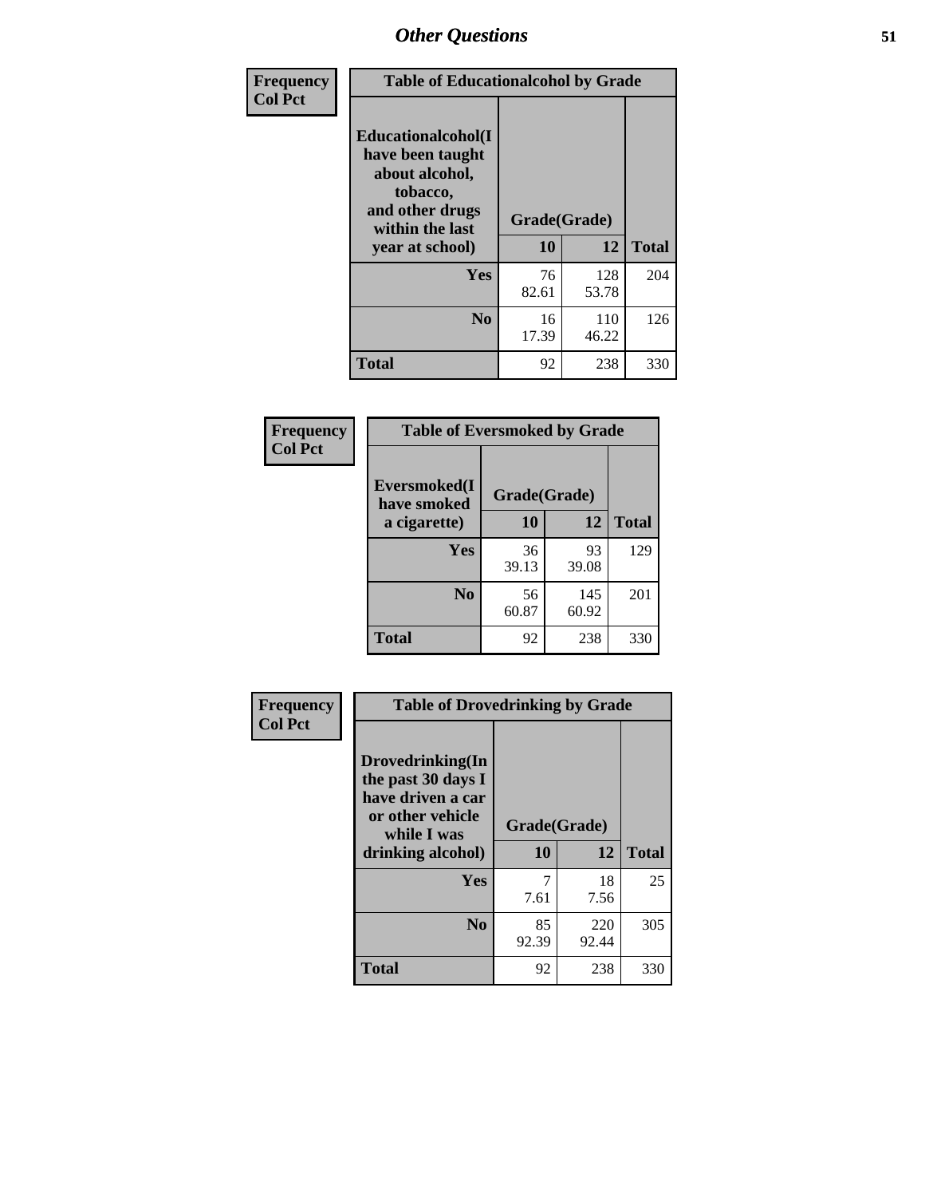# Other Questions

Frequency
Col Pct

| Table of Educationalcohol by Grade | | | |
|---|---|---|---|
| Educationalcohol(I have been taught about alcohol, tobacco, and other drugs within the last year at school) | Grade(Grade) | | |
| | 10 | 12 | Total |
| Yes | 76<br>82.61 | 128<br>53.78 | 204 |
| No | 16<br>17.39 | 110<br>46.22 | 126 |
| Total | 92 | 238 | 330 |

Frequency
Col Pct

| Table of Eversmoked by Grade | | | |
|---|---|---|---|
| Eversmoked(I have smoked a cigarette) | Grade(Grade) | | |
| | 10 | 12 | Total |
| Yes | 36<br>39.13 | 93<br>39.08 | 129 |
| No | 56<br>60.87 | 145<br>60.92 | 201 |
| Total | 92 | 238 | 330 |

Frequency
Col Pct

| Table of Drovedrinking by Grade | | | |
|---|---|---|---|
| Drovedrinking(In the past 30 days I have driven a car or other vehicle while I was drinking alcohol) | Grade(Grade) | | |
| | 10 | 12 | Total |
| Yes | 7<br>7.61 | 18<br>7.56 | 25 |
| No | 85<br>92.39 | 220<br>92.44 | 305 |
| Total | 92 | 238 | 330 |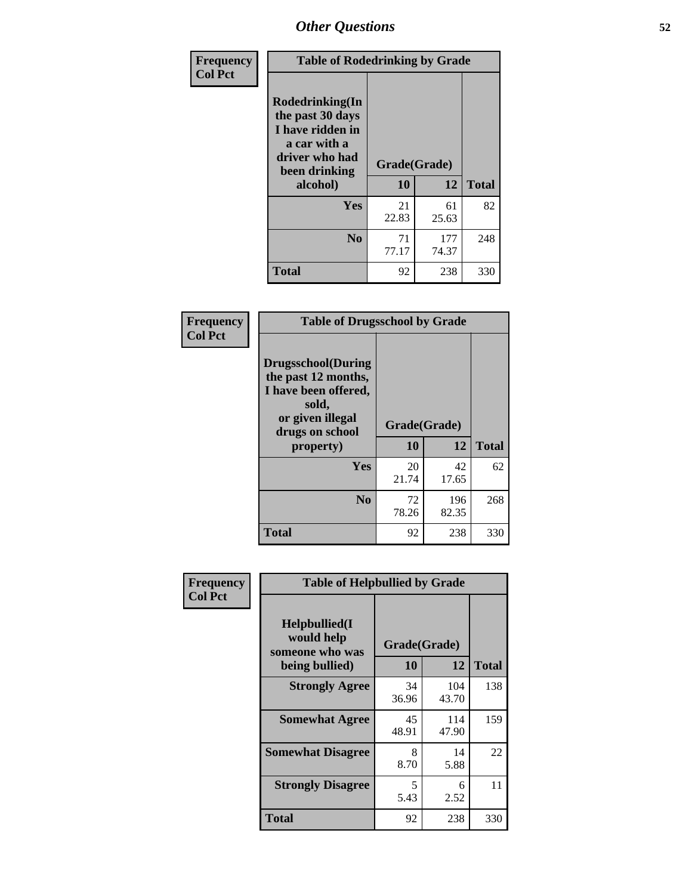## Other Questions

**Frequency**
**Col Pct**

| Table of Rodedrinking by Grade | | | |
|---|---|---|---|
| Rodedrinking(In the past 30 days I have ridden in a car with a driver who had been drinking alcohol) | Grade(Grade) | | |
| | 10 | 12 | Total |
| **Yes** | 21<br>22.83 | 61<br>25.63 | 82 |
| **No** | 71<br>77.17 | 177<br>74.37 | 248 |
| **Total** | 92 | 238 | 330 |

**Frequency**
**Col Pct**

| Table of Drugsschool by Grade | | | |
|---|---|---|---|
| Drugsschool(During the past 12 months, I have been offered, sold, or given illegal drugs on school property) | Grade(Grade) | | |
| | 10 | 12 | Total |
| **Yes** | 20<br>21.74 | 42<br>17.65 | 62 |
| **No** | 72<br>78.26 | 196<br>82.35 | 268 |
| **Total** | 92 | 238 | 330 |

**Frequency**
**Col Pct**

| Table of Helpbullied by Grade | | | |
|---|---|---|---|
| Helpbullied(I would help someone who was being bullied) | Grade(Grade) | | |
| | 10 | 12 | Total |
| **Strongly Agree** | 34<br>36.96 | 104<br>43.70 | 138 |
| **Somewhat Agree** | 45<br>48.91 | 114<br>47.90 | 159 |
| **Somewhat Disagree** | 8<br>8.70 | 14<br>5.88 | 22 |
| **Strongly Disagree** | 5<br>5.43 | 6<br>2.52 | 11 |
| **Total** | 92 | 238 | 330 |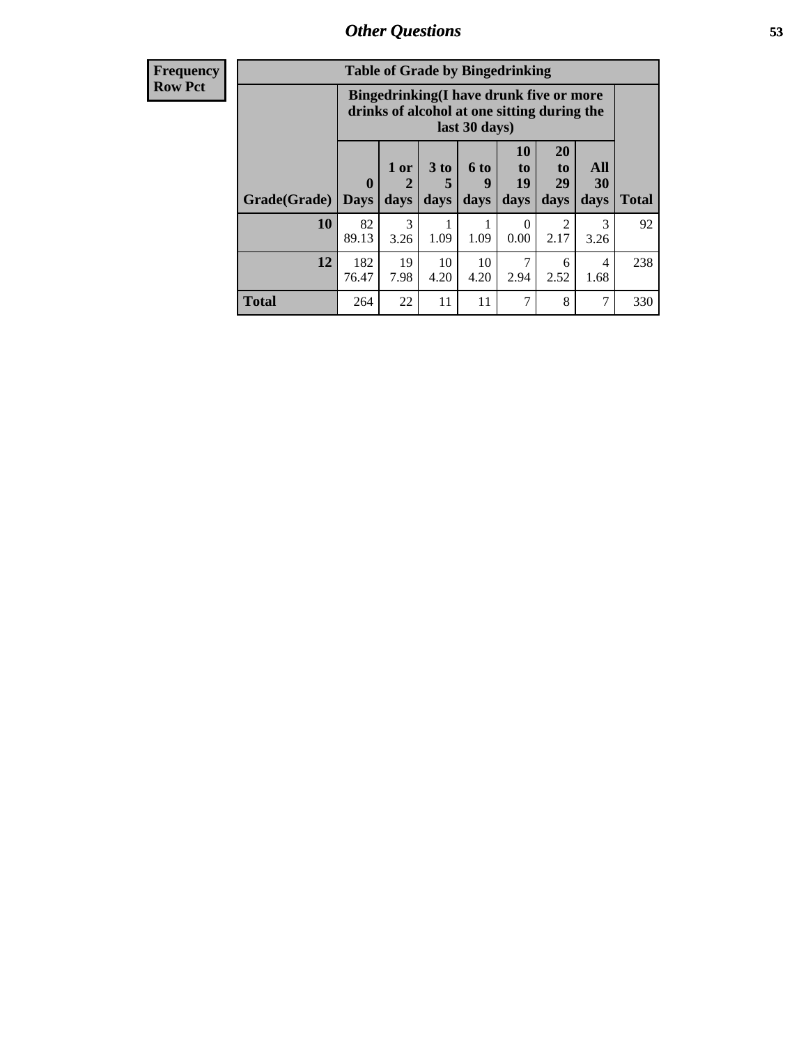| Frequency Row Pct |
|---|

**Table of Grade by Bingedrinking**

| Grade(Grade) | Bingedrinking(I have drunk five or more drinks of alcohol at one sitting during the last 30 days) | | | | | | | Total |
|---|---|---|---|---|---|---|---|---|
| | 0 Days | 1 or 2 days | 3 to 5 days | 6 to 9 days | 10 to 19 days | 20 to 29 days | All 30 days | |
| **10** | 82<br>89.13 | 3<br>3.26 | 1<br>1.09 | 1<br>1.09 | 0<br>0.00 | 2<br>2.17 | 3<br>3.26 | 92 |
| **12** | 182<br>76.47 | 19<br>7.98 | 10<br>4.20 | 10<br>4.20 | 7<br>2.94 | 6<br>2.52 | 4<br>1.68 | 238 |
| **Total** | 264 | 22 | 11 | 11 | 7 | 8 | 7 | 330 |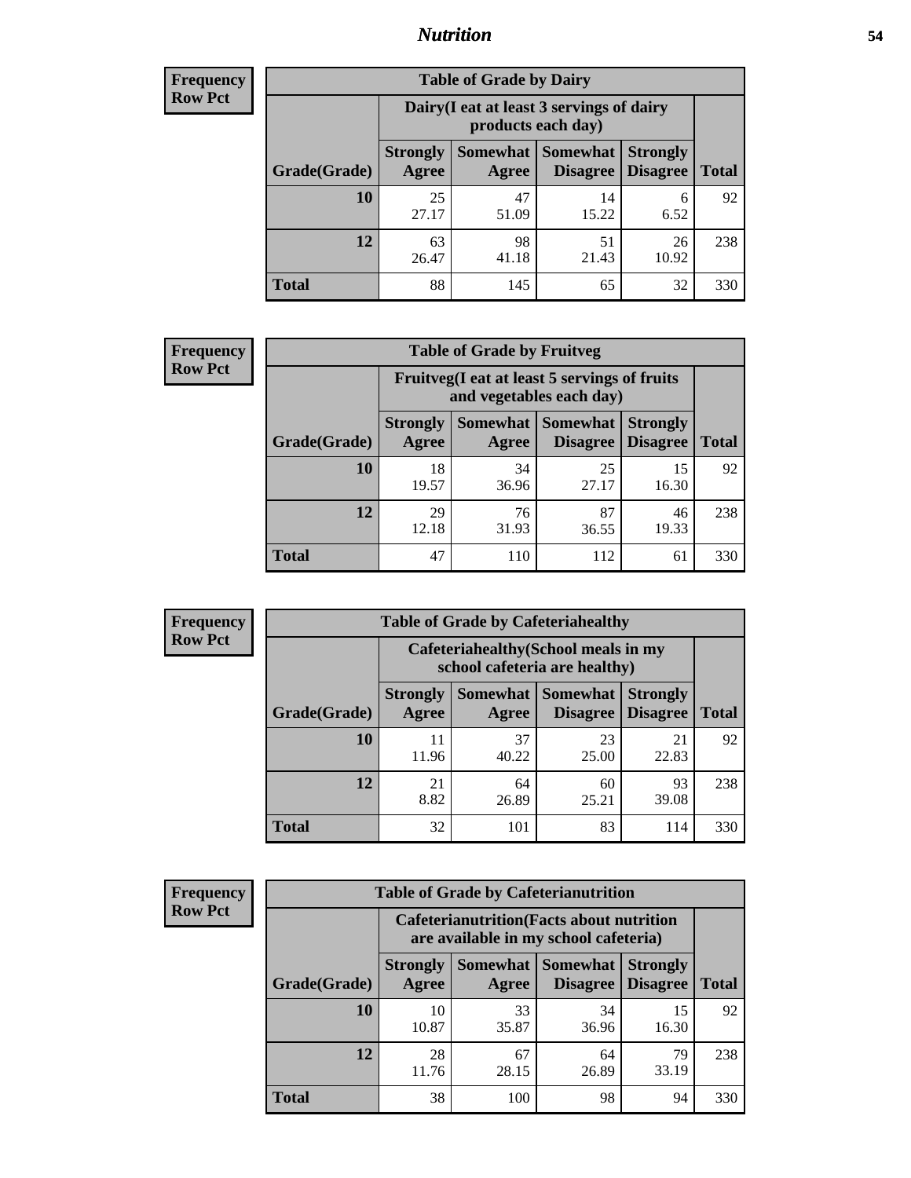## Nutrition

**Frequency**
**Row Pct**

| Table of Grade by Dairy | | | | | |
|---|---|---|---|---|---|
| | Dairy(I eat at least 3 servings of dairy products each day) | | | | |
| Grade(Grade) | Strongly Agree | Somewhat Agree | Somewhat Disagree | Strongly Disagree | Total |
| **10** | 25<br>27.17 | 47<br>51.09 | 14<br>15.22 | 6<br>6.52 | 92 |
| **12** | 63<br>26.47 | 98<br>41.18 | 51<br>21.43 | 26<br>10.92 | 238 |
| **Total** | 88 | 145 | 65 | 32 | 330 |

**Frequency**
**Row Pct**

| Table of Grade by Fruitveg | | | | | |
|---|---|---|---|---|---|
| | Fruitveg(I eat at least 5 servings of fruits and vegetables each day) | | | | |
| Grade(Grade) | Strongly Agree | Somewhat Agree | Somewhat Disagree | Strongly Disagree | Total |
| **10** | 18<br>19.57 | 34<br>36.96 | 25<br>27.17 | 15<br>16.30 | 92 |
| **12** | 29<br>12.18 | 76<br>31.93 | 87<br>36.55 | 46<br>19.33 | 238 |
| **Total** | 47 | 110 | 112 | 61 | 330 |

**Frequency**
**Row Pct**

| Table of Grade by Cafeteriahealthy | | | | | |
|---|---|---|---|---|---|
| | Cafeteriahealthy(School meals in my school cafeteria are healthy) | | | | |
| Grade(Grade) | Strongly Agree | Somewhat Agree | Somewhat Disagree | Strongly Disagree | Total |
| **10** | 11<br>11.96 | 37<br>40.22 | 23<br>25.00 | 21<br>22.83 | 92 |
| **12** | 21<br>8.82 | 64<br>26.89 | 60<br>25.21 | 93<br>39.08 | 238 |
| **Total** | 32 | 101 | 83 | 114 | 330 |

**Frequency**
**Row Pct**

| Table of Grade by Cafeterianutrition | | | | | |
|---|---|---|---|---|---|
| | Cafeterianutrition(Facts about nutrition are available in my school cafeteria) | | | | |
| Grade(Grade) | Strongly Agree | Somewhat Agree | Somewhat Disagree | Strongly Disagree | Total |
| **10** | 10<br>10.87 | 33<br>35.87 | 34<br>36.96 | 15<br>16.30 | 92 |
| **12** | 28<br>11.76 | 67<br>28.15 | 64<br>26.89 | 79<br>33.19 | 238 |
| **Total** | 38 | 100 | 98 | 94 | 330 |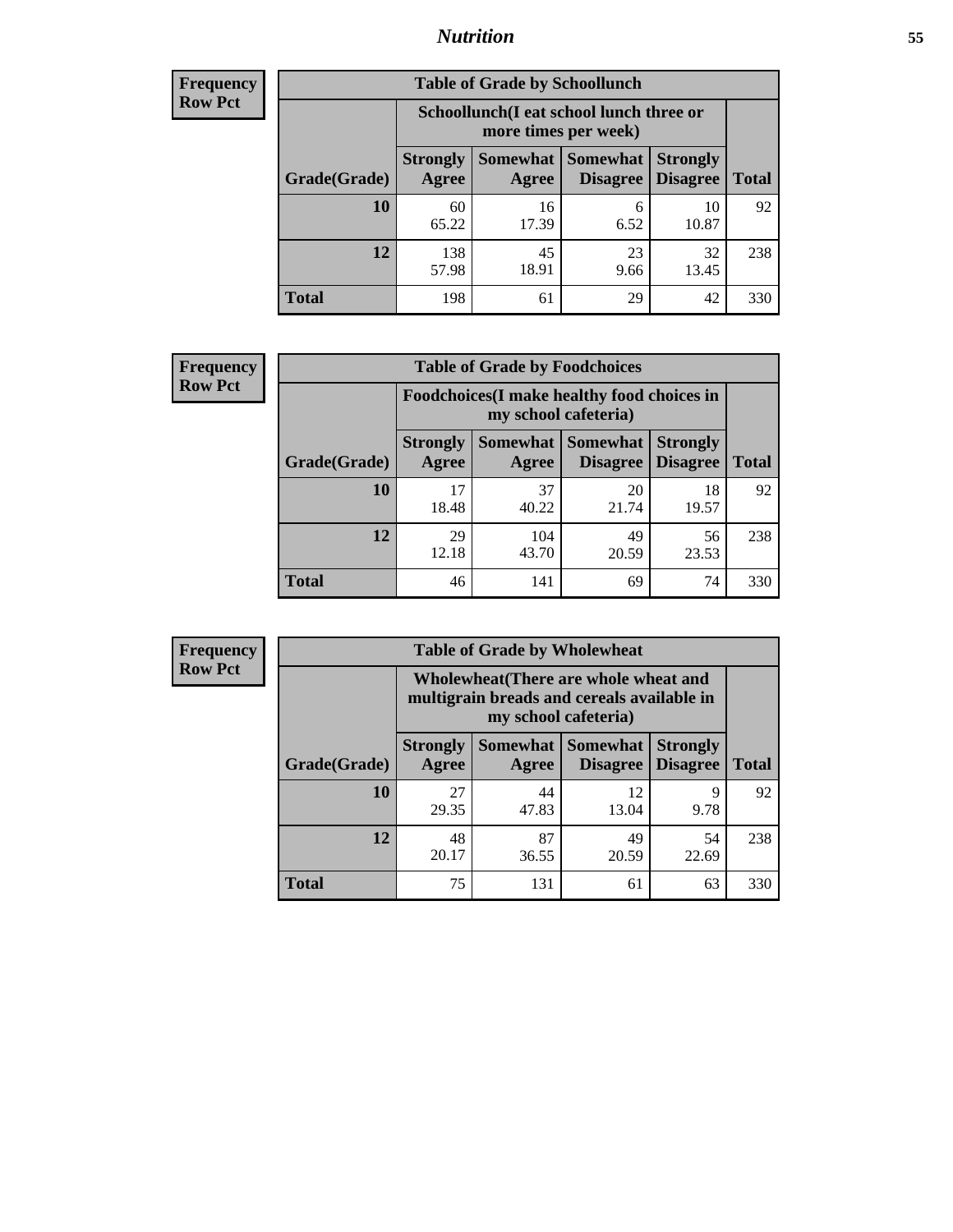**Frequency**
**Row Pct**

| Table of Grade by Schoollunch | | | | | |
|---|---|---|---|---|---|
| | Schoollunch(I eat school lunch three or more times per week) | | | | |
| Grade(Grade) | Strongly Agree | Somewhat Agree | Somewhat Disagree | Strongly Disagree | Total |
| 10 | 60<br>65.22 | 16<br>17.39 | 6<br>6.52 | 10<br>10.87 | 92 |
| 12 | 138<br>57.98 | 45<br>18.91 | 23<br>9.66 | 32<br>13.45 | 238 |
| Total | 198 | 61 | 29 | 42 | 330 |

**Frequency**
**Row Pct**

| Table of Grade by Foodchoices | | | | | |
|---|---|---|---|---|---|
| | Foodchoices(I make healthy food choices in my school cafeteria) | | | | |
| Grade(Grade) | Strongly Agree | Somewhat Agree | Somewhat Disagree | Strongly Disagree | Total |
| 10 | 17<br>18.48 | 37<br>40.22 | 20<br>21.74 | 18<br>19.57 | 92 |
| 12 | 29<br>12.18 | 104<br>43.70 | 49<br>20.59 | 56<br>23.53 | 238 |
| Total | 46 | 141 | 69 | 74 | 330 |

**Frequency**
**Row Pct**

| Table of Grade by Wholewheat | | | | | |
|---|---|---|---|---|---|
| | Wholewheat(There are whole wheat and multigrain breads and cereals available in my school cafeteria) | | | | |
| Grade(Grade) | Strongly Agree | Somewhat Agree | Somewhat Disagree | Strongly Disagree | Total |
| 10 | 27<br>29.35 | 44<br>47.83 | 12<br>13.04 | 9<br>9.78 | 92 |
| 12 | 48<br>20.17 | 87<br>36.55 | 49<br>20.59 | 54<br>22.69 | 238 |
| Total | 75 | 131 | 61 | 63 | 330 |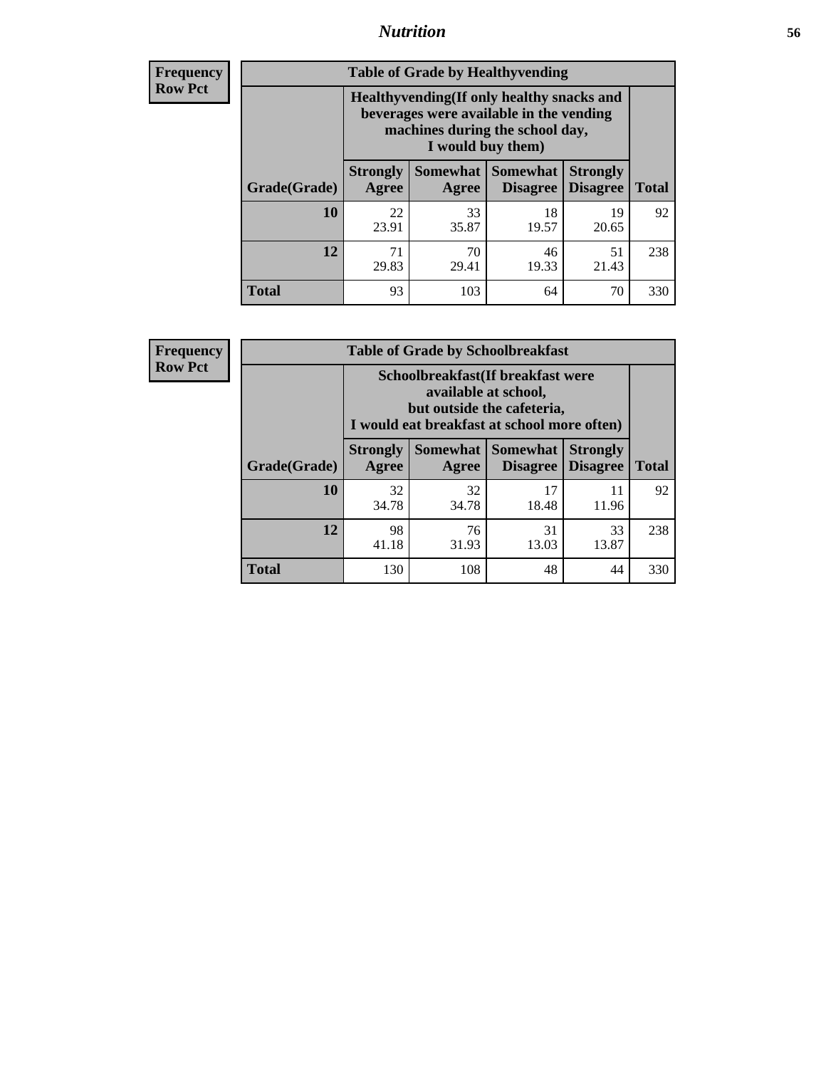**Frequency**
**Row Pct**

| Table of Grade by Healthyvending | | | | | |
|---|---|---|---|---|---|
| | Healthyvending(If only healthy snacks and beverages were available in the vending machines during the school day, I would buy them) | | | | |
| Grade(Grade) | Strongly Agree | Somewhat Agree | Somewhat Disagree | Strongly Disagree | Total |
| **10** | 22<br>23.91 | 33<br>35.87 | 18<br>19.57 | 19<br>20.65 | 92 |
| **12** | 71<br>29.83 | 70<br>29.41 | 46<br>19.33 | 51<br>21.43 | 238 |
| **Total** | 93 | 103 | 64 | 70 | 330 |

**Frequency**
**Row Pct**

| Table of Grade by Schoolbreakfast | | | | | |
|---|---|---|---|---|---|
| | Schoolbreakfast(If breakfast were available at school, but outside the cafeteria, I would eat breakfast at school more often) | | | | |
| Grade(Grade) | Strongly Agree | Somewhat Agree | Somewhat Disagree | Strongly Disagree | Total |
| **10** | 32<br>34.78 | 32<br>34.78 | 17<br>18.48 | 11<br>11.96 | 92 |
| **12** | 98<br>41.18 | 76<br>31.93 | 31<br>13.03 | 33<br>13.87 | 238 |
| **Total** | 130 | 108 | 48 | 44 | 330 |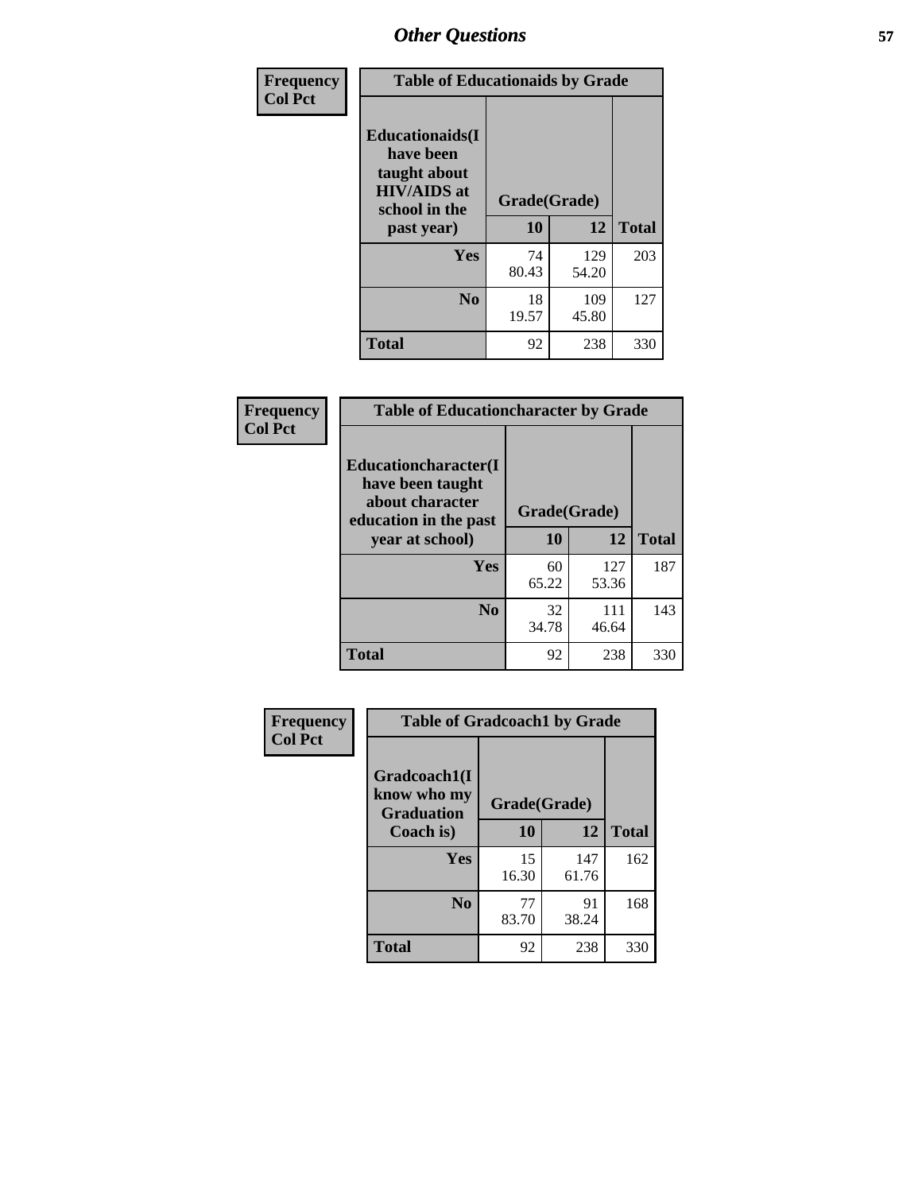# Other Questions

**Frequency**
**Col Pct**

| Table of Educationaids by Grade | | | |
|---|---|---|---|
| Educationaids(I have been taught about HIV/AIDS at school in the past year) | Grade(Grade) | | |
| | 10 | 12 | Total |
| Yes | 74<br>80.43 | 129<br>54.20 | 203 |
| No | 18<br>19.57 | 109<br>45.80 | 127 |
| Total | 92 | 238 | 330 |

**Frequency**
**Col Pct**

| Table of Educationcharacter by Grade | | | |
|---|---|---|---|
| Educationcharacter(I have been taught about character education in the past year at school) | Grade(Grade) | | |
| | 10 | 12 | Total |
| Yes | 60<br>65.22 | 127<br>53.36 | 187 |
| No | 32<br>34.78 | 111<br>46.64 | 143 |
| Total | 92 | 238 | 330 |

**Frequency**
**Col Pct**

| Table of Gradcoach1 by Grade | | | |
|---|---|---|---|
| Gradcoach1(I know who my Graduation Coach is) | Grade(Grade) | | |
| | 10 | 12 | Total |
| Yes | 15<br>16.30 | 147<br>61.76 | 162 |
| No | 77<br>83.70 | 91<br>38.24 | 168 |
| Total | 92 | 238 | 330 |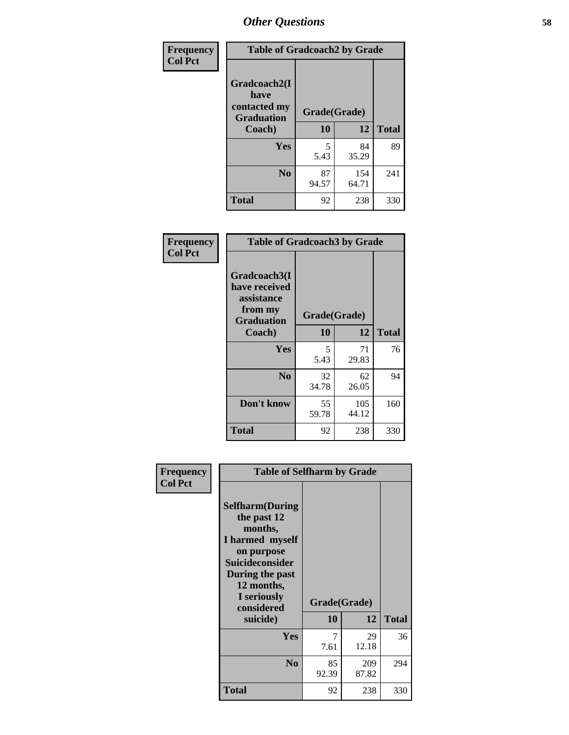# Other Questions

**Frequency**
**Col Pct**

| Table of Gradcoach2 by Grade | | | |
|---|---|---|---|
| **Gradcoach2(I have contacted my Graduation Coach)** | **Grade(Grade)** | | |
| | **10** | **12** | **Total** |
| **Yes** | 5<br>5.43 | 84<br>35.29 | 89 |
| **No** | 87<br>94.57 | 154<br>64.71 | 241 |
| **Total** | 92 | 238 | 330 |

**Frequency**
**Col Pct**

| Table of Gradcoach3 by Grade | | | |
|---|---|---|---|
| **Gradcoach3(I have received assistance from my Graduation Coach)** | **Grade(Grade)** | | |
| | **10** | **12** | **Total** |
| **Yes** | 5<br>5.43 | 71<br>29.83 | 76 |
| **No** | 32<br>34.78 | 62<br>26.05 | 94 |
| **Don't know** | 55<br>59.78 | 105<br>44.12 | 160 |
| **Total** | 92 | 238 | 330 |

**Frequency**
**Col Pct**

| Table of Selfharm by Grade | | | |
|---|---|---|---|
| **Selfharm(During the past 12 months, I harmed myself on purpose Suicideconsider During the past 12 months, I seriously considered suicide)** | **Grade(Grade)** | | |
| | **10** | **12** | **Total** |
| **Yes** | 7<br>7.61 | 29<br>12.18 | 36 |
| **No** | 85<br>92.39 | 209<br>87.82 | 294 |
| **Total** | 92 | 238 | 330 |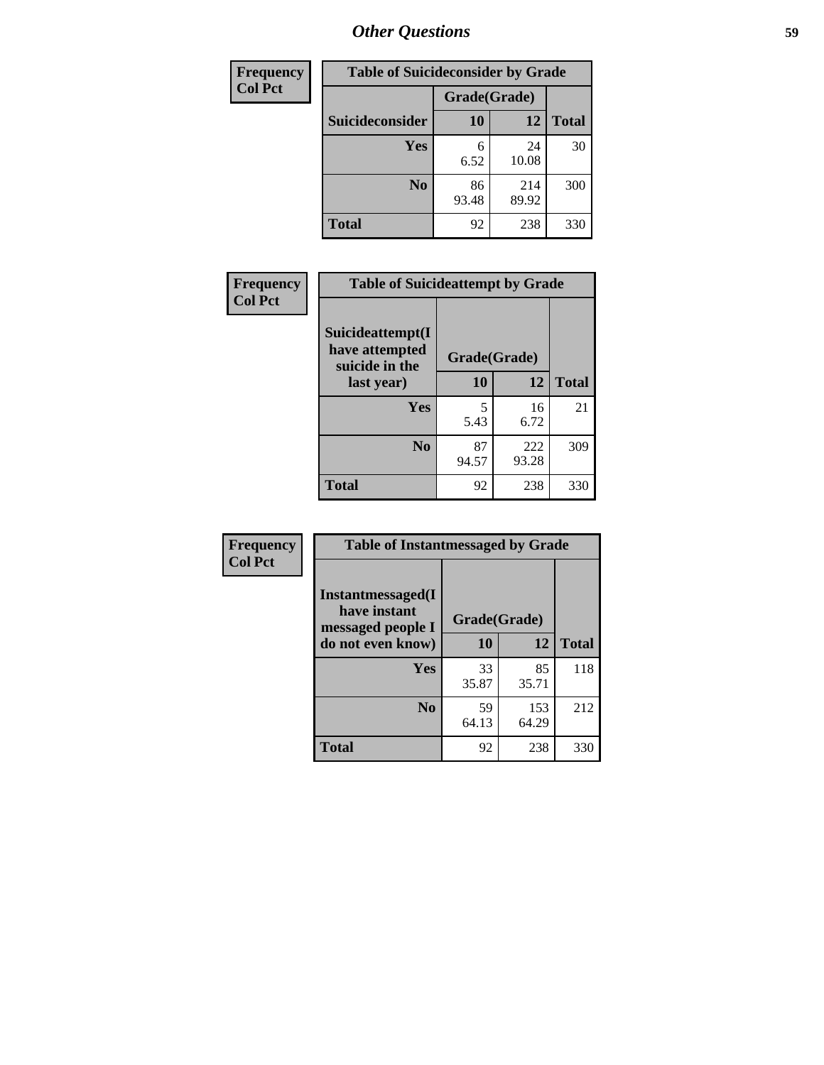*Other Questions*

| Frequency<br>Col Pct |
|---|

| Table of Suicideconsider by Grade | | | |
|---|---|---|---|
| | Grade(Grade) | | |
| Suicideconsider | 10 | 12 | Total |
| Yes | 6<br>6.52 | 24<br>10.08 | 30 |
| No | 86<br>93.48 | 214<br>89.92 | 300 |
| Total | 92 | 238 | 330 |

| Frequency<br>Col Pct |
|---|

| Table of Suicideattempt by Grade | | | |
|---|---|---|---|
| Suicideattempt(I have attempted suicide in the last year) | Grade(Grade) | | |
| | 10 | 12 | Total |
| Yes | 5<br>5.43 | 16<br>6.72 | 21 |
| No | 87<br>94.57 | 222<br>93.28 | 309 |
| Total | 92 | 238 | 330 |

| Frequency<br>Col Pct |
|---|

| Table of Instantmessaged by Grade | | | |
|---|---|---|---|
| Instantmessaged(I have instant messaged people I do not even know) | Grade(Grade) | | |
| | 10 | 12 | Total |
| Yes | 33<br>35.87 | 85<br>35.71 | 118 |
| No | 59<br>64.13 | 153<br>64.29 | 212 |
| Total | 92 | 238 | 330 |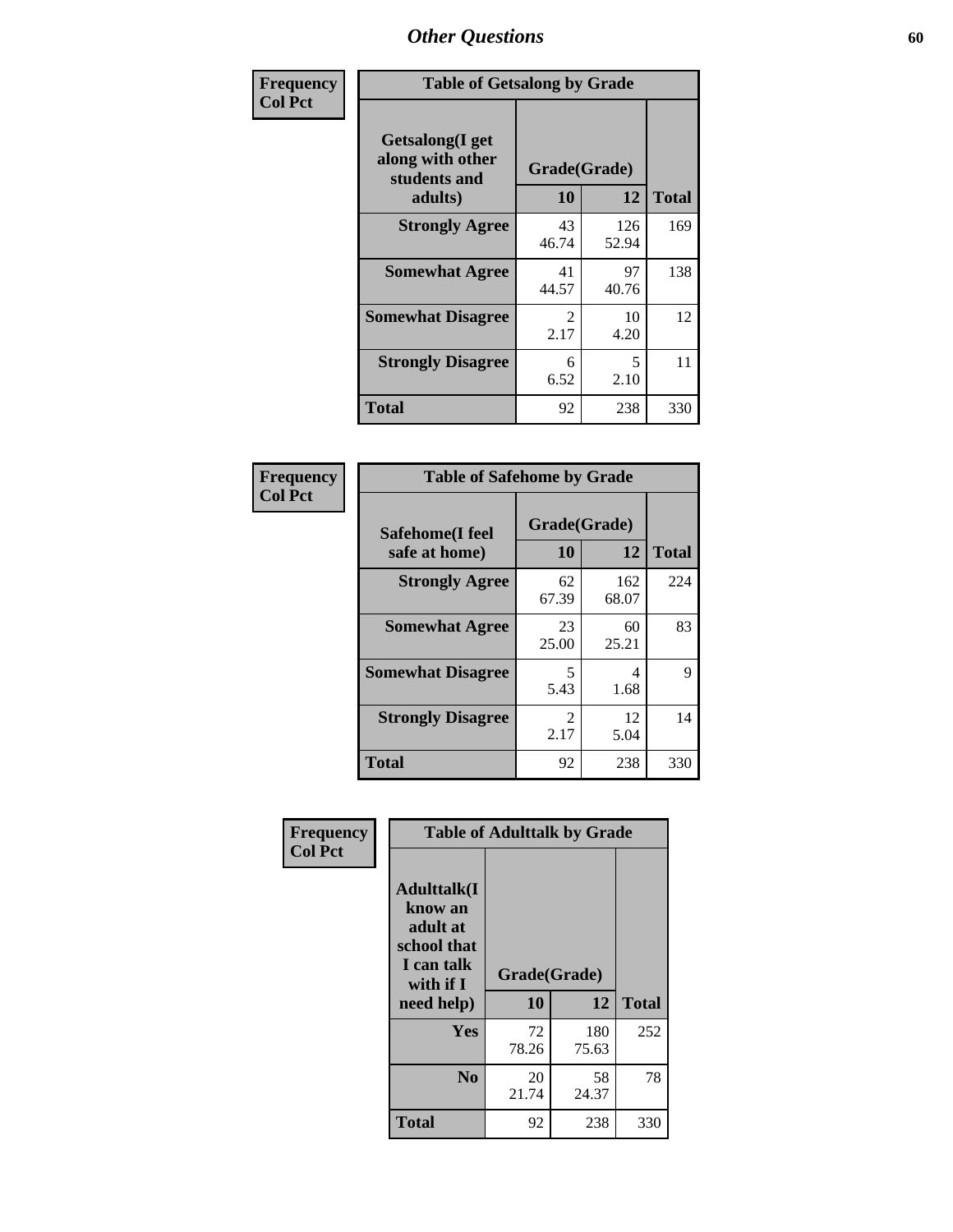# Other Questions

**Frequency**
**Col Pct**

**Table of Getsalong by Grade**

| Getsalong(I get along with other students and adults) | Grade(Grade) 10 | 12 | Total |
|---|---|---|---|
| **Strongly Agree** | 43<br>46.74 | 126<br>52.94 | 169 |
| **Somewhat Agree** | 41<br>44.57 | 97<br>40.76 | 138 |
| **Somewhat Disagree** | 2<br>2.17 | 10<br>4.20 | 12 |
| **Strongly Disagree** | 6<br>6.52 | 5<br>2.10 | 11 |
| **Total** | 92 | 238 | 330 |

**Frequency**
**Col Pct**

**Table of Safehome by Grade**

| Safehome(I feel safe at home) | Grade(Grade) 10 | 12 | Total |
|---|---|---|---|
| **Strongly Agree** | 62<br>67.39 | 162<br>68.07 | 224 |
| **Somewhat Agree** | 23<br>25.00 | 60<br>25.21 | 83 |
| **Somewhat Disagree** | 5<br>5.43 | 4<br>1.68 | 9 |
| **Strongly Disagree** | 2<br>2.17 | 12<br>5.04 | 14 |
| **Total** | 92 | 238 | 330 |

**Frequency**
**Col Pct**

**Table of Adulttalk by Grade**

| Adulttalk(I know an adult at school that I can talk with if I need help) | Grade(Grade) 10 | 12 | Total |
|---|---|---|---|
| **Yes** | 72<br>78.26 | 180<br>75.63 | 252 |
| **No** | 20<br>21.74 | 58<br>24.37 | 78 |
| **Total** | 92 | 238 | 330 |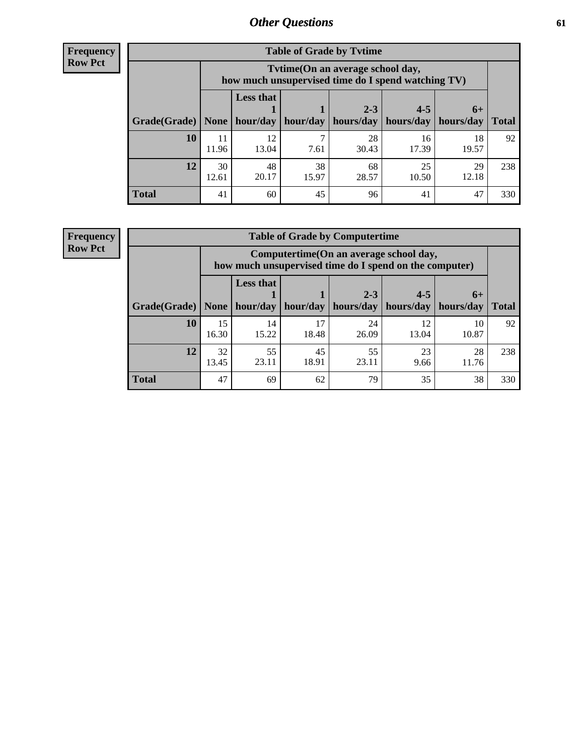| Frequency<br>Row Pct |
|---|

**Table of Grade by Tvtime**

| Grade(Grade) | Tvtime(On an average school day, how much unsupervised time do I spend watching TV) | | | | | | Total |
|---|---|---|---|---|---|---|---|
| | None | Less than 1 hour/day | 1 hour/day | 2-3 hours/day | 4-5 hours/day | 6+ hours/day | |
| **10** | 11<br>11.96 | 12<br>13.04 | 7<br>7.61 | 28<br>30.43 | 16<br>17.39 | 18<br>19.57 | 92 |
| **12** | 30<br>12.61 | 48<br>20.17 | 38<br>15.97 | 68<br>28.57 | 25<br>10.50 | 29<br>12.18 | 238 |
| **Total** | 41 | 60 | 45 | 96 | 41 | 47 | 330 |

| Frequency<br>Row Pct |
|---|

**Table of Grade by Computertime**

| Grade(Grade) | Computertime(On an average school day, how much unsupervised time do I spend on the computer) | | | | | | Total |
|---|---|---|---|---|---|---|---|
| | None | Less than 1 hour/day | 1 hour/day | 2-3 hours/day | 4-5 hours/day | 6+ hours/day | |
| **10** | 15<br>16.30 | 14<br>15.22 | 17<br>18.48 | 24<br>26.09 | 12<br>13.04 | 10<br>10.87 | 92 |
| **12** | 32<br>13.45 | 55<br>23.11 | 45<br>18.91 | 55<br>23.11 | 23<br>9.66 | 28<br>11.76 | 238 |
| **Total** | 47 | 69 | 62 | 79 | 35 | 38 | 330 |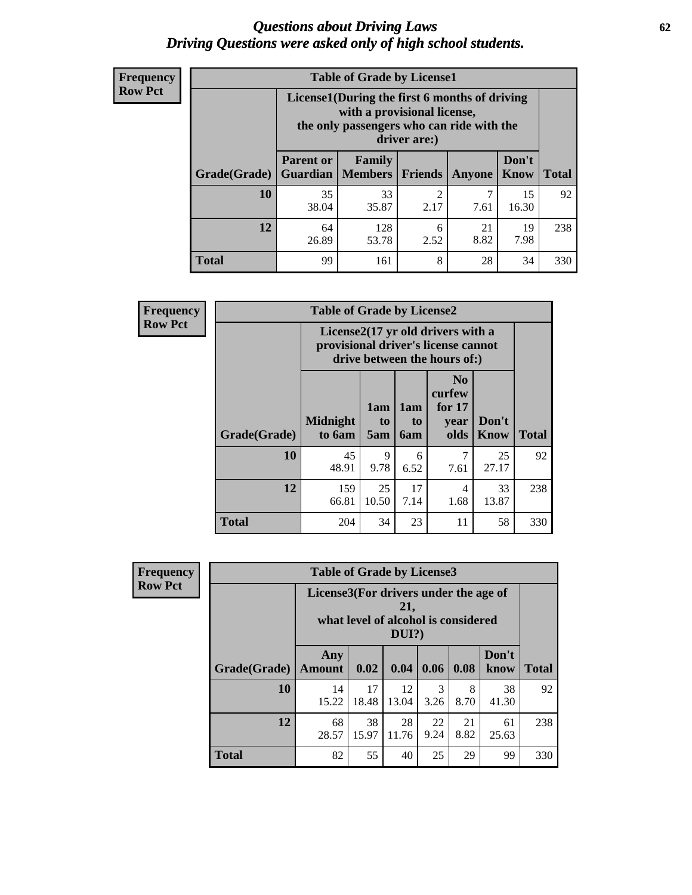# *Questions about Driving Laws*
# *Driving Questions were asked only of high school students.*

**Frequency**
**Row Pct**

**Table of Grade by License1**

| Grade(Grade) | License1(During the first 6 months of driving with a provisional license, the only passengers who can ride with the driver are:) | | | | | Total |
|---|---|---|---|---|---|---|
| | Parent or Guardian | Family Members | Friends | Anyone | Don't Know | |
| 10 | 35<br>38.04 | 33<br>35.87 | 2<br>2.17 | 7<br>7.61 | 15<br>16.30 | 92 |
| 12 | 64<br>26.89 | 128<br>53.78 | 6<br>2.52 | 21<br>8.82 | 19<br>7.98 | 238 |
| Total | 99 | 161 | 8 | 28 | 34 | 330 |

**Frequency**
**Row Pct**

**Table of Grade by License2**

| Grade(Grade) | License2(17 yr old drivers with a provisional driver's license cannot drive between the hours of:) | | | | | Total |
|---|---|---|---|---|---|---|
| | Midnight to 6am | 1am to 5am | 1am to 6am | No curfew for 17 year olds | Don't Know | |
| 10 | 45<br>48.91 | 9<br>9.78 | 6<br>6.52 | 7<br>7.61 | 25<br>27.17 | 92 |
| 12 | 159<br>66.81 | 25<br>10.50 | 17<br>7.14 | 4<br>1.68 | 33<br>13.87 | 238 |
| Total | 204 | 34 | 23 | 11 | 58 | 330 |

**Frequency**
**Row Pct**

**Table of Grade by License3**

| Grade(Grade) | License3(For drivers under the age of 21, what level of alcohol is considered DUI?) | | | | | | Total |
|---|---|---|---|---|---|---|---|
| | Any Amount | 0.02 | 0.04 | 0.06 | 0.08 | Don't know | |
| 10 | 14<br>15.22 | 17<br>18.48 | 12<br>13.04 | 3<br>3.26 | 8<br>8.70 | 38<br>41.30 | 92 |
| 12 | 68<br>28.57 | 38<br>15.97 | 28<br>11.76 | 22<br>9.24 | 21<br>8.82 | 61<br>25.63 | 238 |
| Total | 82 | 55 | 40 | 25 | 29 | 99 | 330 |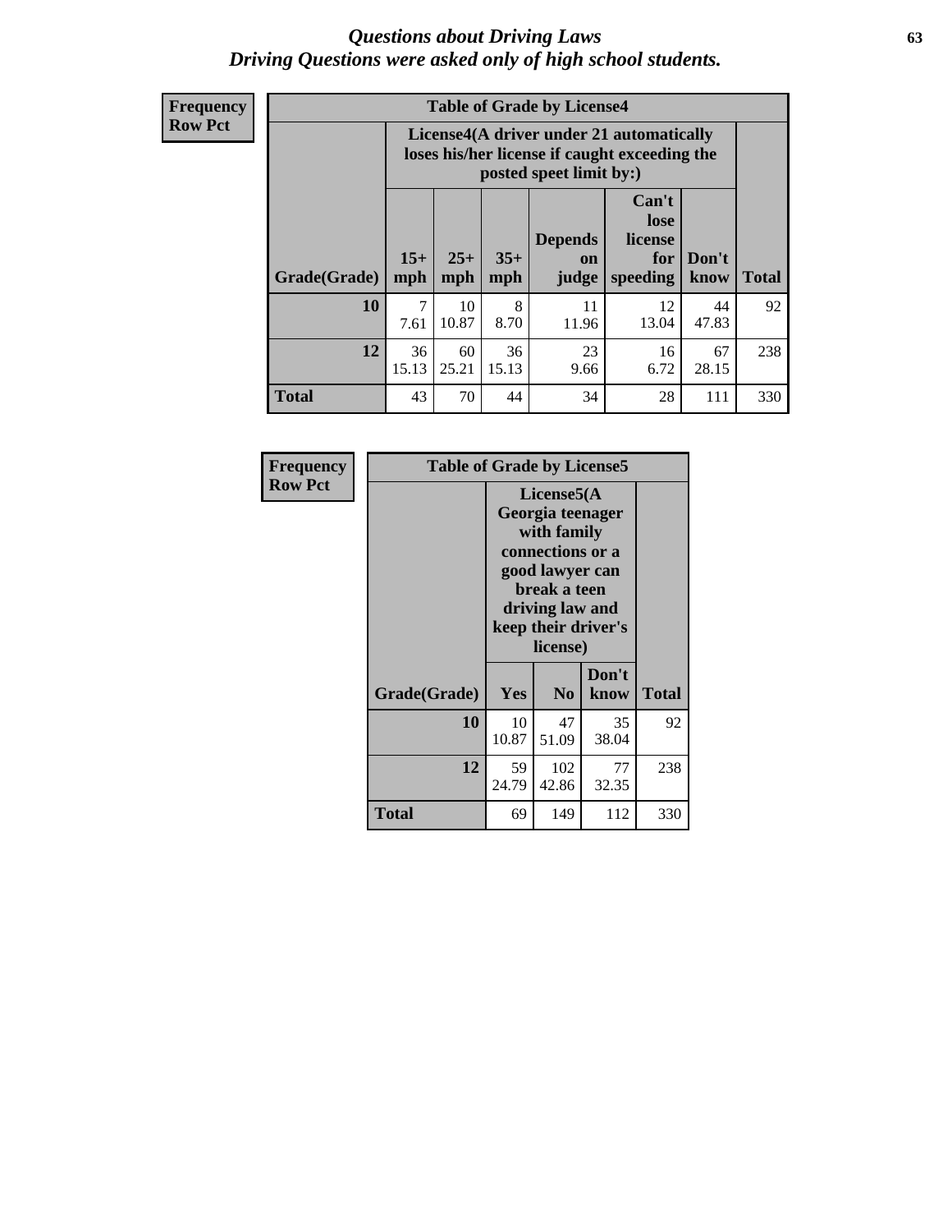# Questions about Driving Laws
*Driving Questions were asked only of high school students.*

**Frequency**
**Row Pct**

**Table of Grade by License4**

| Grade(Grade) | License4(A driver under 21 automatically loses his/her license if caught exceeding the posted speet limit by:) | | | | | | Total |
|---|---|---|---|---|---|---|---|
| | 15+ mph | 25+ mph | 35+ mph | Depends on judge | Can't lose license for speeding | Don't know | |
| 10 | 7<br>7.61 | 10<br>10.87 | 8<br>8.70 | 11<br>11.96 | 12<br>13.04 | 44<br>47.83 | 92 |
| 12 | 36<br>15.13 | 60<br>25.21 | 36<br>15.13 | 23<br>9.66 | 16<br>6.72 | 67<br>28.15 | 238 |
| Total | 43 | 70 | 44 | 34 | 28 | 111 | 330 |

**Frequency**
**Row Pct**

**Table of Grade by License5**

| Grade(Grade) | License5(A Georgia teenager with family connections or a good lawyer can break a teen driving law and keep their driver's license) | | | Total |
|---|---|---|---|---|
| | Yes | No | Don't know | |
| 10 | 10<br>10.87 | 47<br>51.09 | 35<br>38.04 | 92 |
| 12 | 59<br>24.79 | 102<br>42.86 | 77<br>32.35 | 238 |
| Total | 69 | 149 | 112 | 330 |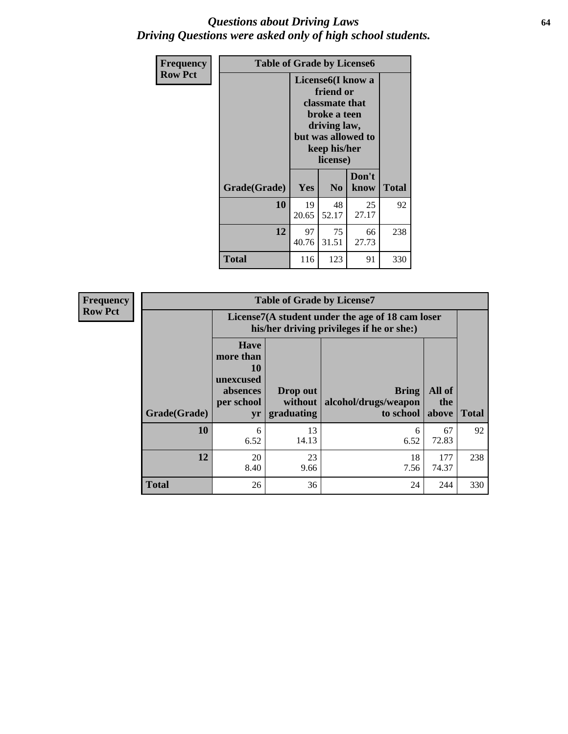# Questions about Driving Laws
## Driving Questions were asked only of high school students.

| Frequency<br>Row Pct | Table of Grade by License6 | | | |
|---|---|---|---|---|
| | License6(I know a friend or classmate that broke a teen driving law, but was allowed to keep his/her license) | | | |
| Grade(Grade) | Yes | No | Don't know | Total |
| 10 | 19<br>20.65 | 48<br>52.17 | 25<br>27.17 | 92 |
| 12 | 97<br>40.76 | 75<br>31.51 | 66<br>27.73 | 238 |
| Total | 116 | 123 | 91 | 330 |

| Frequency<br>Row Pct | Table of Grade by License7 | | | | |
|---|---|---|---|---|---|
| | License7(A student under the age of 18 cam loser his/her driving privileges if he or she:) | | | | |
| Grade(Grade) | Have more than 10 unexcused absences per school yr | Drop out without graduating | Bring alcohol/drugs/weapon to school | All of the above | Total |
| 10 | 6<br>6.52 | 13<br>14.13 | 6<br>6.52 | 67<br>72.83 | 92 |
| 12 | 20<br>8.40 | 23<br>9.66 | 18<br>7.56 | 177<br>74.37 | 238 |
| Total | 26 | 36 | 24 | 244 | 330 |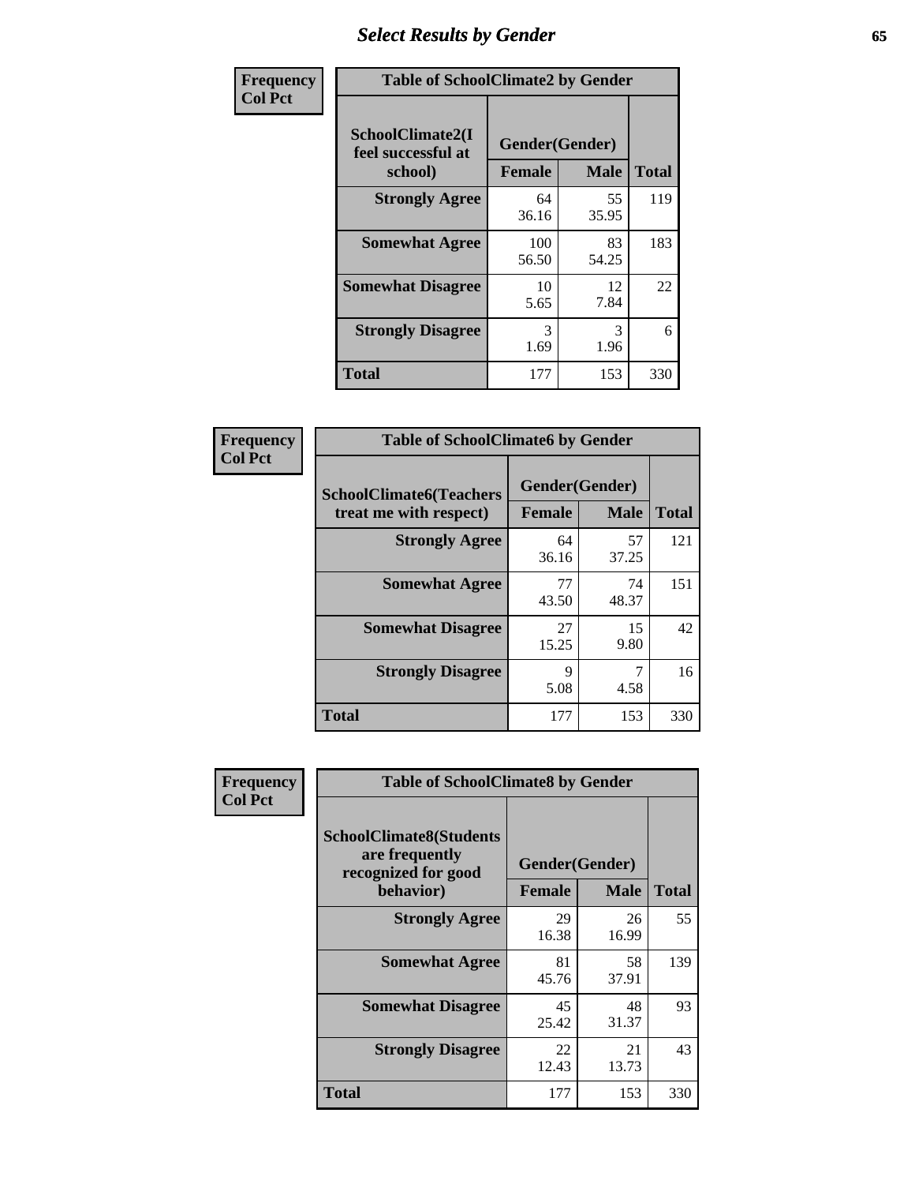# Select Results by Gender

**Frequency / Col Pct**

| Table of SchoolClimate2 by Gender | | | |
|---|---|---|---|
| SchoolClimate2(I feel successful at school) | Gender(Gender) | | Total |
| | Female | Male | |
| Strongly Agree | 64<br>36.16 | 55<br>35.95 | 119 |
| Somewhat Agree | 100<br>56.50 | 83<br>54.25 | 183 |
| Somewhat Disagree | 10<br>5.65 | 12<br>7.84 | 22 |
| Strongly Disagree | 3<br>1.69 | 3<br>1.96 | 6 |
| Total | 177 | 153 | 330 |

**Frequency / Col Pct**

| Table of SchoolClimate6 by Gender | | | |
|---|---|---|---|
| SchoolClimate6(Teachers treat me with respect) | Gender(Gender) | | Total |
| | Female | Male | |
| Strongly Agree | 64<br>36.16 | 57<br>37.25 | 121 |
| Somewhat Agree | 77<br>43.50 | 74<br>48.37 | 151 |
| Somewhat Disagree | 27<br>15.25 | 15<br>9.80 | 42 |
| Strongly Disagree | 9<br>5.08 | 7<br>4.58 | 16 |
| Total | 177 | 153 | 330 |

**Frequency / Col Pct**

| Table of SchoolClimate8 by Gender | | | |
|---|---|---|---|
| SchoolClimate8(Students are frequently recognized for good behavior) | Gender(Gender) | | Total |
| | Female | Male | |
| Strongly Agree | 29<br>16.38 | 26<br>16.99 | 55 |
| Somewhat Agree | 81<br>45.76 | 58<br>37.91 | 139 |
| Somewhat Disagree | 45<br>25.42 | 48<br>31.37 | 93 |
| Strongly Disagree | 22<br>12.43 | 21<br>13.73 | 43 |
| Total | 177 | 153 | 330 |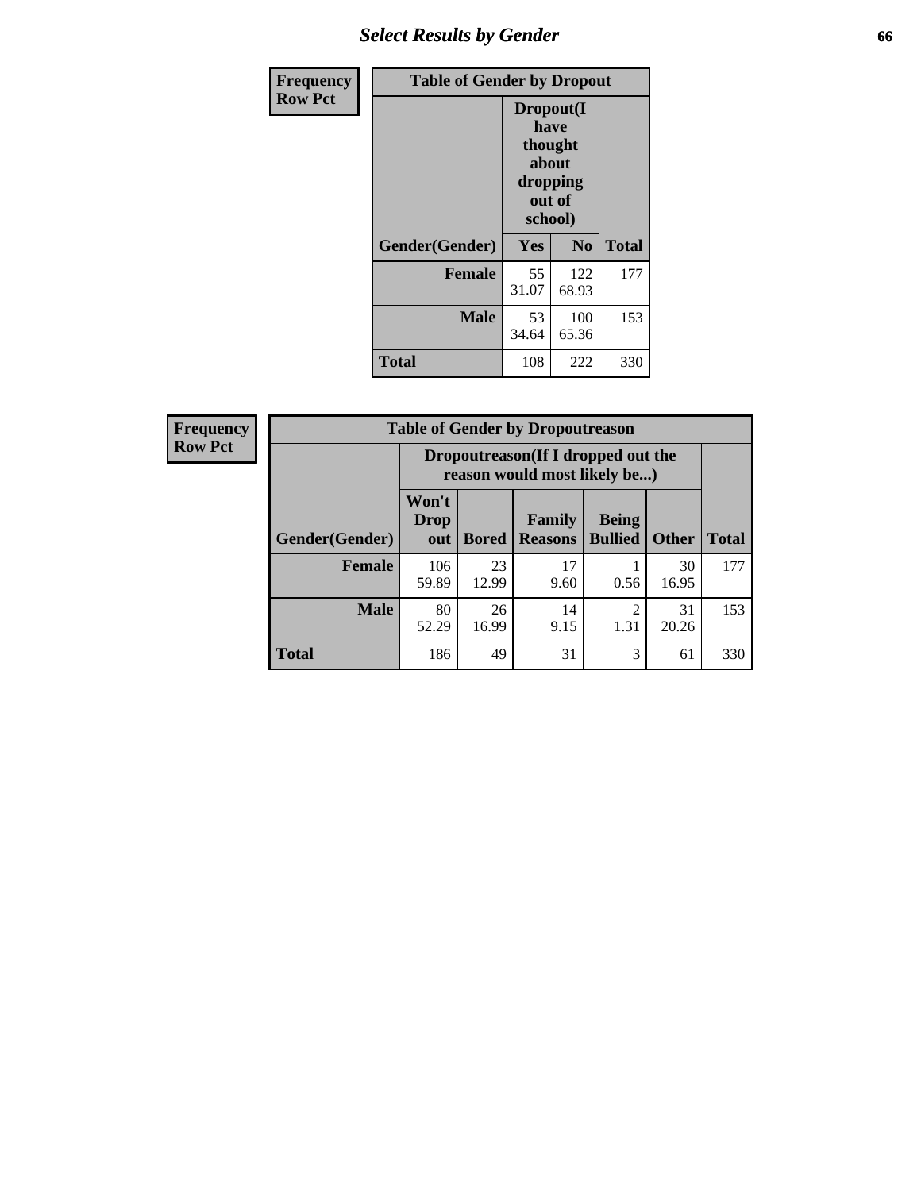| Frequency<br>Row Pct | Table of Gender by Dropout | | |
|---|---|---|---|
| | Dropout(I have thought about dropping out of school) | | |
| Gender(Gender) | Yes | No | Total |
| **Female** | 55<br>31.07 | 122<br>68.93 | 177 |
| **Male** | 53<br>34.64 | 100<br>65.36 | 153 |
| **Total** | 108 | 222 | 330 |

| Frequency<br>Row Pct | Table of Gender by Dropoutreason | | | | | |
|---|---|---|---|---|---|---|
| | Dropoutreason(If I dropped out the reason would most likely be...) | | | | | |
| Gender(Gender) | Won't Drop out | Bored | Family Reasons | Being Bullied | Other | Total |
| **Female** | 106<br>59.89 | 23<br>12.99 | 17<br>9.60 | 1<br>0.56 | 30<br>16.95 | 177 |
| **Male** | 80<br>52.29 | 26<br>16.99 | 14<br>9.15 | 2<br>1.31 | 31<br>20.26 | 153 |
| **Total** | 186 | 49 | 31 | 3 | 61 | 330 |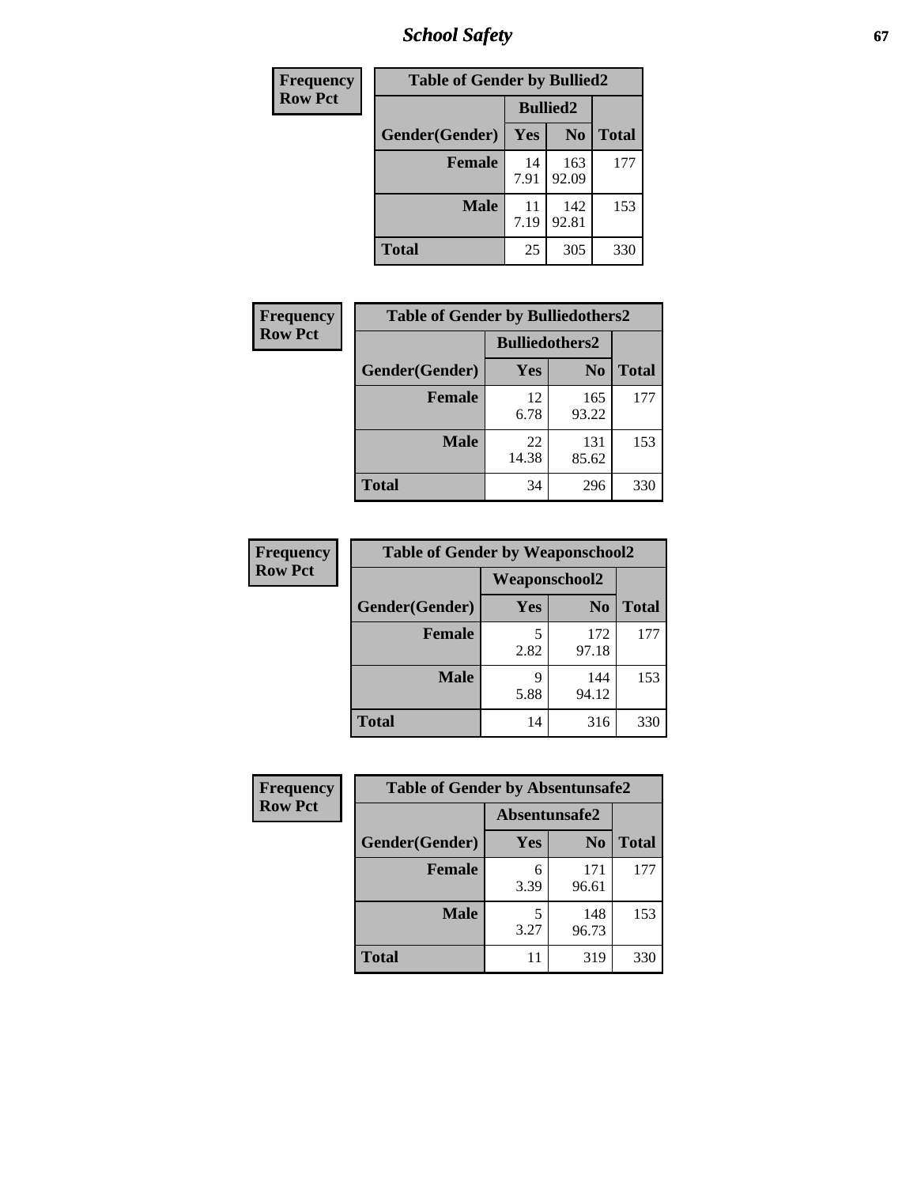| Frequency<br>Row Pct |
|---|

| Table of Gender by Bullied2 | | | |
|---|---|---|---|
| | Bullied2 | | |
| Gender(Gender) | Yes | No | Total |
| Female | 14<br>7.91 | 163<br>92.09 | 177 |
| Male | 11<br>7.19 | 142<br>92.81 | 153 |
| Total | 25 | 305 | 330 |

| Frequency<br>Row Pct |
|---|

| Table of Gender by Bulliedothers2 | | | |
|---|---|---|---|
| | Bulliedothers2 | | |
| Gender(Gender) | Yes | No | Total |
| Female | 12<br>6.78 | 165<br>93.22 | 177 |
| Male | 22<br>14.38 | 131<br>85.62 | 153 |
| Total | 34 | 296 | 330 |

| Frequency<br>Row Pct |
|---|

| Table of Gender by Weaponschool2 | | | |
|---|---|---|---|
| | Weaponschool2 | | |
| Gender(Gender) | Yes | No | Total |
| Female | 5<br>2.82 | 172<br>97.18 | 177 |
| Male | 9<br>5.88 | 144<br>94.12 | 153 |
| Total | 14 | 316 | 330 |

| Frequency<br>Row Pct |
|---|

| Table of Gender by Absentunsafe2 | | | |
|---|---|---|---|
| | Absentunsafe2 | | |
| Gender(Gender) | Yes | No | Total |
| Female | 6<br>3.39 | 171<br>96.61 | 177 |
| Male | 5<br>3.27 | 148<br>96.73 | 153 |
| Total | 11 | 319 | 330 |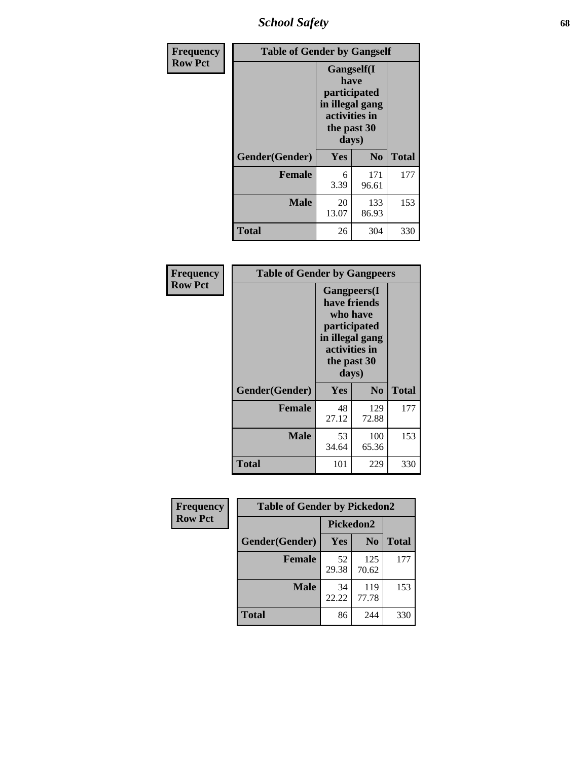# School Safety

| Frequency Row Pct | Table of Gender by Gangself | | |
|---|---|---|---|
| | Gangself(I have participated in illegal gang activities in the past 30 days) | | |
| Gender(Gender) | Yes | No | Total |
| Female | 6<br>3.39 | 171<br>96.61 | 177 |
| Male | 20<br>13.07 | 133<br>86.93 | 153 |
| Total | 26 | 304 | 330 |

| Frequency Row Pct | Table of Gender by Gangpeers | | |
|---|---|---|---|
| | Gangpeers(I have friends who have participated in illegal gang activities in the past 30 days) | | |
| Gender(Gender) | Yes | No | Total |
| Female | 48<br>27.12 | 129<br>72.88 | 177 |
| Male | 53<br>34.64 | 100<br>65.36 | 153 |
| Total | 101 | 229 | 330 |

| Frequency Row Pct | Table of Gender by Pickedon2 | | |
|---|---|---|---|
| | Pickedon2 | | |
| Gender(Gender) | Yes | No | Total |
| Female | 52<br>29.38 | 125<br>70.62 | 177 |
| Male | 34<br>22.22 | 119<br>77.78 | 153 |
| Total | 86 | 244 | 330 |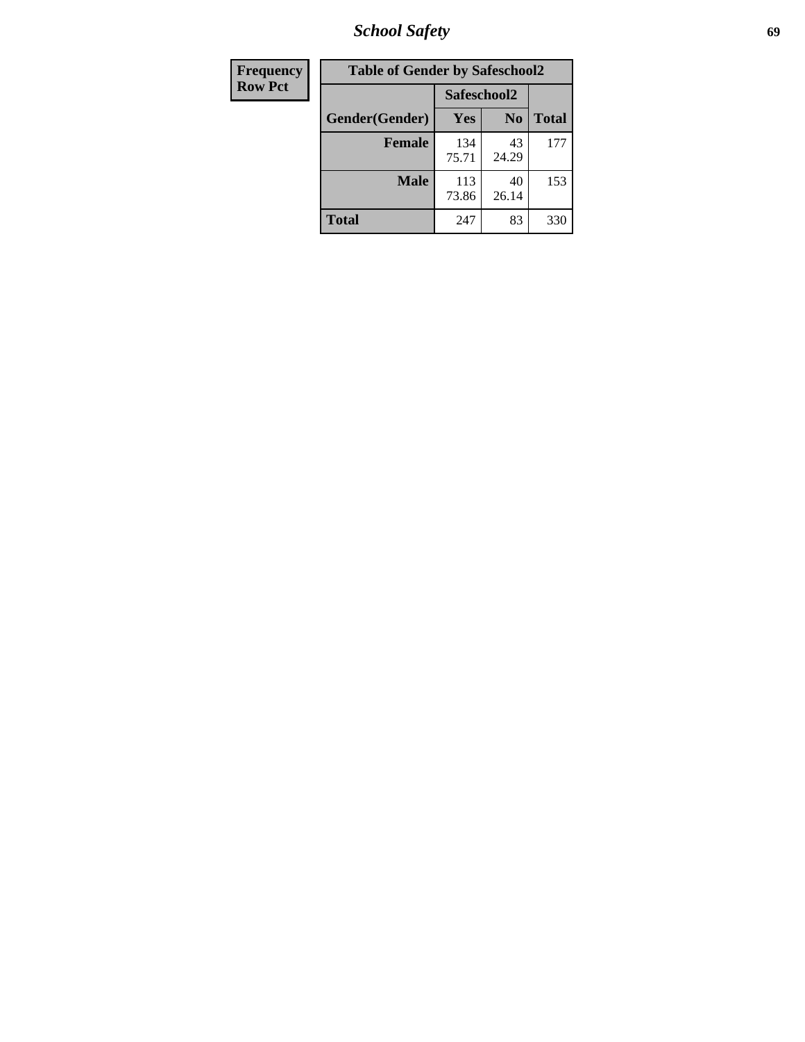| Frequency |
|---|
| Row Pct |

| Table of Gender by Safeschool2 | | | |
|---|---|---|---|
| | Safeschool2 | | |
| Gender(Gender) | Yes | No | Total |
| Female | 134<br>75.71 | 43<br>24.29 | 177 |
| Male | 113<br>73.86 | 40<br>26.14 | 153 |
| Total | 247 | 83 | 330 |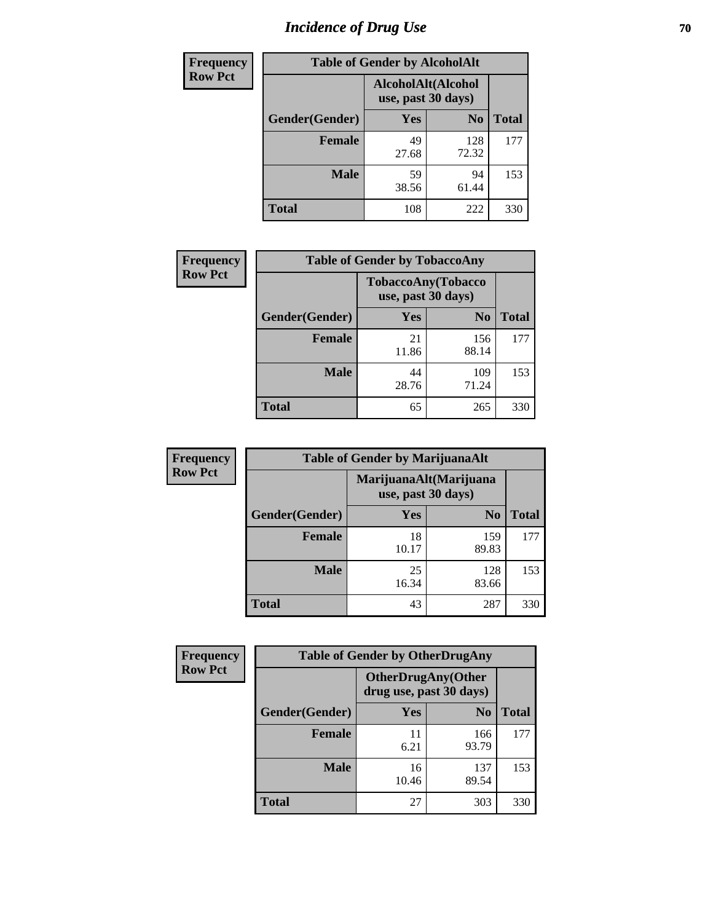# Incidence of Drug Use

| Frequency<br>Row Pct | Table of Gender by AlcoholAlt | | |
|---|---|---|---|
| | AlcoholAlt(Alcohol use, past 30 days) | | |
| Gender(Gender) | Yes | No | Total |
| Female | 49<br>27.68 | 128<br>72.32 | 177 |
| Male | 59<br>38.56 | 94<br>61.44 | 153 |
| Total | 108 | 222 | 330 |

| Frequency<br>Row Pct | Table of Gender by TobaccoAny | | |
|---|---|---|---|
| | TobaccoAny(Tobacco use, past 30 days) | | |
| Gender(Gender) | Yes | No | Total |
| Female | 21<br>11.86 | 156<br>88.14 | 177 |
| Male | 44<br>28.76 | 109<br>71.24 | 153 |
| Total | 65 | 265 | 330 |

| Frequency<br>Row Pct | Table of Gender by MarijuanaAlt | | |
|---|---|---|---|
| | MarijuanaAlt(Marijuana use, past 30 days) | | |
| Gender(Gender) | Yes | No | Total |
| Female | 18<br>10.17 | 159<br>89.83 | 177 |
| Male | 25<br>16.34 | 128<br>83.66 | 153 |
| Total | 43 | 287 | 330 |

| Frequency<br>Row Pct | Table of Gender by OtherDrugAny | | |
|---|---|---|---|
| | OtherDrugAny(Other drug use, past 30 days) | | |
| Gender(Gender) | Yes | No | Total |
| Female | 11<br>6.21 | 166<br>93.79 | 177 |
| Male | 16<br>10.46 | 137<br>89.54 | 153 |
| Total | 27 | 303 | 330 |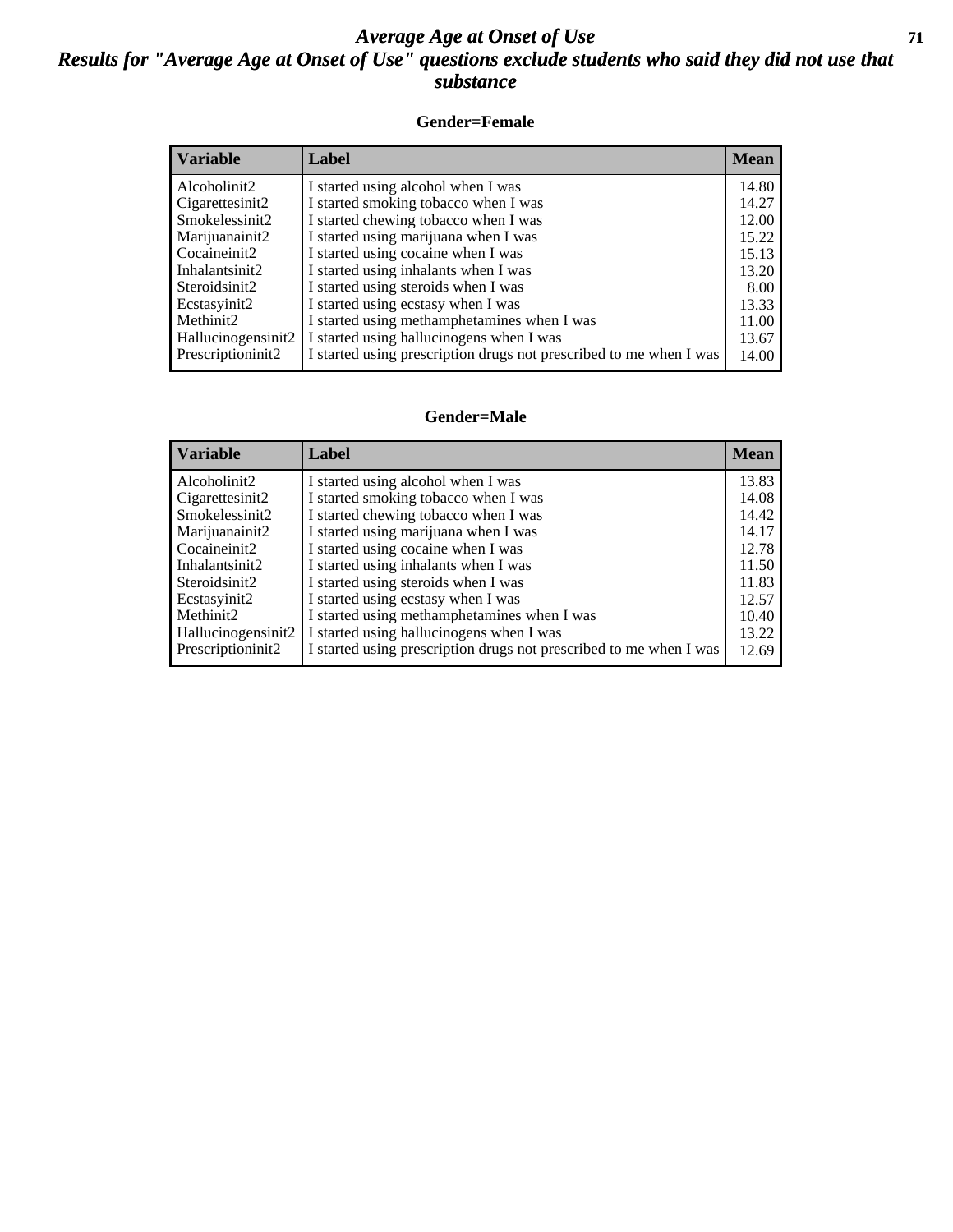# *Average Age at Onset of Use*
## *Results for "Average Age at Onset of Use" questions exclude students who said they did not use that substance*

### Gender=Female

| Variable | Label | Mean |
|---|---|---|
| Alcoholinit2 | I started using alcohol when I was | 14.80 |
| Cigarettesinit2 | I started smoking tobacco when I was | 14.27 |
| Smokelessinit2 | I started chewing tobacco when I was | 12.00 |
| Marijuanainit2 | I started using marijuana when I was | 15.22 |
| Cocaineinit2 | I started using cocaine when I was | 15.13 |
| Inhalantsinit2 | I started using inhalants when I was | 13.20 |
| Steroidsinit2 | I started using steroids when I was | 8.00 |
| Ecstasyinit2 | I started using ecstasy when I was | 13.33 |
| Methinit2 | I started using methamphetamines when I was | 11.00 |
| Hallucinogensinit2 | I started using hallucinogens when I was | 13.67 |
| Prescriptioninit2 | I started using prescription drugs not prescribed to me when I was | 14.00 |

### Gender=Male

| Variable | Label | Mean |
|---|---|---|
| Alcoholinit2 | I started using alcohol when I was | 13.83 |
| Cigarettesinit2 | I started smoking tobacco when I was | 14.08 |
| Smokelessinit2 | I started chewing tobacco when I was | 14.42 |
| Marijuanainit2 | I started using marijuana when I was | 14.17 |
| Cocaineinit2 | I started using cocaine when I was | 12.78 |
| Inhalantsinit2 | I started using inhalants when I was | 11.50 |
| Steroidsinit2 | I started using steroids when I was | 11.83 |
| Ecstasyinit2 | I started using ecstasy when I was | 12.57 |
| Methinit2 | I started using methamphetamines when I was | 10.40 |
| Hallucinogensinit2 | I started using hallucinogens when I was | 13.22 |
| Prescriptioninit2 | I started using prescription drugs not prescribed to me when I was | 12.69 |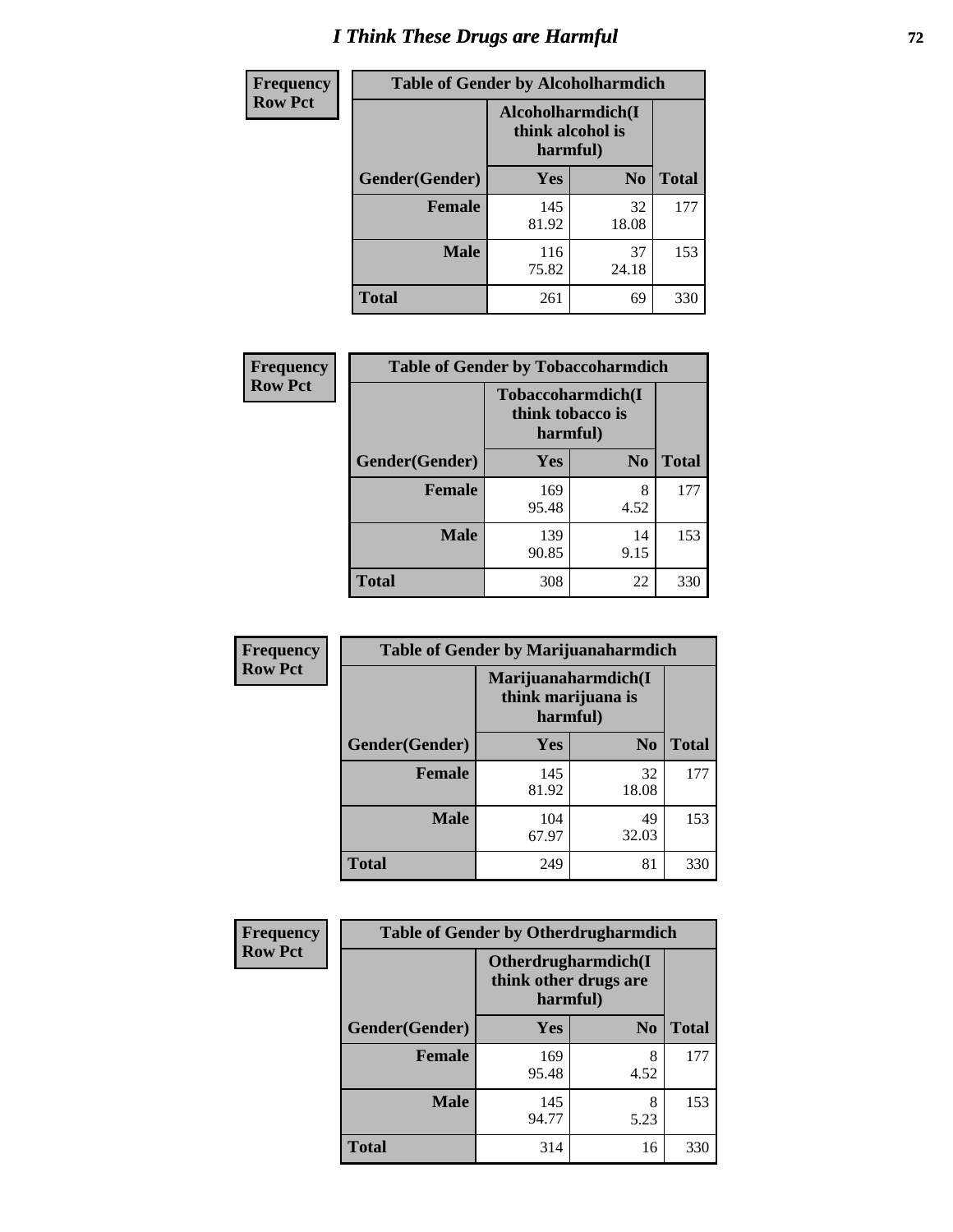# I Think These Drugs are Harmful

**Frequency**
**Row Pct**

| Table of Gender by Alcoholharmdich | | | |
|---|---|---|---|
| | Alcoholharmdich(I think alcohol is harmful) | | |
| Gender(Gender) | Yes | No | Total |
| Female | 145<br>81.92 | 32<br>18.08 | 177 |
| Male | 116<br>75.82 | 37<br>24.18 | 153 |
| Total | 261 | 69 | 330 |

**Frequency**
**Row Pct**

| Table of Gender by Tobaccoharmdich | | | |
|---|---|---|---|
| | Tobaccoharmdich(I think tobacco is harmful) | | |
| Gender(Gender) | Yes | No | Total |
| Female | 169<br>95.48 | 8<br>4.52 | 177 |
| Male | 139<br>90.85 | 14<br>9.15 | 153 |
| Total | 308 | 22 | 330 |

**Frequency**
**Row Pct**

| Table of Gender by Marijuanaharmdich | | | |
|---|---|---|---|
| | Marijuanaharmdich(I think marijuana is harmful) | | |
| Gender(Gender) | Yes | No | Total |
| Female | 145<br>81.92 | 32<br>18.08 | 177 |
| Male | 104<br>67.97 | 49<br>32.03 | 153 |
| Total | 249 | 81 | 330 |

**Frequency**
**Row Pct**

| Table of Gender by Otherdrugharmdich | | | |
|---|---|---|---|
| | Otherdrugharmdich(I think other drugs are harmful) | | |
| Gender(Gender) | Yes | No | Total |
| Female | 169<br>95.48 | 8<br>4.52 | 177 |
| Male | 145<br>94.77 | 8<br>5.23 | 153 |
| Total | 314 | 16 | 330 |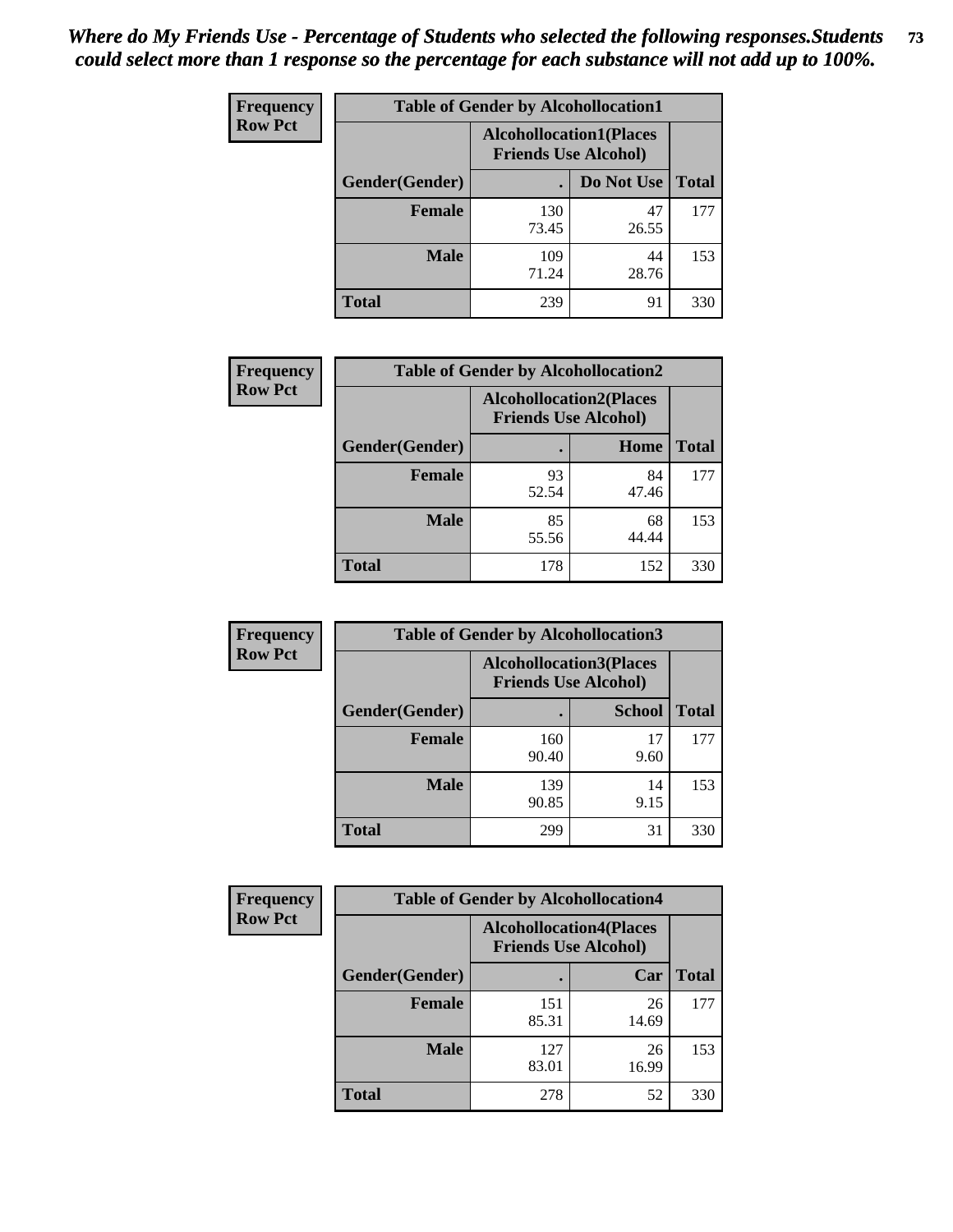*Where do My Friends Use - Percentage of Students who selected the following responses.Students could select more than 1 response so the percentage for each substance will not add up to 100%.*

**Frequency Row Pct**

| Table of Gender by Alcohollocation1 | | | |
|---|---|---|---|
| | Alcohollocation1(Places Friends Use Alcohol) | | |
| Gender(Gender) | . | Do Not Use | Total |
| Female | 130<br>73.45 | 47<br>26.55 | 177 |
| Male | 109<br>71.24 | 44<br>28.76 | 153 |
| Total | 239 | 91 | 330 |

**Frequency Row Pct**

| Table of Gender by Alcohollocation2 | | | |
|---|---|---|---|
| | Alcohollocation2(Places Friends Use Alcohol) | | |
| Gender(Gender) | . | Home | Total |
| Female | 93<br>52.54 | 84<br>47.46 | 177 |
| Male | 85<br>55.56 | 68<br>44.44 | 153 |
| Total | 178 | 152 | 330 |

**Frequency Row Pct**

| Table of Gender by Alcohollocation3 | | | |
|---|---|---|---|
| | Alcohollocation3(Places Friends Use Alcohol) | | |
| Gender(Gender) | . | School | Total |
| Female | 160<br>90.40 | 17<br>9.60 | 177 |
| Male | 139<br>90.85 | 14<br>9.15 | 153 |
| Total | 299 | 31 | 330 |

**Frequency Row Pct**

| Table of Gender by Alcohollocation4 | | | |
|---|---|---|---|
| | Alcohollocation4(Places Friends Use Alcohol) | | |
| Gender(Gender) | . | Car | Total |
| Female | 151<br>85.31 | 26<br>14.69 | 177 |
| Male | 127<br>83.01 | 26<br>16.99 | 153 |
| Total | 278 | 52 | 330 |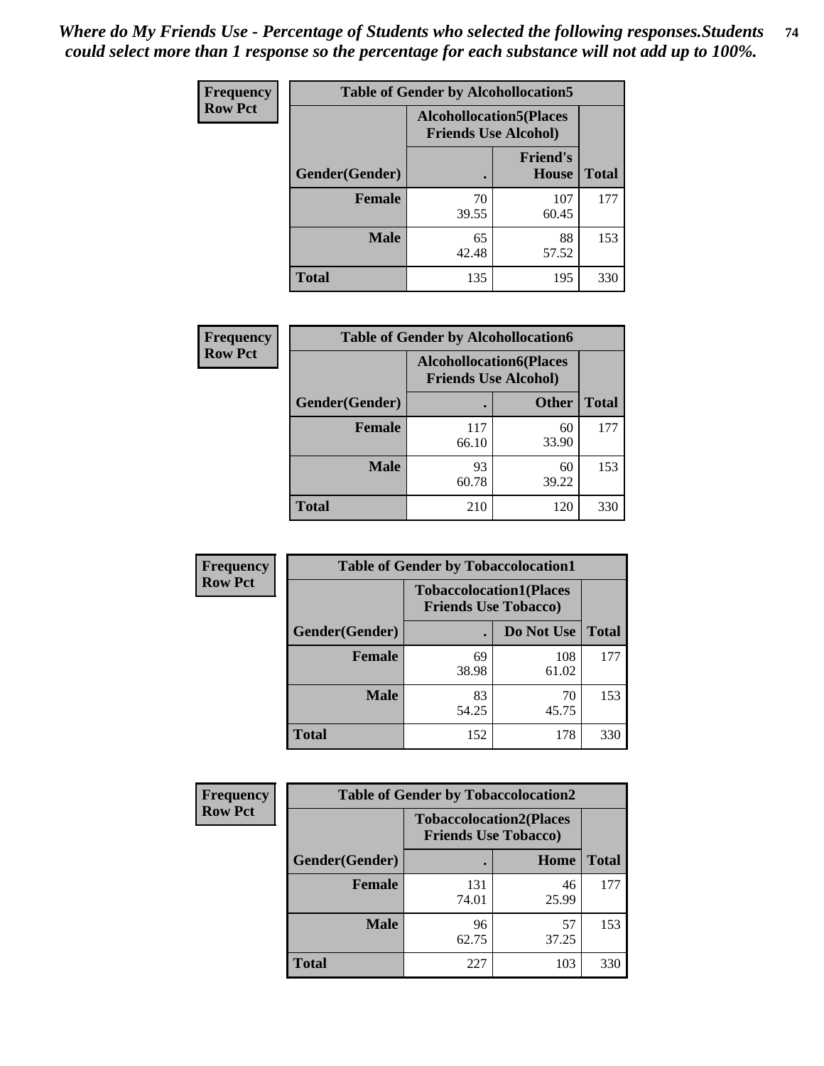*Where do My Friends Use - Percentage of Students who selected the following responses.Students could select more than 1 response so the percentage for each substance will not add up to 100%.*

**Frequency Row Pct**

**Table of Gender by Alcohollocation5**

| Gender(Gender) | Alcohollocation5(Places Friends Use Alcohol) | | Total |
|---|---|---|---|
| | . | Friend's House | |
| **Female** | 70<br>39.55 | 107<br>60.45 | 177 |
| **Male** | 65<br>42.48 | 88<br>57.52 | 153 |
| **Total** | 135 | 195 | 330 |

**Frequency Row Pct**

**Table of Gender by Alcohollocation6**

| Gender(Gender) | Alcohollocation6(Places Friends Use Alcohol) | | Total |
|---|---|---|---|
| | . | Other | |
| **Female** | 117<br>66.10 | 60<br>33.90 | 177 |
| **Male** | 93<br>60.78 | 60<br>39.22 | 153 |
| **Total** | 210 | 120 | 330 |

**Frequency Row Pct**

**Table of Gender by Tobaccolocation1**

| Gender(Gender) | Tobaccolocation1(Places Friends Use Tobacco) | | Total |
|---|---|---|---|
| | . | Do Not Use | |
| **Female** | 69<br>38.98 | 108<br>61.02 | 177 |
| **Male** | 83<br>54.25 | 70<br>45.75 | 153 |
| **Total** | 152 | 178 | 330 |

**Frequency Row Pct**

**Table of Gender by Tobaccolocation2**

| Gender(Gender) | Tobaccolocation2(Places Friends Use Tobacco) | | Total |
|---|---|---|---|
| | . | Home | |
| **Female** | 131<br>74.01 | 46<br>25.99 | 177 |
| **Male** | 96<br>62.75 | 57<br>37.25 | 153 |
| **Total** | 227 | 103 | 330 |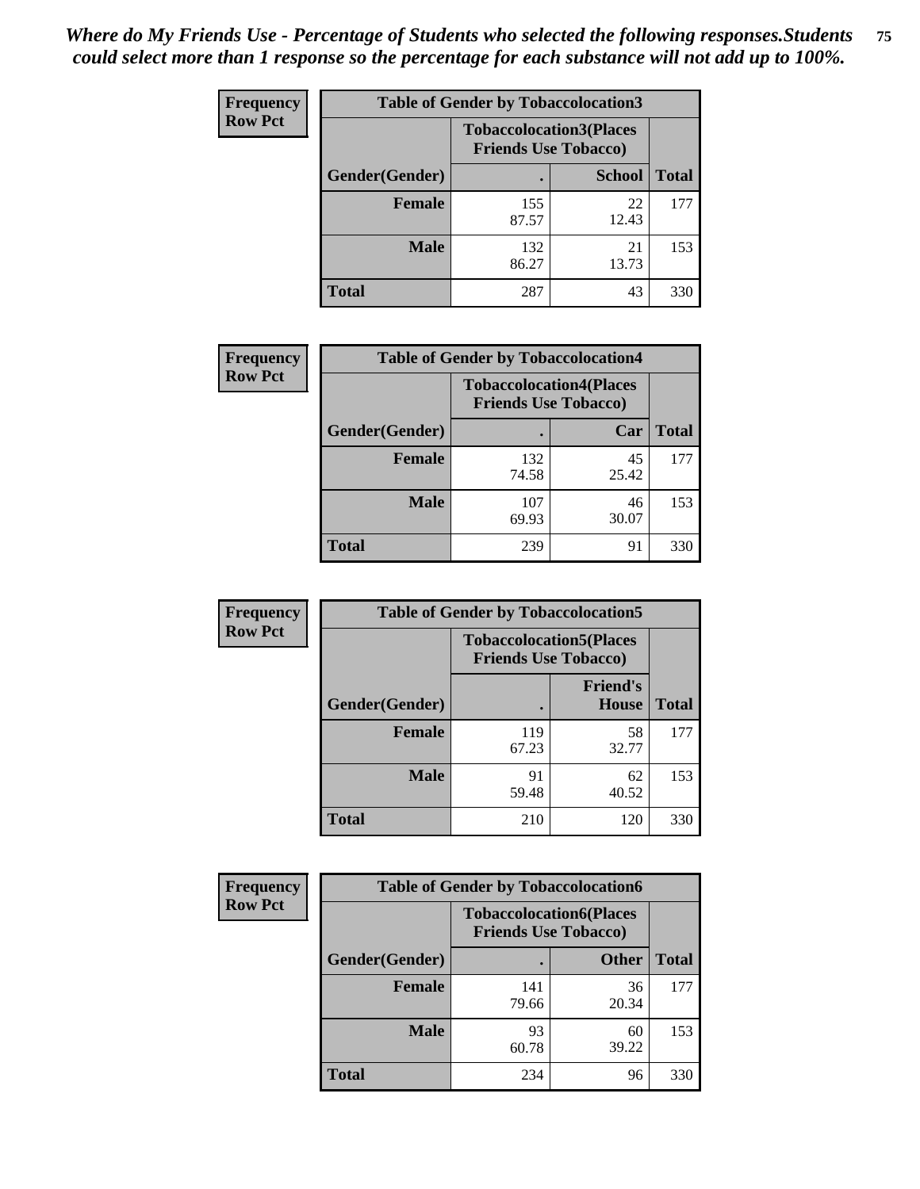*Where do My Friends Use - Percentage of Students who selected the following responses.Students could select more than 1 response so the percentage for each substance will not add up to 100%.*

**Frequency / Row Pct**

| Table of Gender by Tobaccolocation3 | | | |
|---|---|---|---|
| | Tobaccolocation3(Places Friends Use Tobacco) | | |
| Gender(Gender) | . | School | Total |
| Female | 155<br>87.57 | 22<br>12.43 | 177 |
| Male | 132<br>86.27 | 21<br>13.73 | 153 |
| Total | 287 | 43 | 330 |

**Frequency / Row Pct**

| Table of Gender by Tobaccolocation4 | | | |
|---|---|---|---|
| | Tobaccolocation4(Places Friends Use Tobacco) | | |
| Gender(Gender) | . | Car | Total |
| Female | 132<br>74.58 | 45<br>25.42 | 177 |
| Male | 107<br>69.93 | 46<br>30.07 | 153 |
| Total | 239 | 91 | 330 |

**Frequency / Row Pct**

| Table of Gender by Tobaccolocation5 | | | |
|---|---|---|---|
| | Tobaccolocation5(Places Friends Use Tobacco) | | |
| Gender(Gender) | . | Friend's House | Total |
| Female | 119<br>67.23 | 58<br>32.77 | 177 |
| Male | 91<br>59.48 | 62<br>40.52 | 153 |
| Total | 210 | 120 | 330 |

**Frequency / Row Pct**

| Table of Gender by Tobaccolocation6 | | | |
|---|---|---|---|
| | Tobaccolocation6(Places Friends Use Tobacco) | | |
| Gender(Gender) | . | Other | Total |
| Female | 141<br>79.66 | 36<br>20.34 | 177 |
| Male | 93<br>60.78 | 60<br>39.22 | 153 |
| Total | 234 | 96 | 330 |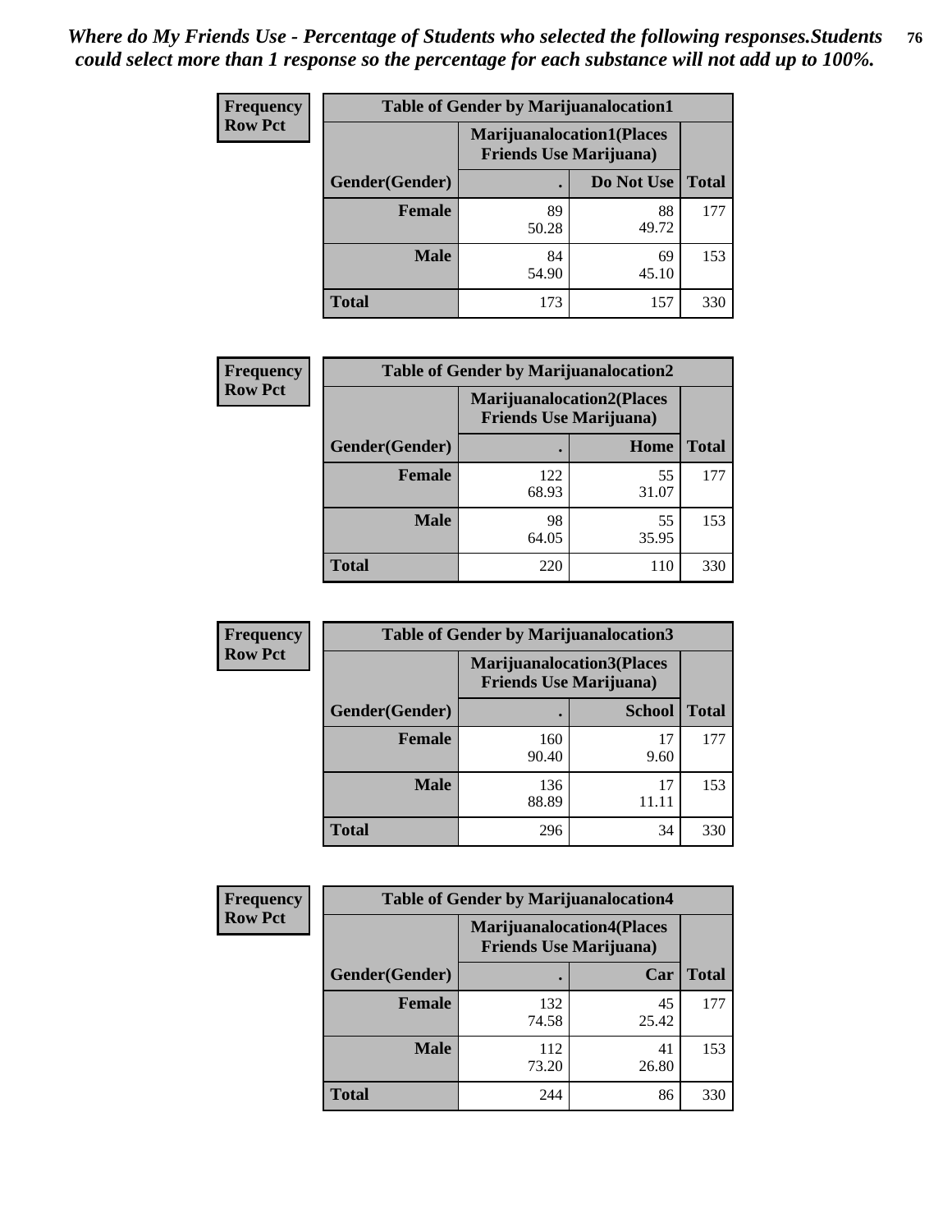*Where do My Friends Use - Percentage of Students who selected the following responses.Students could select more than 1 response so the percentage for each substance will not add up to 100%.*

**Frequency Row Pct**

| Table of Gender by Marijuanalocation1 | | | |
|---|---|---|---|
| | Marijuanalocation1(Places Friends Use Marijuana) | | |
| Gender(Gender) | . | Do Not Use | Total |
| Female | 89<br>50.28 | 88<br>49.72 | 177 |
| Male | 84<br>54.90 | 69<br>45.10 | 153 |
| Total | 173 | 157 | 330 |

**Frequency Row Pct**

| Table of Gender by Marijuanalocation2 | | | |
|---|---|---|---|
| | Marijuanalocation2(Places Friends Use Marijuana) | | |
| Gender(Gender) | . | Home | Total |
| Female | 122<br>68.93 | 55<br>31.07 | 177 |
| Male | 98<br>64.05 | 55<br>35.95 | 153 |
| Total | 220 | 110 | 330 |

**Frequency Row Pct**

| Table of Gender by Marijuanalocation3 | | | |
|---|---|---|---|
| | Marijuanalocation3(Places Friends Use Marijuana) | | |
| Gender(Gender) | . | School | Total |
| Female | 160<br>90.40 | 17<br>9.60 | 177 |
| Male | 136<br>88.89 | 17<br>11.11 | 153 |
| Total | 296 | 34 | 330 |

**Frequency Row Pct**

| Table of Gender by Marijuanalocation4 | | | |
|---|---|---|---|
| | Marijuanalocation4(Places Friends Use Marijuana) | | |
| Gender(Gender) | . | Car | Total |
| Female | 132<br>74.58 | 45<br>25.42 | 177 |
| Male | 112<br>73.20 | 41<br>26.80 | 153 |
| Total | 244 | 86 | 330 |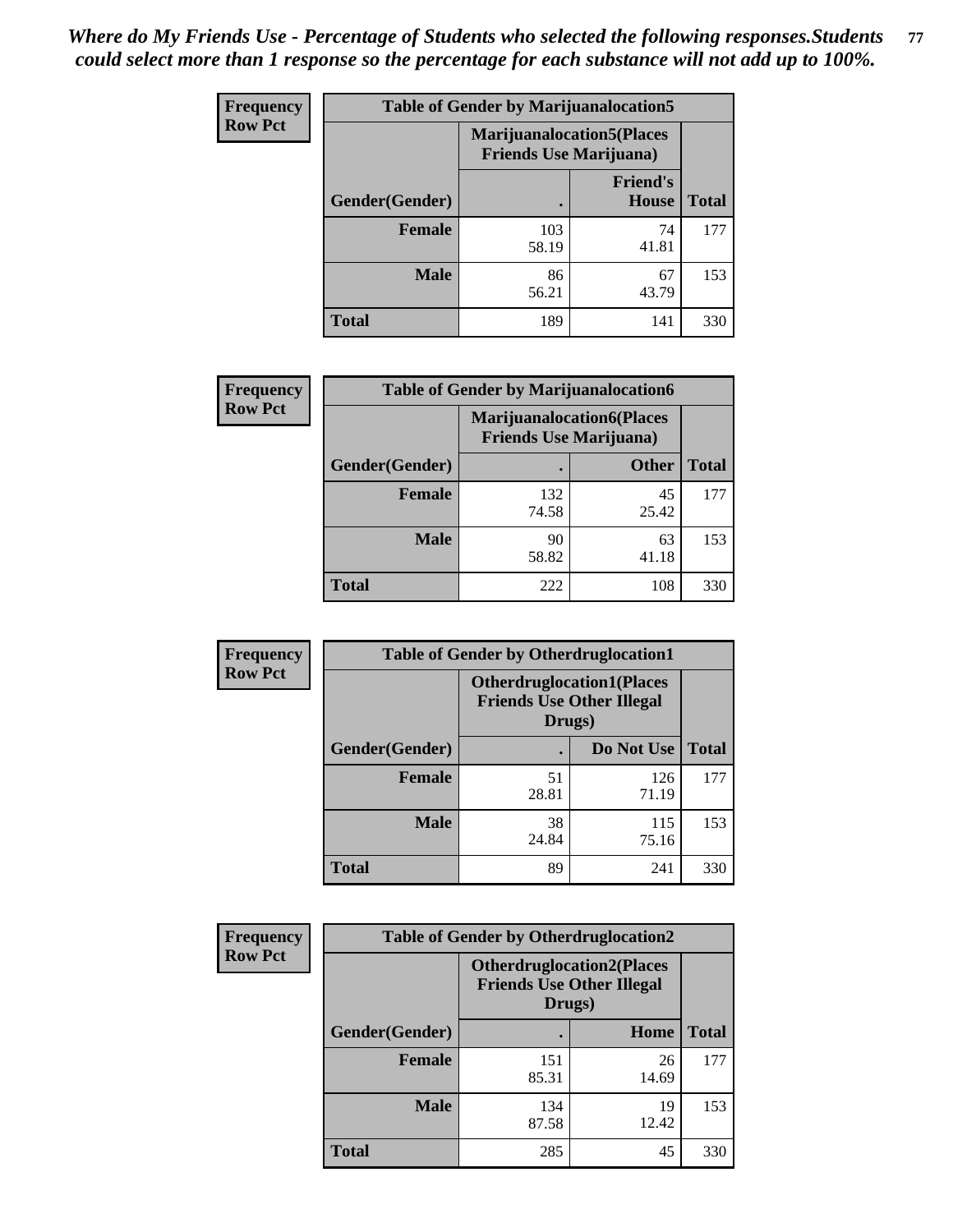*Where do My Friends Use - Percentage of Students who selected the following responses.Students could select more than 1 response so the percentage for each substance will not add up to 100%.*

**Frequency**
**Row Pct**

| Table of Gender by Marijuanalocation5 | | | |
|---|---|---|---|
| | Marijuanalocation5(Places Friends Use Marijuana) | | |
| Gender(Gender) | . | Friend's House | Total |
| **Female** | 103<br>58.19 | 74<br>41.81 | 177 |
| **Male** | 86<br>56.21 | 67<br>43.79 | 153 |
| **Total** | 189 | 141 | 330 |

**Frequency**
**Row Pct**

| Table of Gender by Marijuanalocation6 | | | |
|---|---|---|---|
| | Marijuanalocation6(Places Friends Use Marijuana) | | |
| Gender(Gender) | . | Other | Total |
| **Female** | 132<br>74.58 | 45<br>25.42 | 177 |
| **Male** | 90<br>58.82 | 63<br>41.18 | 153 |
| **Total** | 222 | 108 | 330 |

**Frequency**
**Row Pct**

| Table of Gender by Otherdruglocation1 | | | |
|---|---|---|---|
| | Otherdruglocation1(Places Friends Use Other Illegal Drugs) | | |
| Gender(Gender) | . | Do Not Use | Total |
| **Female** | 51<br>28.81 | 126<br>71.19 | 177 |
| **Male** | 38<br>24.84 | 115<br>75.16 | 153 |
| **Total** | 89 | 241 | 330 |

**Frequency**
**Row Pct**

| Table of Gender by Otherdruglocation2 | | | |
|---|---|---|---|
| | Otherdruglocation2(Places Friends Use Other Illegal Drugs) | | |
| Gender(Gender) | . | Home | Total |
| **Female** | 151<br>85.31 | 26<br>14.69 | 177 |
| **Male** | 134<br>87.58 | 19<br>12.42 | 153 |
| **Total** | 285 | 45 | 330 |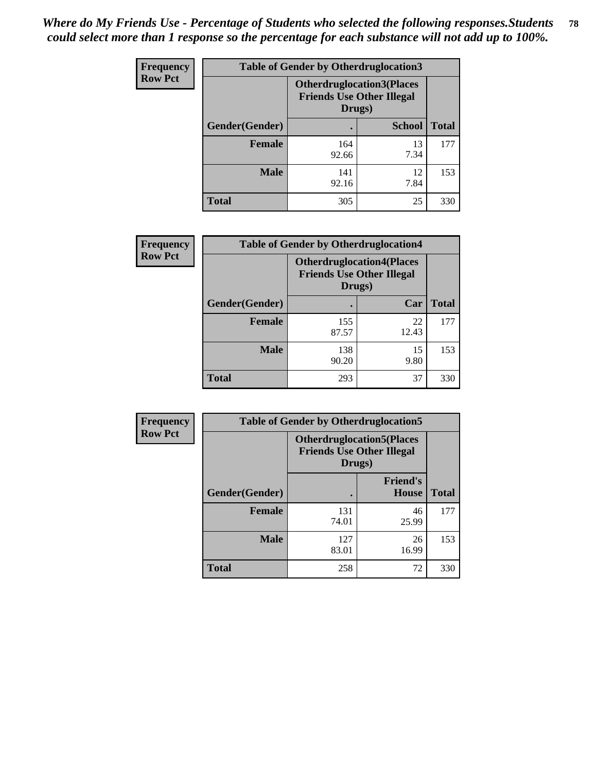*Where do My Friends Use - Percentage of Students who selected the following responses.Students could select more than 1 response so the percentage for each substance will not add up to 100%.*

**Frequency**
**Row Pct**

| Table of Gender by Otherdruglocation3 | | | |
|---|---|---|---|
| | Otherdruglocation3(Places Friends Use Other Illegal Drugs) | | |
| Gender(Gender) | . | School | Total |
| Female | 164<br>92.66 | 13<br>7.34 | 177 |
| Male | 141<br>92.16 | 12<br>7.84 | 153 |
| Total | 305 | 25 | 330 |

**Frequency**
**Row Pct**

| Table of Gender by Otherdruglocation4 | | | |
|---|---|---|---|
| | Otherdruglocation4(Places Friends Use Other Illegal Drugs) | | |
| Gender(Gender) | . | Car | Total |
| Female | 155<br>87.57 | 22<br>12.43 | 177 |
| Male | 138<br>90.20 | 15<br>9.80 | 153 |
| Total | 293 | 37 | 330 |

**Frequency**
**Row Pct**

| Table of Gender by Otherdruglocation5 | | | |
|---|---|---|---|
| | Otherdruglocation5(Places Friends Use Other Illegal Drugs) | | |
| Gender(Gender) | . | Friend's House | Total |
| Female | 131<br>74.01 | 46<br>25.99 | 177 |
| Male | 127<br>83.01 | 26<br>16.99 | 153 |
| Total | 258 | 72 | 330 |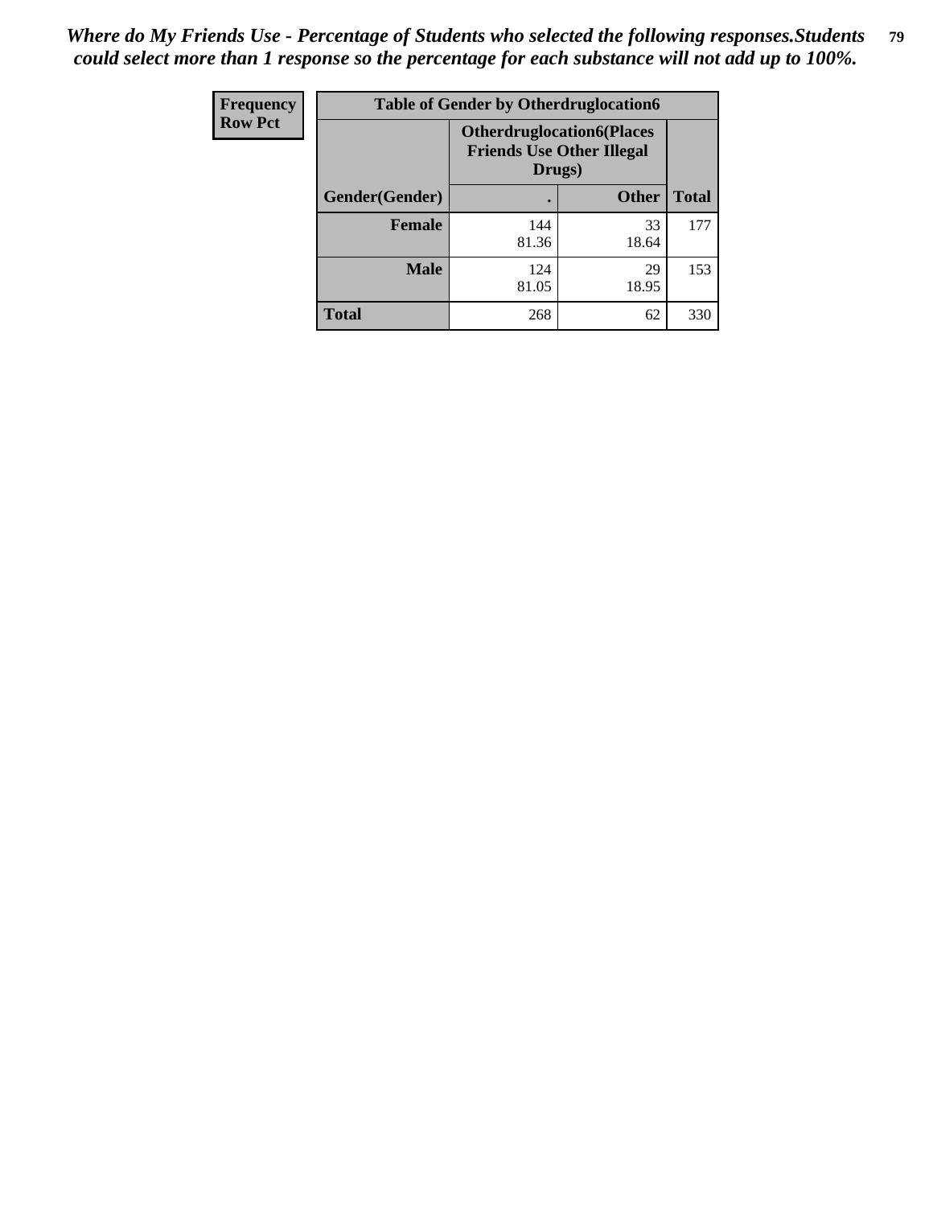*Where do My Friends Use - Percentage of Students who selected the following responses.Students could select more than 1 response so the percentage for each substance will not add up to 100%.*

| Frequency Row Pct | Table of Gender by Otherdruglocation6 | | |
|---|---|---|---|
| | **Otherdruglocation6(Places Friends Use Other Illegal Drugs)** | | |
| **Gender(Gender)** | **.** | **Other** | **Total** |
| **Female** | 144<br>81.36 | 33<br>18.64 | 177 |
| **Male** | 124<br>81.05 | 29<br>18.95 | 153 |
| **Total** | 268 | 62 | 330 |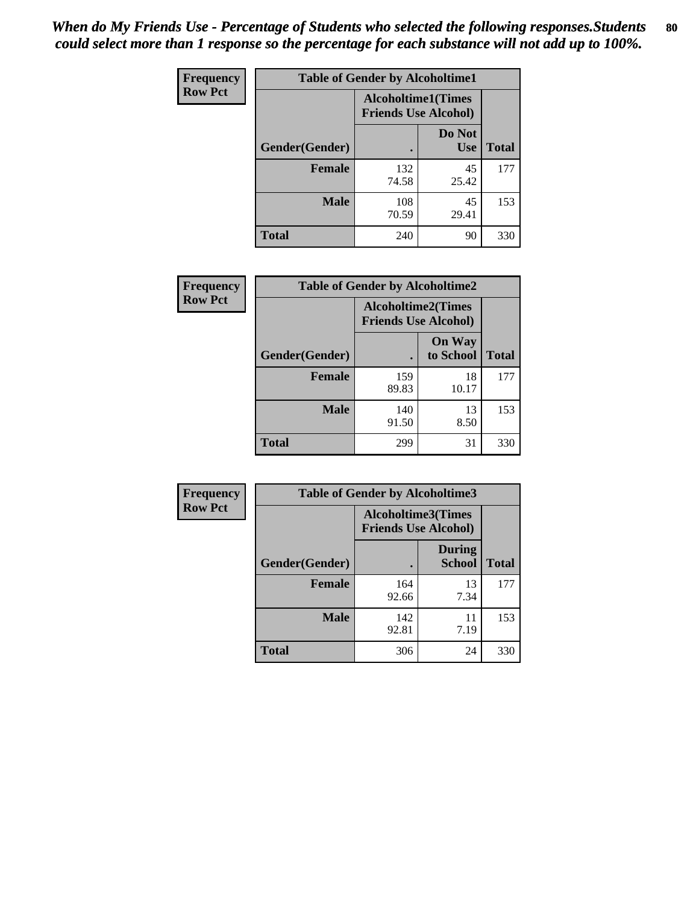*When do My Friends Use - Percentage of Students who selected the following responses.Students could select more than 1 response so the percentage for each substance will not add up to 100%.*

**Frequency**
**Row Pct**

| Table of Gender by Alcoholtime1 | | | |
|---|---|---|---|
| | Alcoholtime1(Times Friends Use Alcohol) | | |
| Gender(Gender) | . | Do Not Use | Total |
| Female | 132<br>74.58 | 45<br>25.42 | 177 |
| Male | 108<br>70.59 | 45<br>29.41 | 153 |
| Total | 240 | 90 | 330 |

**Frequency**
**Row Pct**

| Table of Gender by Alcoholtime2 | | | |
|---|---|---|---|
| | Alcoholtime2(Times Friends Use Alcohol) | | |
| Gender(Gender) | . | On Way to School | Total |
| Female | 159<br>89.83 | 18<br>10.17 | 177 |
| Male | 140<br>91.50 | 13<br>8.50 | 153 |
| Total | 299 | 31 | 330 |

**Frequency**
**Row Pct**

| Table of Gender by Alcoholtime3 | | | |
|---|---|---|---|
| | Alcoholtime3(Times Friends Use Alcohol) | | |
| Gender(Gender) | . | During School | Total |
| Female | 164<br>92.66 | 13<br>7.34 | 177 |
| Male | 142<br>92.81 | 11<br>7.19 | 153 |
| Total | 306 | 24 | 330 |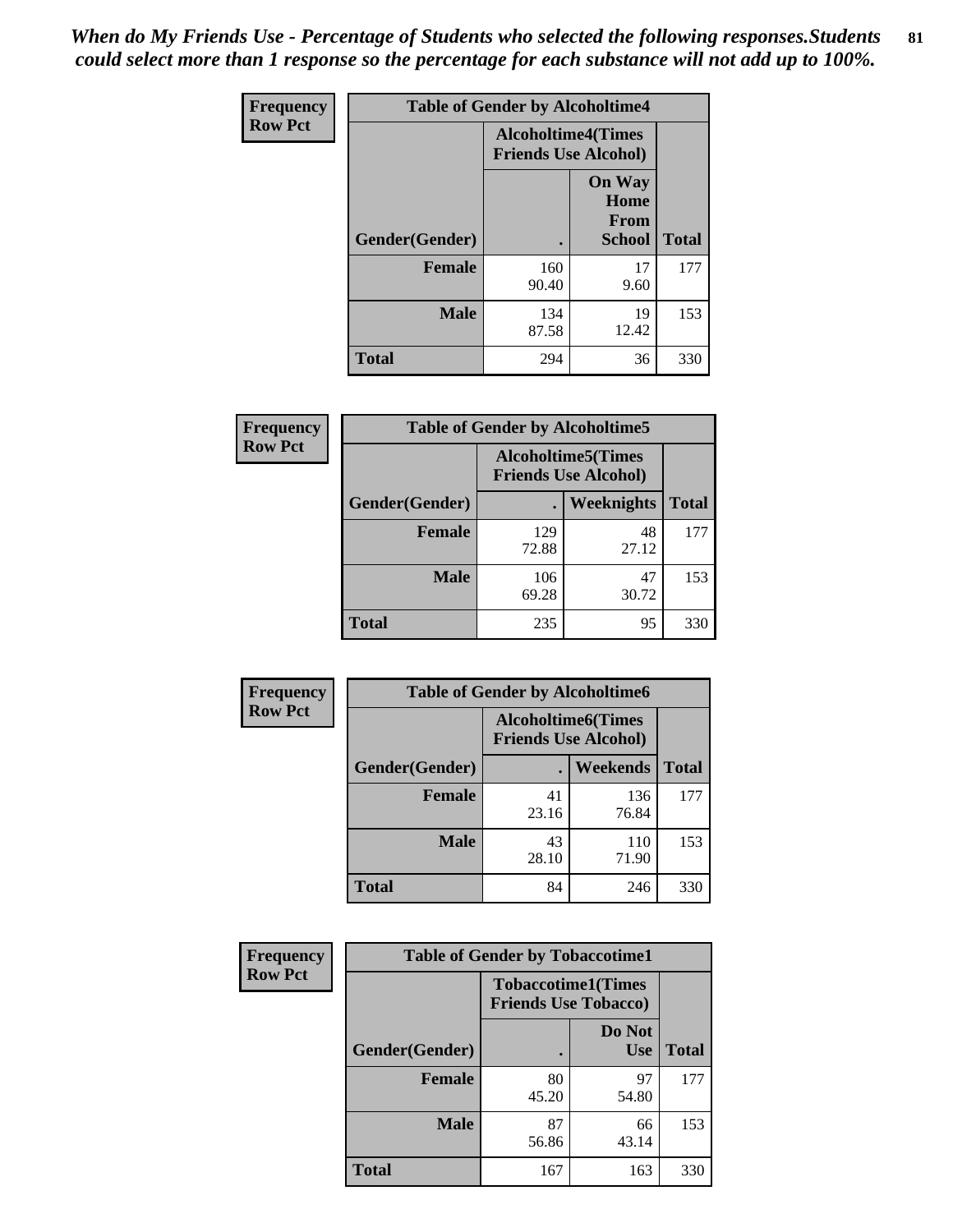*When do My Friends Use - Percentage of Students who selected the following responses.Students could select more than 1 response so the percentage for each substance will not add up to 100%.*

| Frequency Row Pct | Table of Gender by Alcoholtime4 | | |
|---|---|---|---|
| | Alcoholtime4(Times Friends Use Alcohol) | | |
| Gender(Gender) | . | On Way Home From School | Total |
| Female | 160<br>90.40 | 17<br>9.60 | 177 |
| Male | 134<br>87.58 | 19<br>12.42 | 153 |
| Total | 294 | 36 | 330 |

| Frequency Row Pct | Table of Gender by Alcoholtime5 | | |
|---|---|---|---|
| | Alcoholtime5(Times Friends Use Alcohol) | | |
| Gender(Gender) | . | Weeknights | Total |
| Female | 129<br>72.88 | 48<br>27.12 | 177 |
| Male | 106<br>69.28 | 47<br>30.72 | 153 |
| Total | 235 | 95 | 330 |

| Frequency Row Pct | Table of Gender by Alcoholtime6 | | |
|---|---|---|---|
| | Alcoholtime6(Times Friends Use Alcohol) | | |
| Gender(Gender) | . | Weekends | Total |
| Female | 41<br>23.16 | 136<br>76.84 | 177 |
| Male | 43<br>28.10 | 110<br>71.90 | 153 |
| Total | 84 | 246 | 330 |

| Frequency Row Pct | Table of Gender by Tobaccotime1 | | |
|---|---|---|---|
| | Tobaccotime1(Times Friends Use Tobacco) | | |
| Gender(Gender) | . | Do Not Use | Total |
| Female | 80<br>45.20 | 97<br>54.80 | 177 |
| Male | 87<br>56.86 | 66<br>43.14 | 153 |
| Total | 167 | 163 | 330 |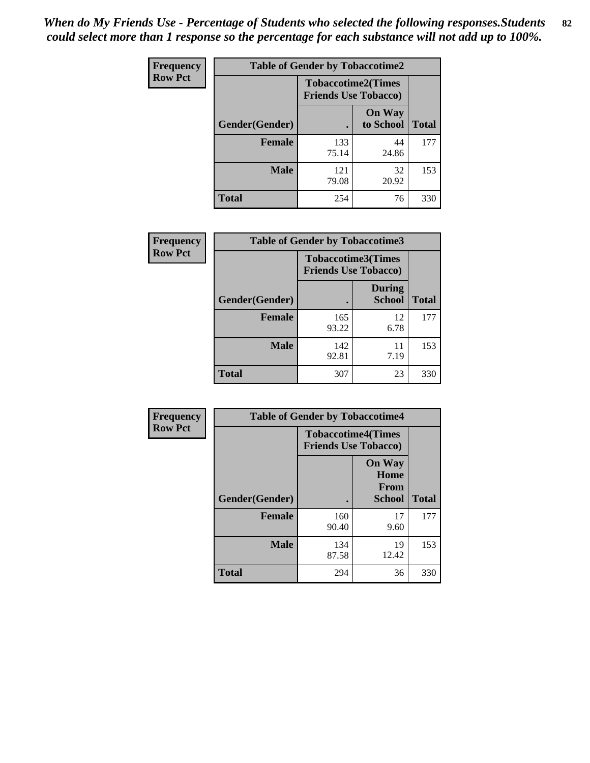*When do My Friends Use - Percentage of Students who selected the following responses.Students could select more than 1 response so the percentage for each substance will not add up to 100%.*

**Frequency**
**Row Pct**

| Table of Gender by Tobaccotime2 | | | |
|---|---|---|---|
| | Tobaccotime2(Times Friends Use Tobacco) | | |
| Gender(Gender) | . | On Way to School | Total |
| **Female** | 133<br>75.14 | 44<br>24.86 | 177 |
| **Male** | 121<br>79.08 | 32<br>20.92 | 153 |
| **Total** | 254 | 76 | 330 |

**Frequency**
**Row Pct**

| Table of Gender by Tobaccotime3 | | | |
|---|---|---|---|
| | Tobaccotime3(Times Friends Use Tobacco) | | |
| Gender(Gender) | . | During School | Total |
| **Female** | 165<br>93.22 | 12<br>6.78 | 177 |
| **Male** | 142<br>92.81 | 11<br>7.19 | 153 |
| **Total** | 307 | 23 | 330 |

**Frequency**
**Row Pct**

| Table of Gender by Tobaccotime4 | | | |
|---|---|---|---|
| | Tobaccotime4(Times Friends Use Tobacco) | | |
| Gender(Gender) | . | On Way Home From School | Total |
| **Female** | 160<br>90.40 | 17<br>9.60 | 177 |
| **Male** | 134<br>87.58 | 19<br>12.42 | 153 |
| **Total** | 294 | 36 | 330 |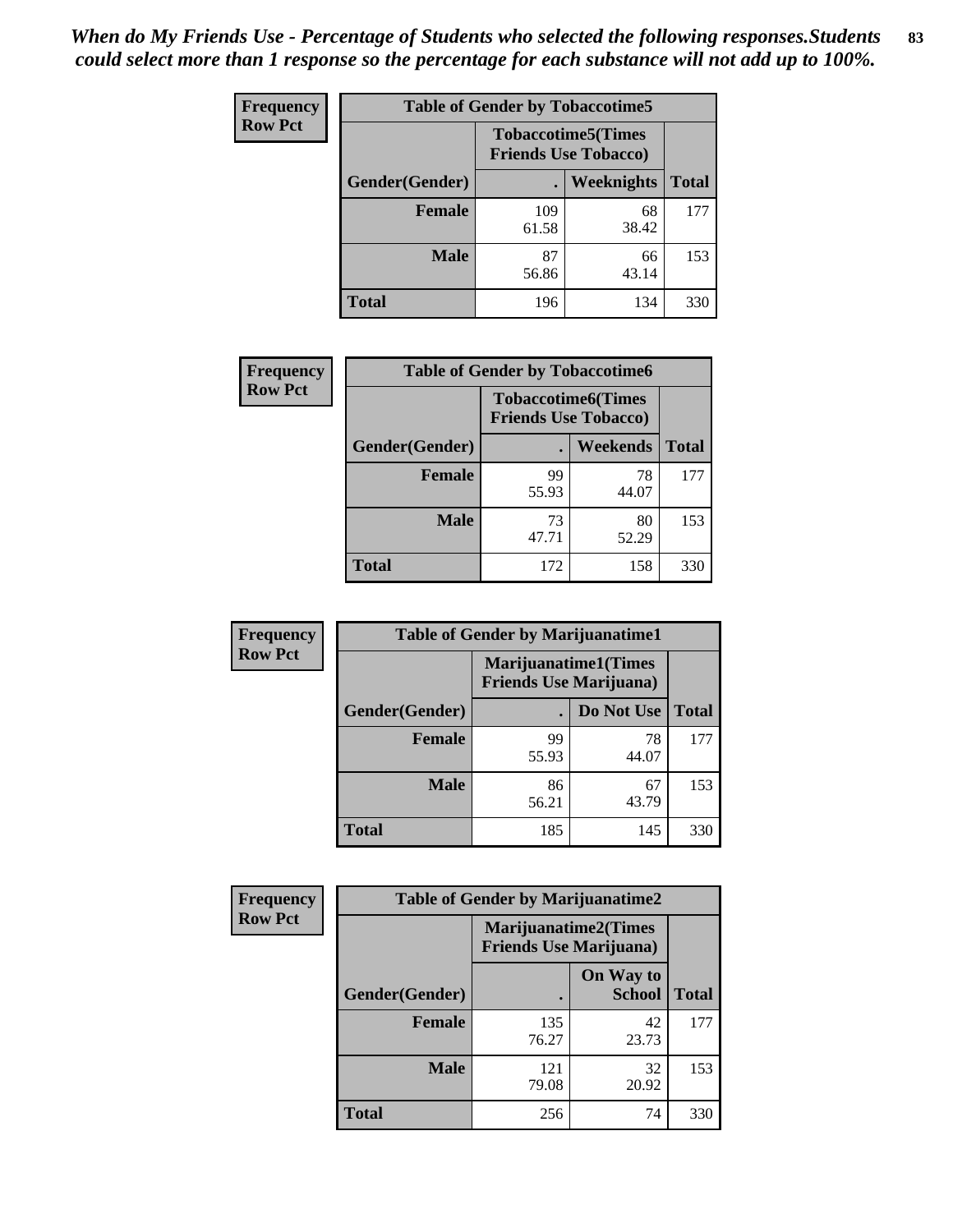*When do My Friends Use - Percentage of Students who selected the following responses.Students could select more than 1 response so the percentage for each substance will not add up to 100%.*

| Frequency<br>Row Pct | Table of Gender by Tobaccotime5 | | |
|---|---|---|---|
| | Tobaccotime5(Times Friends Use Tobacco) | | |
| Gender(Gender) | . | Weeknights | Total |
| Female | 109<br>61.58 | 68<br>38.42 | 177 |
| Male | 87<br>56.86 | 66<br>43.14 | 153 |
| Total | 196 | 134 | 330 |

| Frequency<br>Row Pct | Table of Gender by Tobaccotime6 | | |
|---|---|---|---|
| | Tobaccotime6(Times Friends Use Tobacco) | | |
| Gender(Gender) | . | Weekends | Total |
| Female | 99<br>55.93 | 78<br>44.07 | 177 |
| Male | 73<br>47.71 | 80<br>52.29 | 153 |
| Total | 172 | 158 | 330 |

| Frequency<br>Row Pct | Table of Gender by Marijuanatime1 | | |
|---|---|---|---|
| | Marijuanatime1(Times Friends Use Marijuana) | | |
| Gender(Gender) | . | Do Not Use | Total |
| Female | 99<br>55.93 | 78<br>44.07 | 177 |
| Male | 86<br>56.21 | 67<br>43.79 | 153 |
| Total | 185 | 145 | 330 |

| Frequency<br>Row Pct | Table of Gender by Marijuanatime2 | | |
|---|---|---|---|
| | Marijuanatime2(Times Friends Use Marijuana) | | |
| Gender(Gender) | . | On Way to School | Total |
| Female | 135<br>76.27 | 42<br>23.73 | 177 |
| Male | 121<br>79.08 | 32<br>20.92 | 153 |
| Total | 256 | 74 | 330 |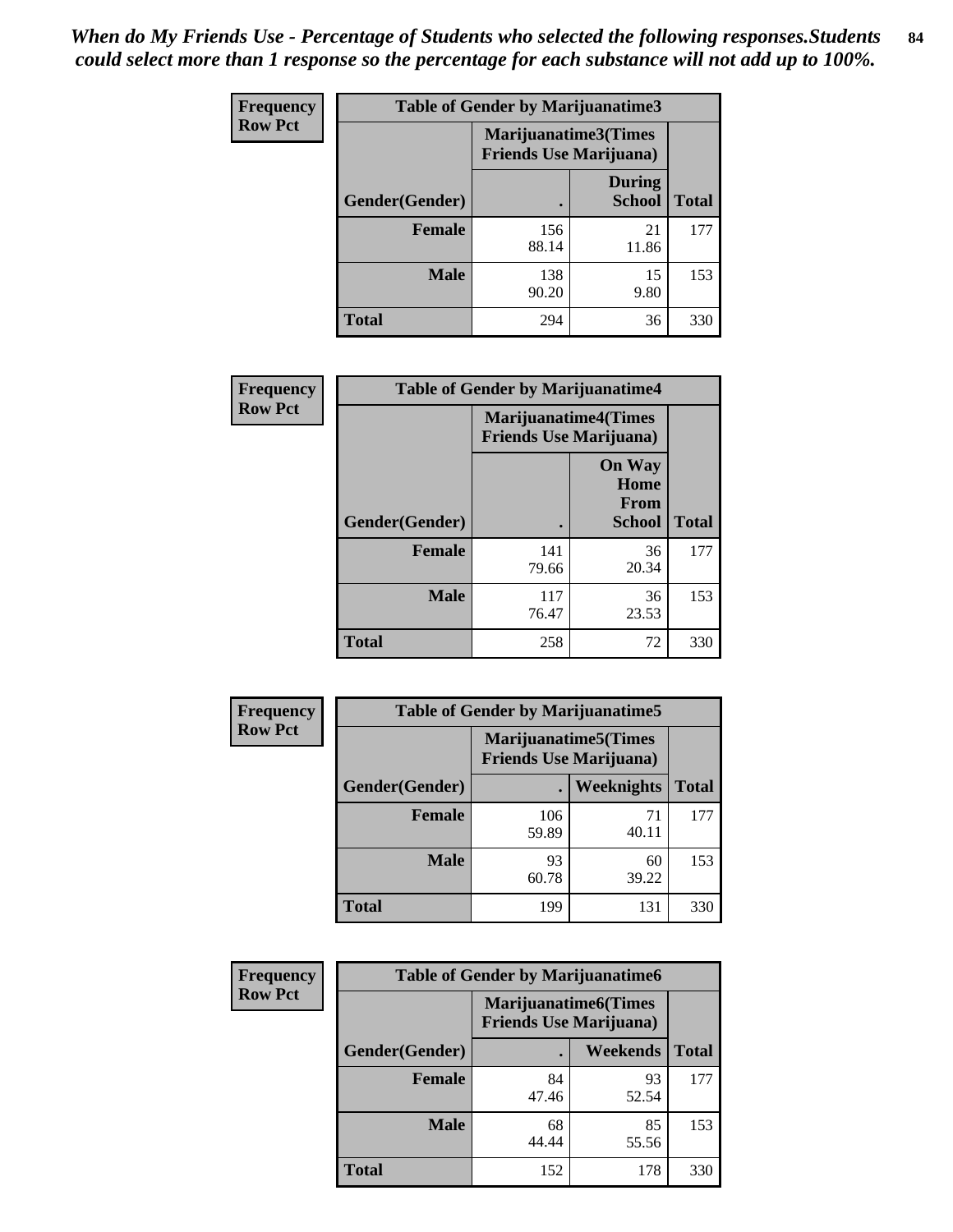*When do My Friends Use - Percentage of Students who selected the following responses.Students could select more than 1 response so the percentage for each substance will not add up to 100%.*

**Frequency**
**Row Pct**

| Table of Gender by Marijuanatime3 | | | |
|---|---|---|---|
| | Marijuanatime3(Times Friends Use Marijuana) | | |
| Gender(Gender) | . | During School | Total |
| **Female** | 156<br>88.14 | 21<br>11.86 | 177 |
| **Male** | 138<br>90.20 | 15<br>9.80 | 153 |
| **Total** | 294 | 36 | 330 |

**Frequency**
**Row Pct**

| Table of Gender by Marijuanatime4 | | | |
|---|---|---|---|
| | Marijuanatime4(Times Friends Use Marijuana) | | |
| Gender(Gender) | . | On Way Home From School | Total |
| **Female** | 141<br>79.66 | 36<br>20.34 | 177 |
| **Male** | 117<br>76.47 | 36<br>23.53 | 153 |
| **Total** | 258 | 72 | 330 |

**Frequency**
**Row Pct**

| Table of Gender by Marijuanatime5 | | | |
|---|---|---|---|
| | Marijuanatime5(Times Friends Use Marijuana) | | |
| Gender(Gender) | . | Weeknights | Total |
| **Female** | 106<br>59.89 | 71<br>40.11 | 177 |
| **Male** | 93<br>60.78 | 60<br>39.22 | 153 |
| **Total** | 199 | 131 | 330 |

**Frequency**
**Row Pct**

| Table of Gender by Marijuanatime6 | | | |
|---|---|---|---|
| | Marijuanatime6(Times Friends Use Marijuana) | | |
| Gender(Gender) | . | Weekends | Total |
| **Female** | 84<br>47.46 | 93<br>52.54 | 177 |
| **Male** | 68<br>44.44 | 85<br>55.56 | 153 |
| **Total** | 152 | 178 | 330 |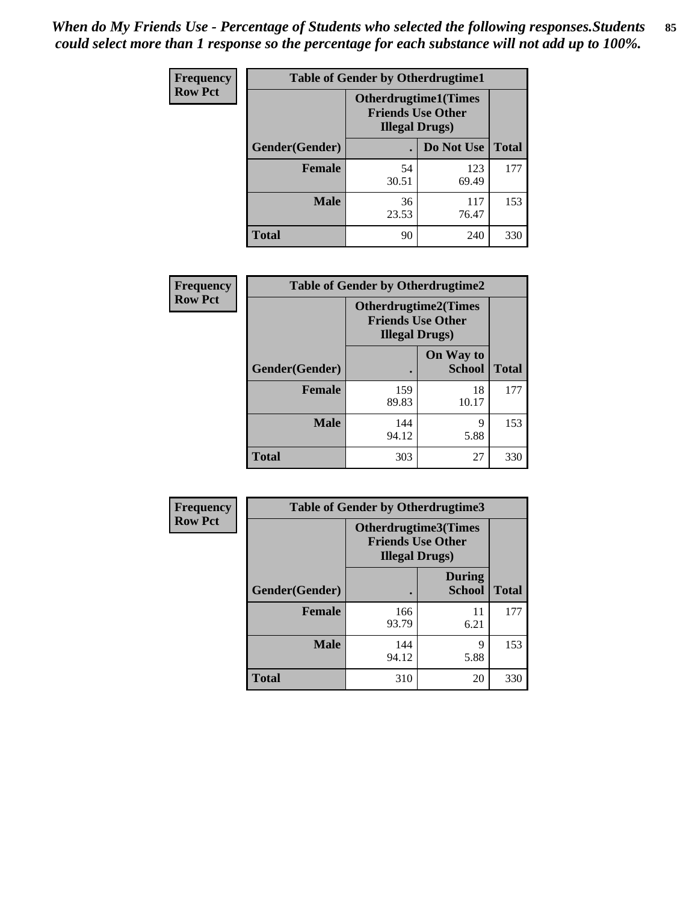*When do My Friends Use - Percentage of Students who selected the following responses.Students could select more than 1 response so the percentage for each substance will not add up to 100%.*

**Frequency Row Pct**

| Table of Gender by Otherdrugtime1 | | | |
|---|---|---|---|
| | Otherdrugtime1(Times Friends Use Other Illegal Drugs) | | |
| Gender(Gender) | . | Do Not Use | Total |
| Female | 54<br>30.51 | 123<br>69.49 | 177 |
| Male | 36<br>23.53 | 117<br>76.47 | 153 |
| Total | 90 | 240 | 330 |

**Frequency Row Pct**

| Table of Gender by Otherdrugtime2 | | | |
|---|---|---|---|
| | Otherdrugtime2(Times Friends Use Other Illegal Drugs) | | |
| Gender(Gender) | . | On Way to School | Total |
| Female | 159<br>89.83 | 18<br>10.17 | 177 |
| Male | 144<br>94.12 | 9<br>5.88 | 153 |
| Total | 303 | 27 | 330 |

**Frequency Row Pct**

| Table of Gender by Otherdrugtime3 | | | |
|---|---|---|---|
| | Otherdrugtime3(Times Friends Use Other Illegal Drugs) | | |
| Gender(Gender) | . | During School | Total |
| Female | 166<br>93.79 | 11<br>6.21 | 177 |
| Male | 144<br>94.12 | 9<br>5.88 | 153 |
| Total | 310 | 20 | 330 |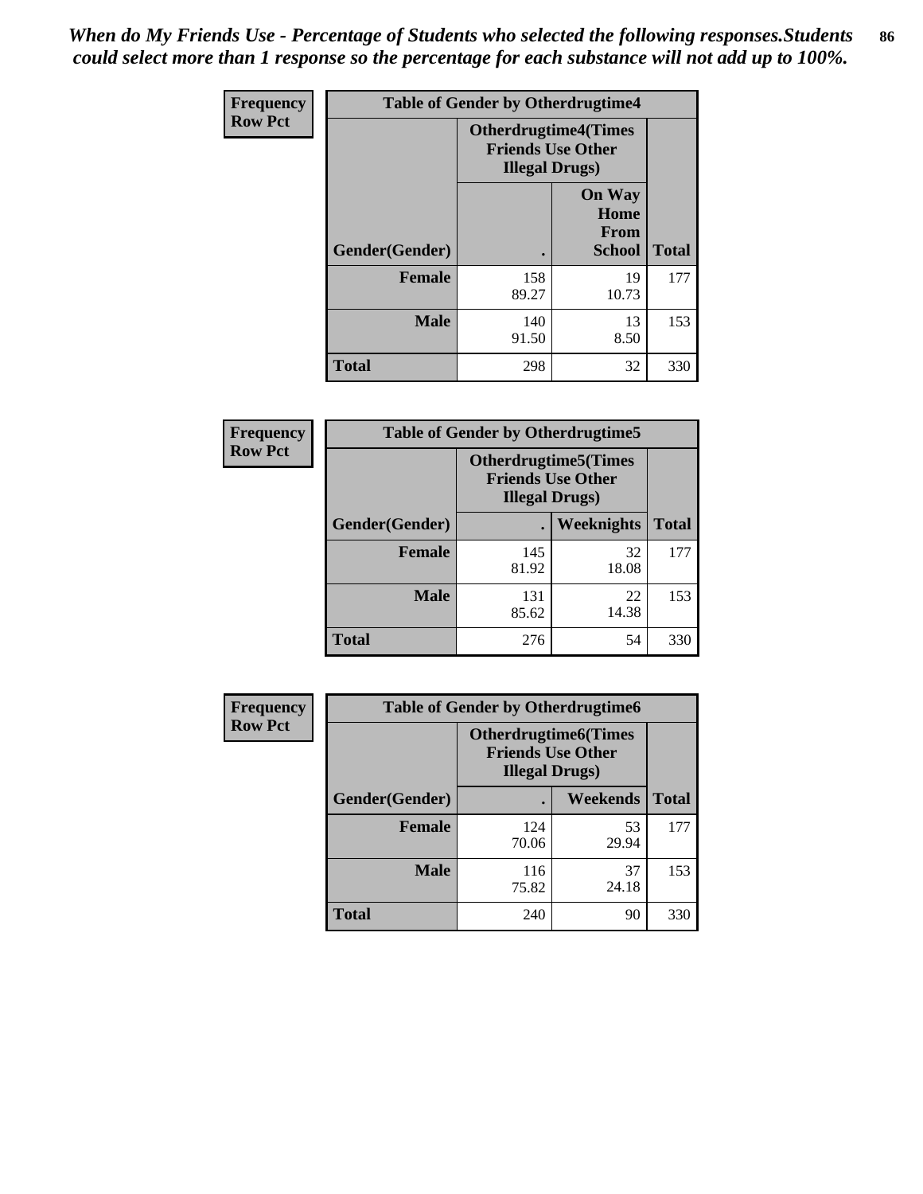*When do My Friends Use - Percentage of Students who selected the following responses.Students could select more than 1 response so the percentage for each substance will not add up to 100%.*

**Frequency**
**Row Pct**

| Table of Gender by Otherdrugtime4 | | | |
|---|---|---|---|
| | Otherdrugtime4(Times Friends Use Other Illegal Drugs) | | |
| Gender(Gender) | . | On Way Home From School | Total |
| Female | 158<br>89.27 | 19<br>10.73 | 177 |
| Male | 140<br>91.50 | 13<br>8.50 | 153 |
| Total | 298 | 32 | 330 |

**Frequency**
**Row Pct**

| Table of Gender by Otherdrugtime5 | | | |
|---|---|---|---|
| | Otherdrugtime5(Times Friends Use Other Illegal Drugs) | | |
| Gender(Gender) | . | Weeknights | Total |
| Female | 145<br>81.92 | 32<br>18.08 | 177 |
| Male | 131<br>85.62 | 22<br>14.38 | 153 |
| Total | 276 | 54 | 330 |

**Frequency**
**Row Pct**

| Table of Gender by Otherdrugtime6 | | | |
|---|---|---|---|
| | Otherdrugtime6(Times Friends Use Other Illegal Drugs) | | |
| Gender(Gender) | . | Weekends | Total |
| Female | 124<br>70.06 | 53<br>29.94 | 177 |
| Male | 116<br>75.82 | 37<br>24.18 | 153 |
| Total | 240 | 90 | 330 |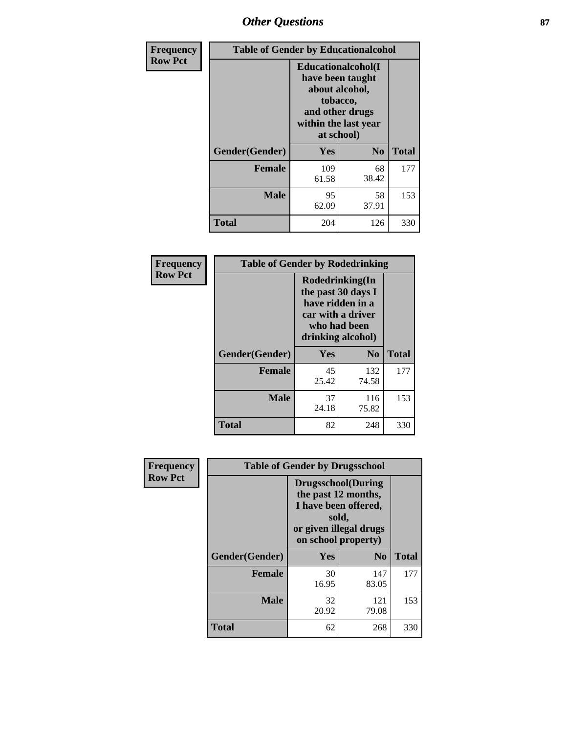## Other Questions

**Frequency**
**Row Pct**

| Table of Gender by Educationalcohol | | | |
|---|---|---|---|
| | Educationalcohol(I have been taught about alcohol, tobacco, and other drugs within the last year at school) | | |
| Gender(Gender) | Yes | No | Total |
| Female | 109<br>61.58 | 68<br>38.42 | 177 |
| Male | 95<br>62.09 | 58<br>37.91 | 153 |
| Total | 204 | 126 | 330 |

**Frequency**
**Row Pct**

| Table of Gender by Rodedrinking | | | |
|---|---|---|---|
| | Rodedrinking(In the past 30 days I have ridden in a car with a driver who had been drinking alcohol) | | |
| Gender(Gender) | Yes | No | Total |
| Female | 45<br>25.42 | 132<br>74.58 | 177 |
| Male | 37<br>24.18 | 116<br>75.82 | 153 |
| Total | 82 | 248 | 330 |

**Frequency**
**Row Pct**

| Table of Gender by Drugsschool | | | |
|---|---|---|---|
| | Drugsschool(During the past 12 months, I have been offered, sold, or given illegal drugs on school property) | | |
| Gender(Gender) | Yes | No | Total |
| Female | 30<br>16.95 | 147<br>83.05 | 177 |
| Male | 32<br>20.92 | 121<br>79.08 | 153 |
| Total | 62 | 268 | 330 |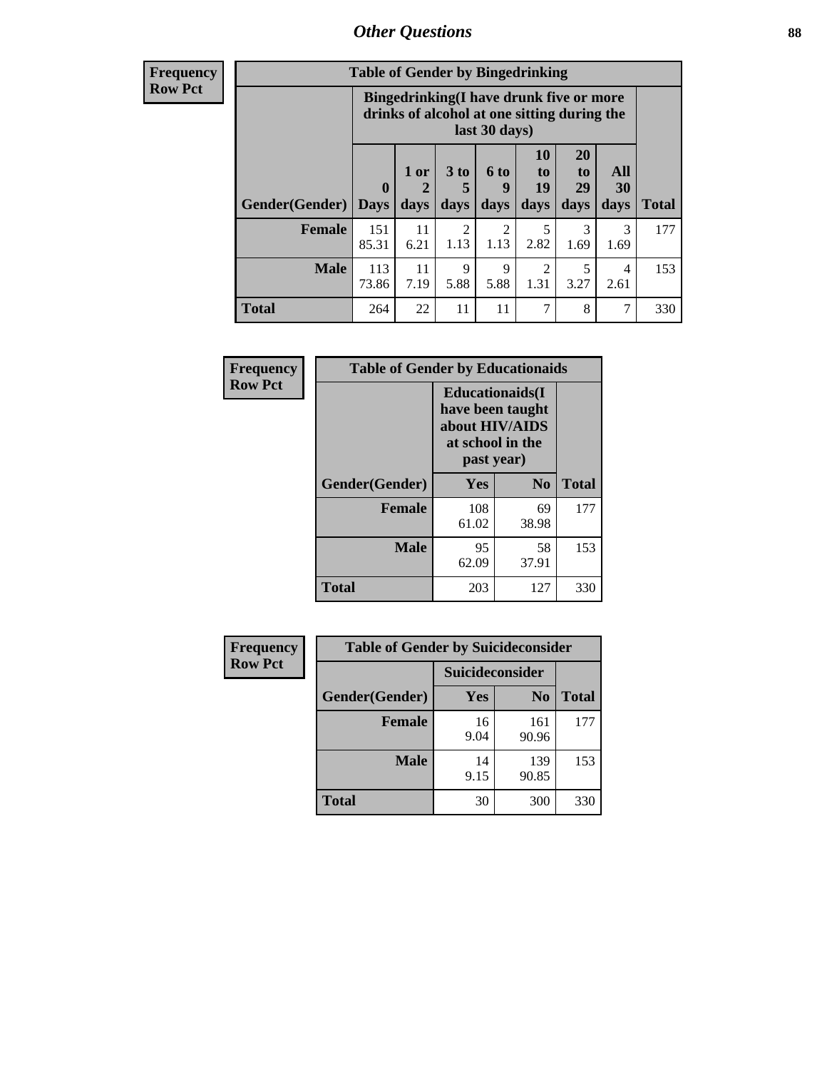| Frequency Row Pct | Table of Gender by Bingedrinking | | | | | | | |
|---|---|---|---|---|---|---|---|---|
| | Bingedrinking(I have drunk five or more drinks of alcohol at one sitting during the last 30 days) | | | | | | | |
| Gender(Gender) | 0 Days | 1 or 2 days | 3 to 5 days | 6 to 9 days | 10 to 19 days | 20 to 29 days | All 30 days | Total |
| Female | 151 85.31 | 11 6.21 | 2 1.13 | 2 1.13 | 5 2.82 | 3 1.69 | 3 1.69 | 177 |
| Male | 113 73.86 | 11 7.19 | 9 5.88 | 9 5.88 | 2 1.31 | 5 3.27 | 4 2.61 | 153 |
| Total | 264 | 22 | 11 | 11 | 7 | 8 | 7 | 330 |

| Frequency Row Pct | Table of Gender by Educationaids | |
|---|---|---|
| | Educationaids(I have been taught about HIV/AIDS at school in the past year) | | |
| Gender(Gender) | Yes | No | Total |
| Female | 108 61.02 | 69 38.98 | 177 |
| Male | 95 62.09 | 58 37.91 | 153 |
| Total | 203 | 127 | 330 |

| Frequency Row Pct | Table of Gender by Suicideconsider | |
|---|---|---|
| | Suicideconsider | | |
| Gender(Gender) | Yes | No | Total |
| Female | 16 9.04 | 161 90.96 | 177 |
| Male | 14 9.15 | 139 90.85 | 153 |
| Total | 30 | 300 | 330 |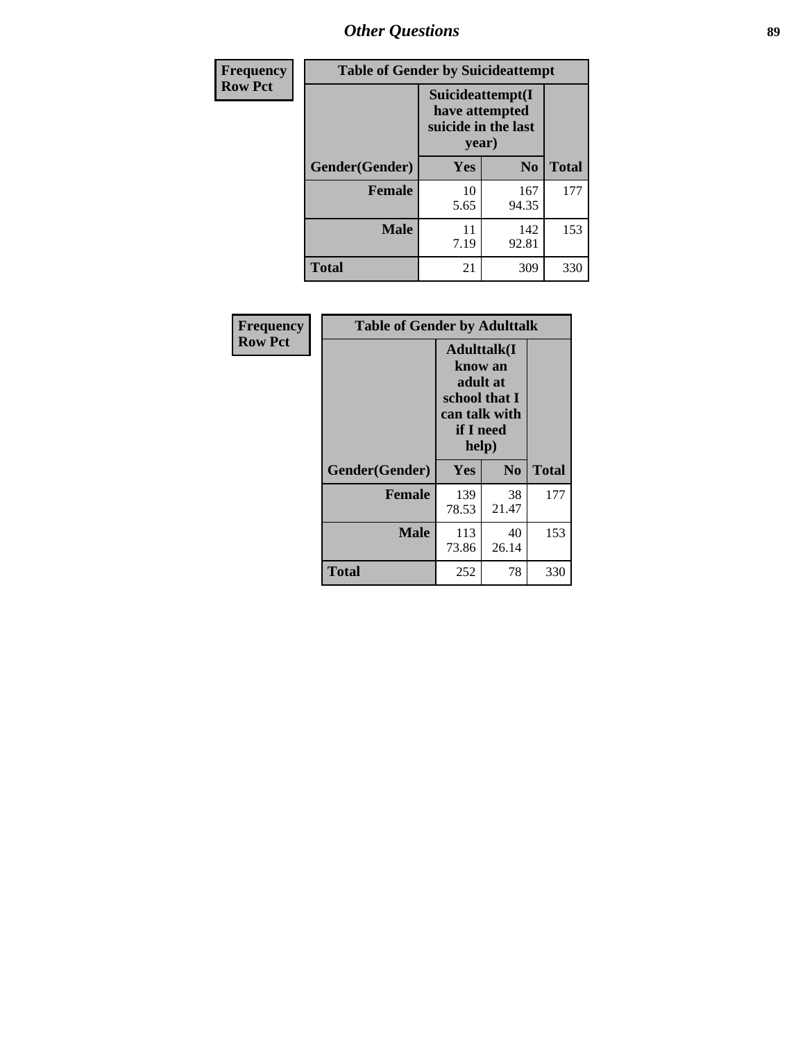| Frequency<br>Row Pct | Table of Gender by Suicideattempt | | |
|---|---|---|---|
| | Suicideattempt(I have attempted suicide in the last year) | | |
| Gender(Gender) | Yes | No | Total |
| Female | 10<br>5.65 | 167<br>94.35 | 177 |
| Male | 11<br>7.19 | 142<br>92.81 | 153 |
| Total | 21 | 309 | 330 |

| Frequency<br>Row Pct | Table of Gender by Adulttalk | | |
|---|---|---|---|
| | Adulttalk(I know an adult at school that I can talk with if I need help) | | |
| Gender(Gender) | Yes | No | Total |
| Female | 139<br>78.53 | 38<br>21.47 | 177 |
| Male | 113<br>73.86 | 40<br>26.14 | 153 |
| Total | 252 | 78 | 330 |